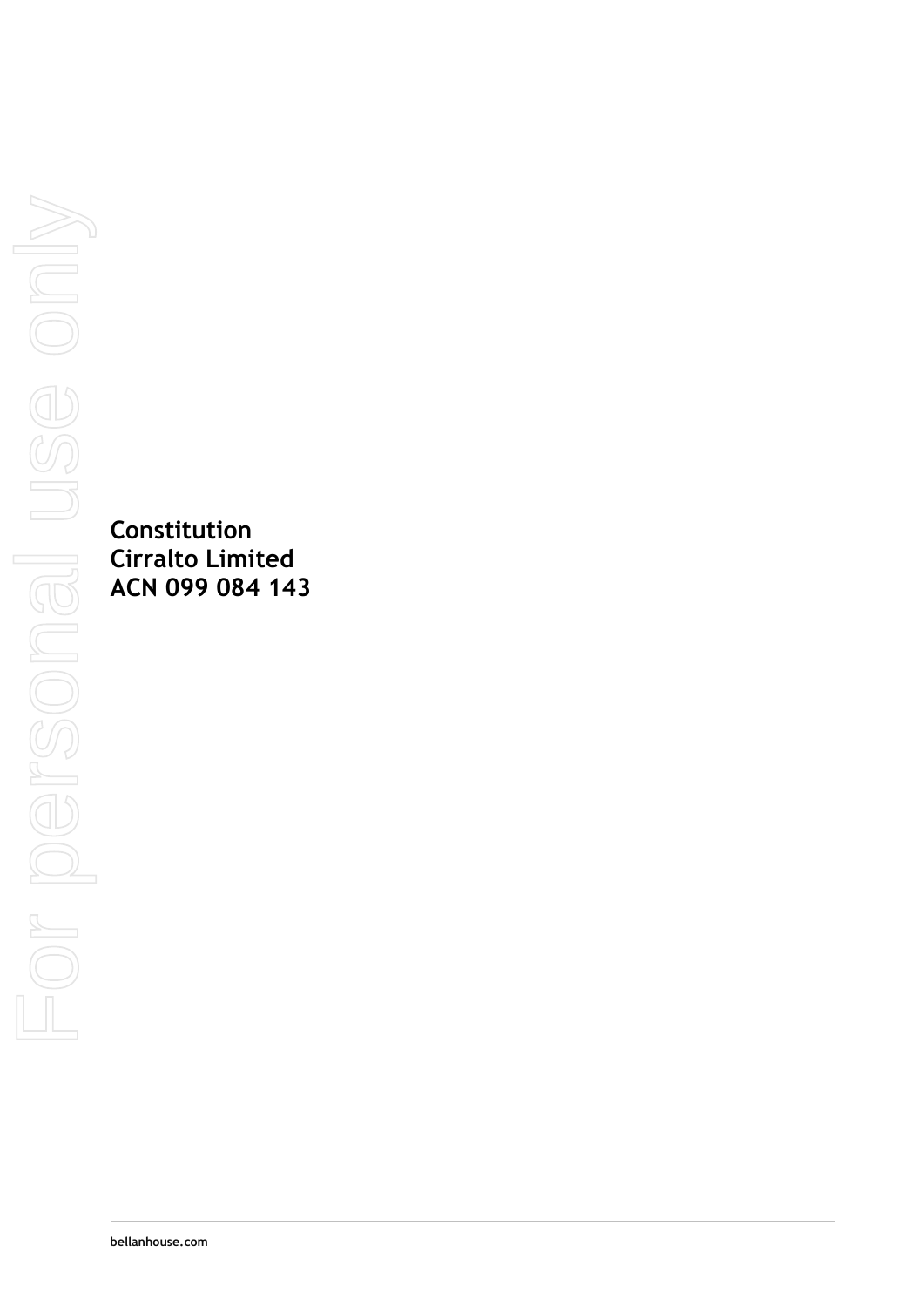# Constitution
# Cirralto Limited
# ACN 099 084 143

bellanhouse.com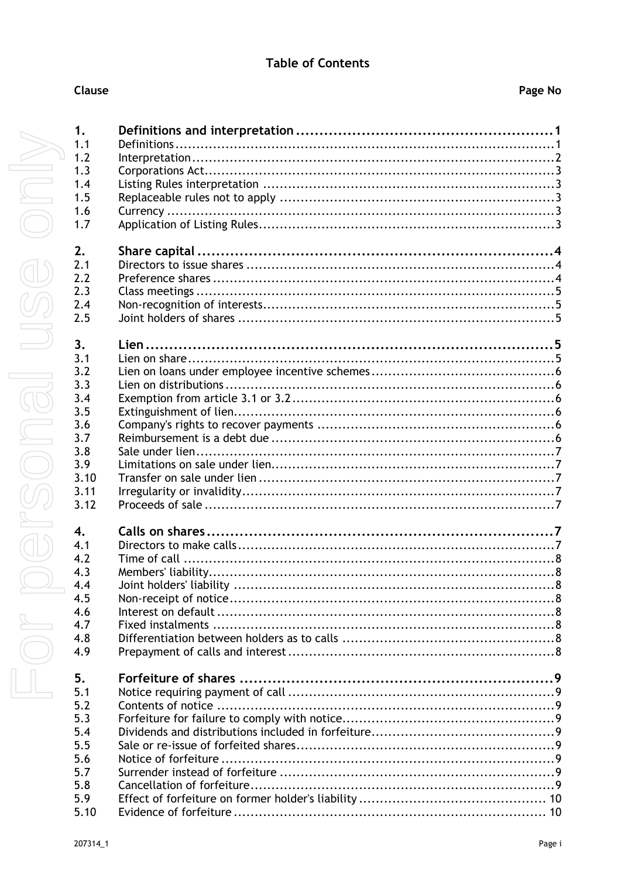# Table of Contents

| Clause | | Page No |
|---|---|---|
| **1.** | **Definitions and interpretation** | **1** |
| 1.1 | Definitions | 1 |
| 1.2 | Interpretation | 2 |
| 1.3 | Corporations Act | 3 |
| 1.4 | Listing Rules interpretation | 3 |
| 1.5 | Replaceable rules not to apply | 3 |
| 1.6 | Currency | 3 |
| 1.7 | Application of Listing Rules | 3 |
| **2.** | **Share capital** | **4** |
| 2.1 | Directors to issue shares | 4 |
| 2.2 | Preference shares | 4 |
| 2.3 | Class meetings | 5 |
| 2.4 | Non-recognition of interests | 5 |
| 2.5 | Joint holders of shares | 5 |
| **3.** | **Lien** | **5** |
| 3.1 | Lien on share | 5 |
| 3.2 | Lien on loans under employee incentive schemes | 6 |
| 3.3 | Lien on distributions | 6 |
| 3.4 | Exemption from article 3.1 or 3.2 | 6 |
| 3.5 | Extinguishment of lien | 6 |
| 3.6 | Company's rights to recover payments | 6 |
| 3.7 | Reimbursement is a debt due | 6 |
| 3.8 | Sale under lien | 7 |
| 3.9 | Limitations on sale under lien | 7 |
| 3.10 | Transfer on sale under lien | 7 |
| 3.11 | Irregularity or invalidity | 7 |
| 3.12 | Proceeds of sale | 7 |
| **4.** | **Calls on shares** | **7** |
| 4.1 | Directors to make calls | 7 |
| 4.2 | Time of call | 8 |
| 4.3 | Members' liability | 8 |
| 4.4 | Joint holders' liability | 8 |
| 4.5 | Non-receipt of notice | 8 |
| 4.6 | Interest on default | 8 |
| 4.7 | Fixed instalments | 8 |
| 4.8 | Differentiation between holders as to calls | 8 |
| 4.9 | Prepayment of calls and interest | 8 |
| **5.** | **Forfeiture of shares** | **9** |
| 5.1 | Notice requiring payment of call | 9 |
| 5.2 | Contents of notice | 9 |
| 5.3 | Forfeiture for failure to comply with notice | 9 |
| 5.4 | Dividends and distributions included in forfeiture | 9 |
| 5.5 | Sale or re-issue of forfeited shares | 9 |
| 5.6 | Notice of forfeiture | 9 |
| 5.7 | Surrender instead of forfeiture | 9 |
| 5.8 | Cancellation of forfeiture | 9 |
| 5.9 | Effect of forfeiture on former holder's liability | 10 |
| 5.10 | Evidence of forfeiture | 10 |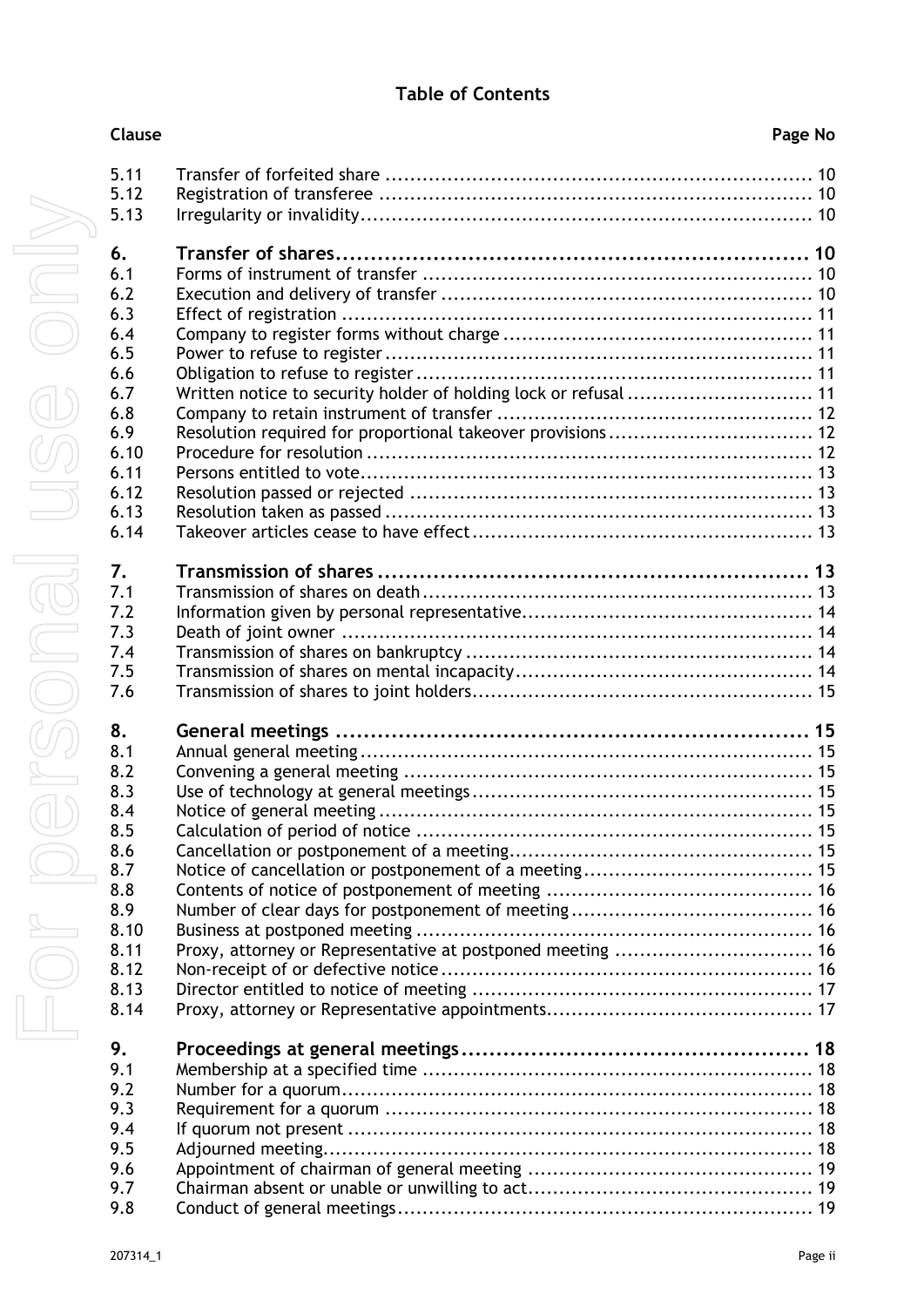## Table of Contents

| Clause | | Page No |
|---|---|---|
| 5.11 | Transfer of forfeited share | 10 |
| 5.12 | Registration of transferee | 10 |
| 5.13 | Irregularity or invalidity | 10 |
| **6.** | **Transfer of shares** | **10** |
| 6.1 | Forms of instrument of transfer | 10 |
| 6.2 | Execution and delivery of transfer | 10 |
| 6.3 | Effect of registration | 11 |
| 6.4 | Company to register forms without charge | 11 |
| 6.5 | Power to refuse to register | 11 |
| 6.6 | Obligation to refuse to register | 11 |
| 6.7 | Written notice to security holder of holding lock or refusal | 11 |
| 6.8 | Company to retain instrument of transfer | 12 |
| 6.9 | Resolution required for proportional takeover provisions | 12 |
| 6.10 | Procedure for resolution | 12 |
| 6.11 | Persons entitled to vote | 13 |
| 6.12 | Resolution passed or rejected | 13 |
| 6.13 | Resolution taken as passed | 13 |
| 6.14 | Takeover articles cease to have effect | 13 |
| **7.** | **Transmission of shares** | **13** |
| 7.1 | Transmission of shares on death | 13 |
| 7.2 | Information given by personal representative | 14 |
| 7.3 | Death of joint owner | 14 |
| 7.4 | Transmission of shares on bankruptcy | 14 |
| 7.5 | Transmission of shares on mental incapacity | 14 |
| 7.6 | Transmission of shares to joint holders | 15 |
| **8.** | **General meetings** | **15** |
| 8.1 | Annual general meeting | 15 |
| 8.2 | Convening a general meeting | 15 |
| 8.3 | Use of technology at general meetings | 15 |
| 8.4 | Notice of general meeting | 15 |
| 8.5 | Calculation of period of notice | 15 |
| 8.6 | Cancellation or postponement of a meeting | 15 |
| 8.7 | Notice of cancellation or postponement of a meeting | 15 |
| 8.8 | Contents of notice of postponement of meeting | 16 |
| 8.9 | Number of clear days for postponement of meeting | 16 |
| 8.10 | Business at postponed meeting | 16 |
| 8.11 | Proxy, attorney or Representative at postponed meeting | 16 |
| 8.12 | Non-receipt of or defective notice | 16 |
| 8.13 | Director entitled to notice of meeting | 17 |
| 8.14 | Proxy, attorney or Representative appointments | 17 |
| **9.** | **Proceedings at general meetings** | **18** |
| 9.1 | Membership at a specified time | 18 |
| 9.2 | Number for a quorum | 18 |
| 9.3 | Requirement for a quorum | 18 |
| 9.4 | If quorum not present | 18 |
| 9.5 | Adjourned meeting | 18 |
| 9.6 | Appointment of chairman of general meeting | 19 |
| 9.7 | Chairman absent or unable or unwilling to act | 19 |
| 9.8 | Conduct of general meetings | 19 |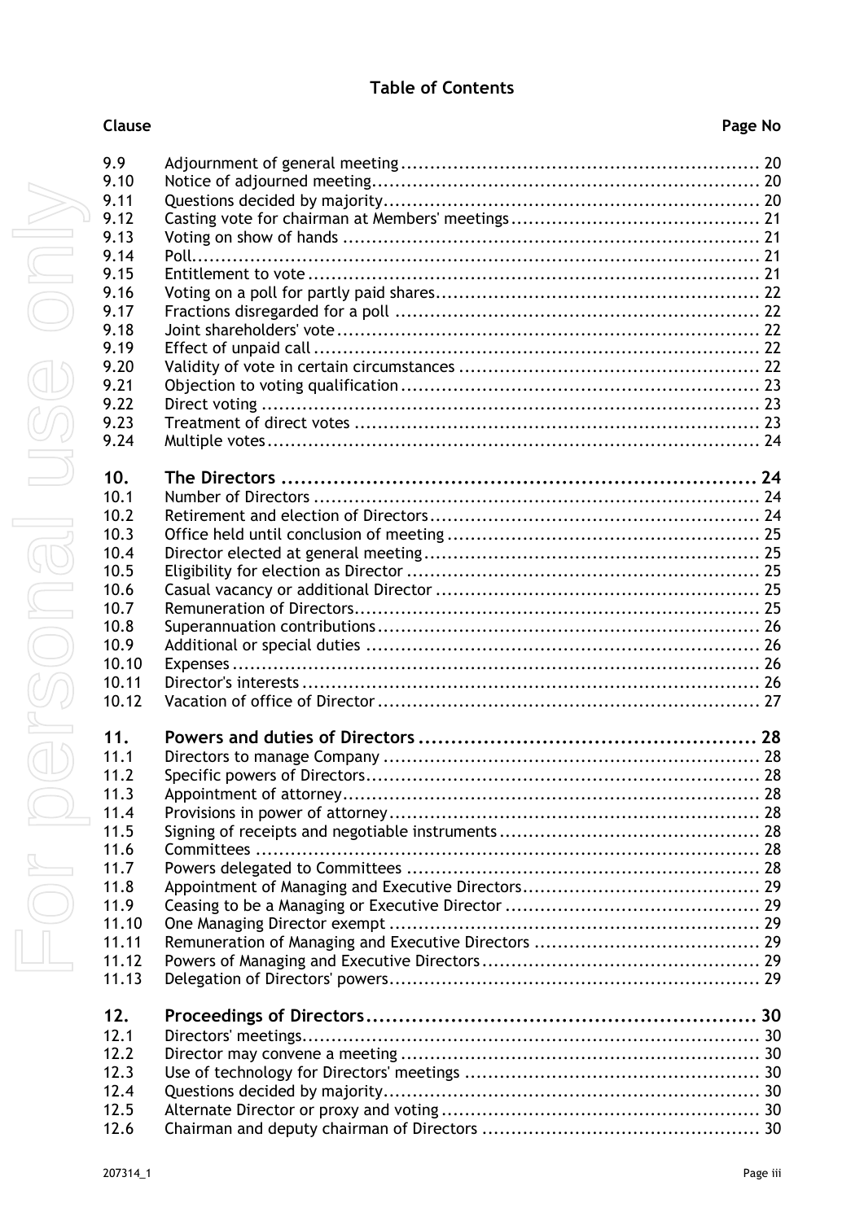## Table of Contents

| Clause | | Page No |
|---|---|---|
| 9.9 | Adjournment of general meeting | 20 |
| 9.10 | Notice of adjourned meeting | 20 |
| 9.11 | Questions decided by majority | 20 |
| 9.12 | Casting vote for chairman at Members' meetings | 21 |
| 9.13 | Voting on show of hands | 21 |
| 9.14 | Poll | 21 |
| 9.15 | Entitlement to vote | 21 |
| 9.16 | Voting on a poll for partly paid shares | 22 |
| 9.17 | Fractions disregarded for a poll | 22 |
| 9.18 | Joint shareholders' vote | 22 |
| 9.19 | Effect of unpaid call | 22 |
| 9.20 | Validity of vote in certain circumstances | 22 |
| 9.21 | Objection to voting qualification | 23 |
| 9.22 | Direct voting | 23 |
| 9.23 | Treatment of direct votes | 23 |
| 9.24 | Multiple votes | 24 |
| **10.** | **The Directors** | **24** |
| 10.1 | Number of Directors | 24 |
| 10.2 | Retirement and election of Directors | 24 |
| 10.3 | Office held until conclusion of meeting | 25 |
| 10.4 | Director elected at general meeting | 25 |
| 10.5 | Eligibility for election as Director | 25 |
| 10.6 | Casual vacancy or additional Director | 25 |
| 10.7 | Remuneration of Directors | 25 |
| 10.8 | Superannuation contributions | 26 |
| 10.9 | Additional or special duties | 26 |
| 10.10 | Expenses | 26 |
| 10.11 | Director's interests | 26 |
| 10.12 | Vacation of office of Director | 27 |
| **11.** | **Powers and duties of Directors** | **28** |
| 11.1 | Directors to manage Company | 28 |
| 11.2 | Specific powers of Directors | 28 |
| 11.3 | Appointment of attorney | 28 |
| 11.4 | Provisions in power of attorney | 28 |
| 11.5 | Signing of receipts and negotiable instruments | 28 |
| 11.6 | Committees | 28 |
| 11.7 | Powers delegated to Committees | 28 |
| 11.8 | Appointment of Managing and Executive Directors | 29 |
| 11.9 | Ceasing to be a Managing or Executive Director | 29 |
| 11.10 | One Managing Director exempt | 29 |
| 11.11 | Remuneration of Managing and Executive Directors | 29 |
| 11.12 | Powers of Managing and Executive Directors | 29 |
| 11.13 | Delegation of Directors' powers | 29 |
| **12.** | **Proceedings of Directors** | **30** |
| 12.1 | Directors' meetings | 30 |
| 12.2 | Director may convene a meeting | 30 |
| 12.3 | Use of technology for Directors' meetings | 30 |
| 12.4 | Questions decided by majority | 30 |
| 12.5 | Alternate Director or proxy and voting | 30 |
| 12.6 | Chairman and deputy chairman of Directors | 30 |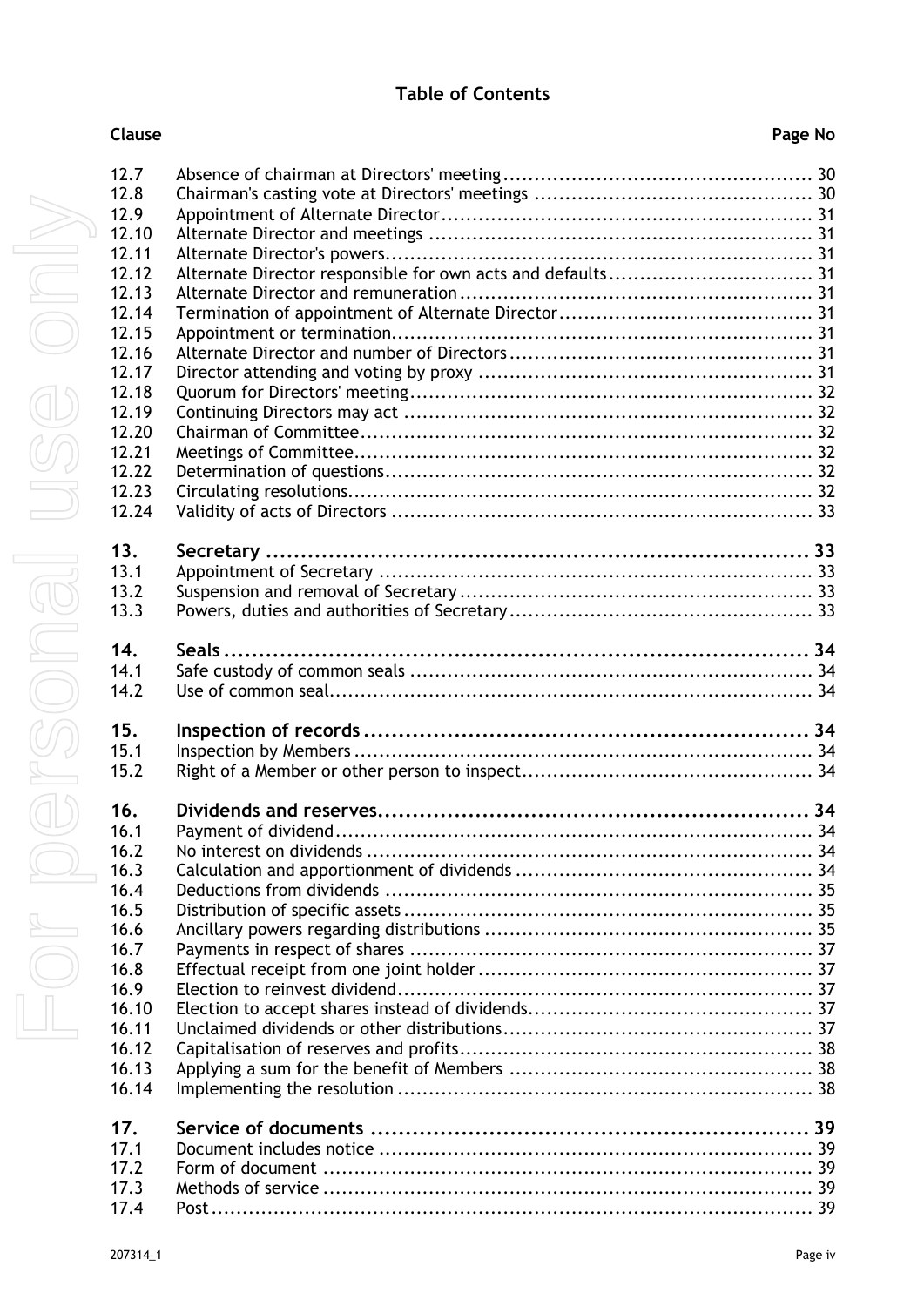## Table of Contents

| Clause | | Page No |
|---|---|---|
| 12.7 | Absence of chairman at Directors' meeting | 30 |
| 12.8 | Chairman's casting vote at Directors' meetings | 30 |
| 12.9 | Appointment of Alternate Director | 31 |
| 12.10 | Alternate Director and meetings | 31 |
| 12.11 | Alternate Director's powers | 31 |
| 12.12 | Alternate Director responsible for own acts and defaults | 31 |
| 12.13 | Alternate Director and remuneration | 31 |
| 12.14 | Termination of appointment of Alternate Director | 31 |
| 12.15 | Appointment or termination | 31 |
| 12.16 | Alternate Director and number of Directors | 31 |
| 12.17 | Director attending and voting by proxy | 31 |
| 12.18 | Quorum for Directors' meeting | 32 |
| 12.19 | Continuing Directors may act | 32 |
| 12.20 | Chairman of Committee | 32 |
| 12.21 | Meetings of Committee | 32 |
| 12.22 | Determination of questions | 32 |
| 12.23 | Circulating resolutions | 32 |
| 12.24 | Validity of acts of Directors | 33 |
| **13.** | **Secretary** | **33** |
| 13.1 | Appointment of Secretary | 33 |
| 13.2 | Suspension and removal of Secretary | 33 |
| 13.3 | Powers, duties and authorities of Secretary | 33 |
| **14.** | **Seals** | **34** |
| 14.1 | Safe custody of common seals | 34 |
| 14.2 | Use of common seal | 34 |
| **15.** | **Inspection of records** | **34** |
| 15.1 | Inspection by Members | 34 |
| 15.2 | Right of a Member or other person to inspect | 34 |
| **16.** | **Dividends and reserves** | **34** |
| 16.1 | Payment of dividend | 34 |
| 16.2 | No interest on dividends | 34 |
| 16.3 | Calculation and apportionment of dividends | 34 |
| 16.4 | Deductions from dividends | 35 |
| 16.5 | Distribution of specific assets | 35 |
| 16.6 | Ancillary powers regarding distributions | 35 |
| 16.7 | Payments in respect of shares | 37 |
| 16.8 | Effectual receipt from one joint holder | 37 |
| 16.9 | Election to reinvest dividend | 37 |
| 16.10 | Election to accept shares instead of dividends | 37 |
| 16.11 | Unclaimed dividends or other distributions | 37 |
| 16.12 | Capitalisation of reserves and profits | 38 |
| 16.13 | Applying a sum for the benefit of Members | 38 |
| 16.14 | Implementing the resolution | 38 |
| **17.** | **Service of documents** | **39** |
| 17.1 | Document includes notice | 39 |
| 17.2 | Form of document | 39 |
| 17.3 | Methods of service | 39 |
| 17.4 | Post | 39 |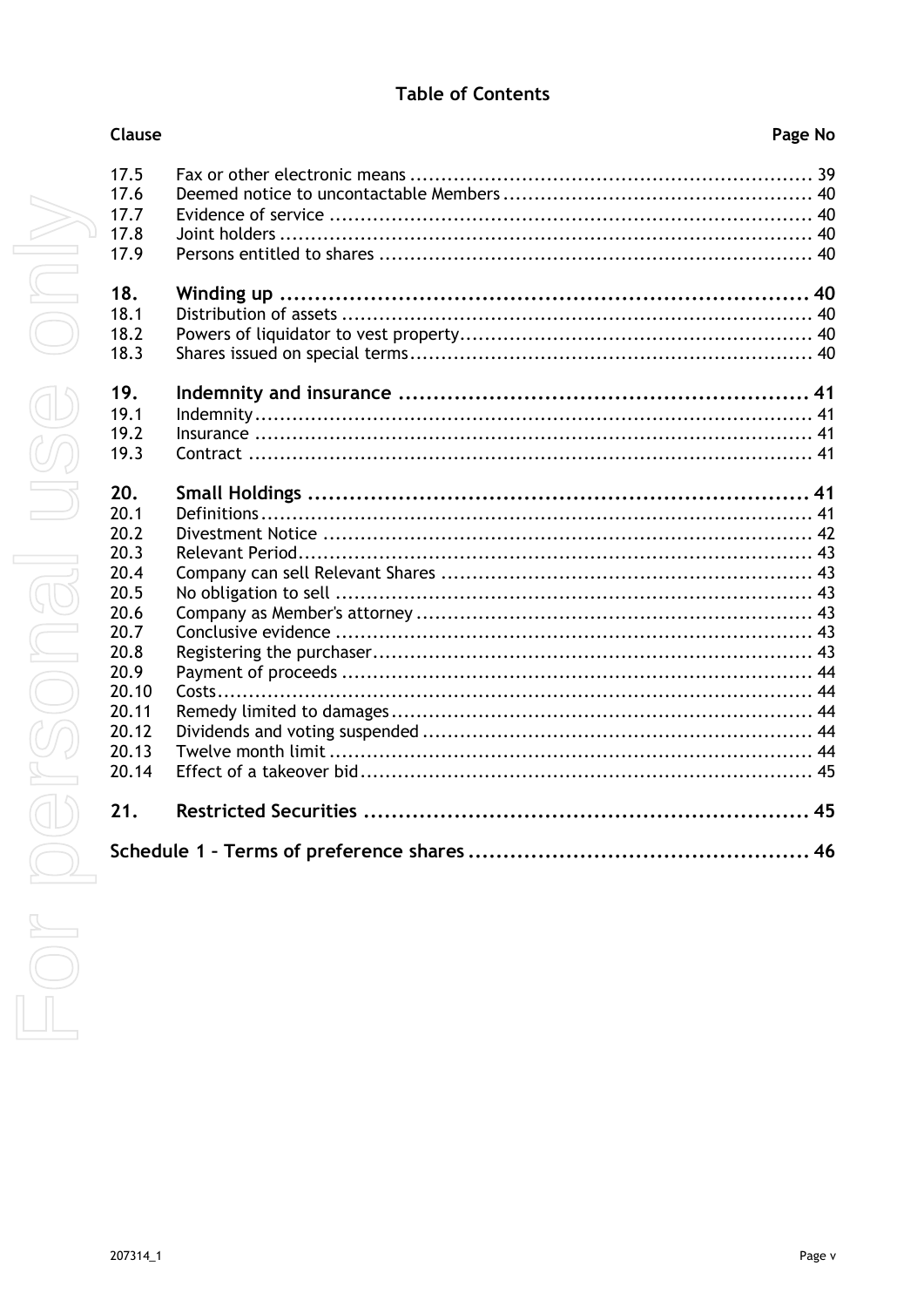## Table of Contents

| Clause | | Page No |
|---|---|---|
| 17.5 | Fax or other electronic means | 39 |
| 17.6 | Deemed notice to uncontactable Members | 40 |
| 17.7 | Evidence of service | 40 |
| 17.8 | Joint holders | 40 |
| 17.9 | Persons entitled to shares | 40 |
| **18.** | **Winding up** | **40** |
| 18.1 | Distribution of assets | 40 |
| 18.2 | Powers of liquidator to vest property | 40 |
| 18.3 | Shares issued on special terms | 40 |
| **19.** | **Indemnity and insurance** | **41** |
| 19.1 | Indemnity | 41 |
| 19.2 | Insurance | 41 |
| 19.3 | Contract | 41 |
| **20.** | **Small Holdings** | **41** |
| 20.1 | Definitions | 41 |
| 20.2 | Divestment Notice | 42 |
| 20.3 | Relevant Period | 43 |
| 20.4 | Company can sell Relevant Shares | 43 |
| 20.5 | No obligation to sell | 43 |
| 20.6 | Company as Member's attorney | 43 |
| 20.7 | Conclusive evidence | 43 |
| 20.8 | Registering the purchaser | 43 |
| 20.9 | Payment of proceeds | 44 |
| 20.10 | Costs | 44 |
| 20.11 | Remedy limited to damages | 44 |
| 20.12 | Dividends and voting suspended | 44 |
| 20.13 | Twelve month limit | 44 |
| 20.14 | Effect of a takeover bid | 45 |
| **21.** | **Restricted Securities** | **45** |
| **Schedule 1 – Terms of preference shares** | | **46** |

207314_1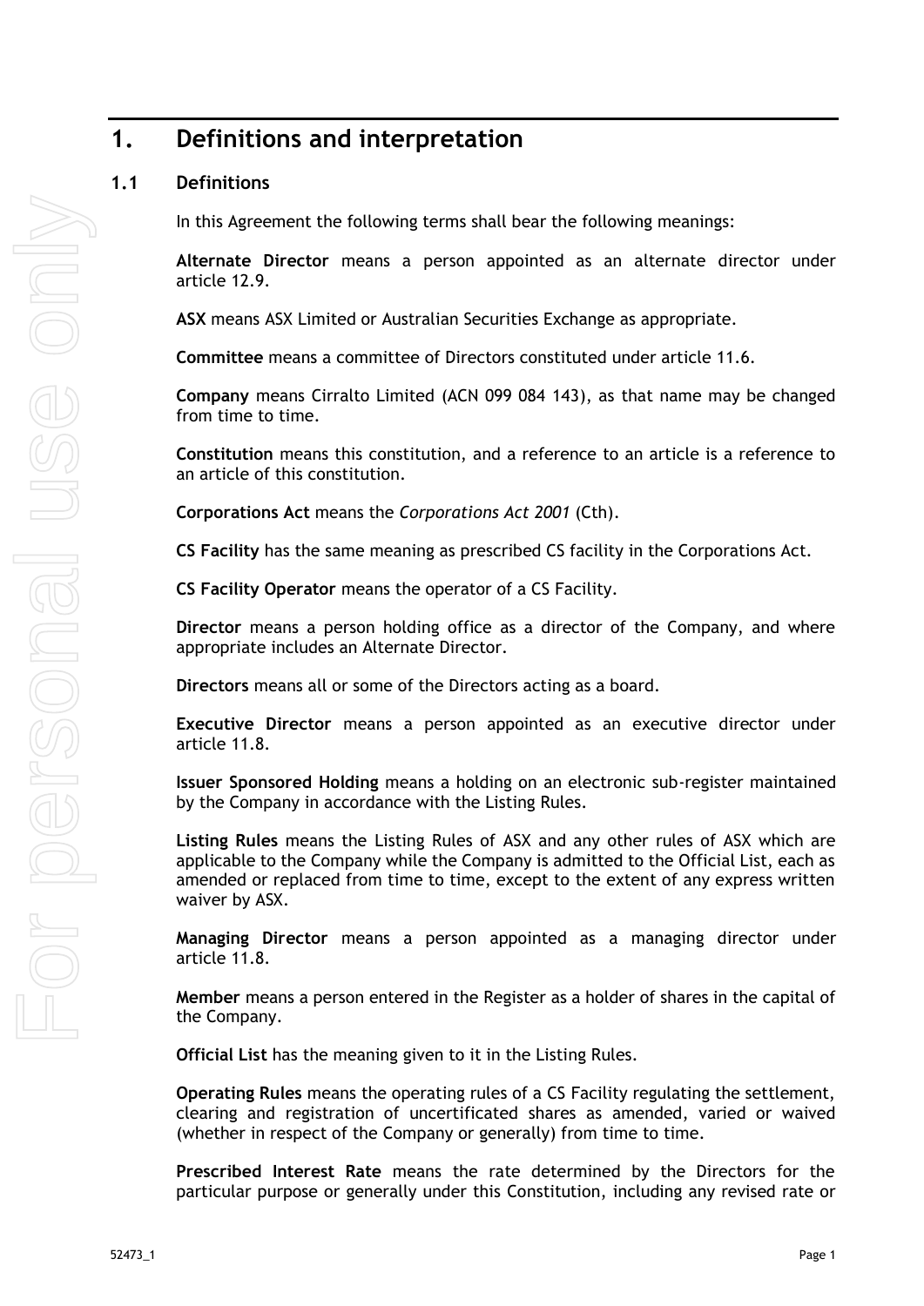# 1. Definitions and interpretation

## 1.1 Definitions

In this Agreement the following terms shall bear the following meanings:

**Alternate Director** means a person appointed as an alternate director under article 12.9.

**ASX** means ASX Limited or Australian Securities Exchange as appropriate.

**Committee** means a committee of Directors constituted under article 11.6.

**Company** means Cirralto Limited (ACN 099 084 143), as that name may be changed from time to time.

**Constitution** means this constitution, and a reference to an article is a reference to an article of this constitution.

**Corporations Act** means the *Corporations Act 2001* (Cth).

**CS Facility** has the same meaning as prescribed CS facility in the Corporations Act.

**CS Facility Operator** means the operator of a CS Facility.

**Director** means a person holding office as a director of the Company, and where appropriate includes an Alternate Director.

**Directors** means all or some of the Directors acting as a board.

**Executive Director** means a person appointed as an executive director under article 11.8.

**Issuer Sponsored Holding** means a holding on an electronic sub-register maintained by the Company in accordance with the Listing Rules.

**Listing Rules** means the Listing Rules of ASX and any other rules of ASX which are applicable to the Company while the Company is admitted to the Official List, each as amended or replaced from time to time, except to the extent of any express written waiver by ASX.

**Managing Director** means a person appointed as a managing director under article 11.8.

**Member** means a person entered in the Register as a holder of shares in the capital of the Company.

**Official List** has the meaning given to it in the Listing Rules.

**Operating Rules** means the operating rules of a CS Facility regulating the settlement, clearing and registration of uncertificated shares as amended, varied or waived (whether in respect of the Company or generally) from time to time.

**Prescribed Interest Rate** means the rate determined by the Directors for the particular purpose or generally under this Constitution, including any revised rate or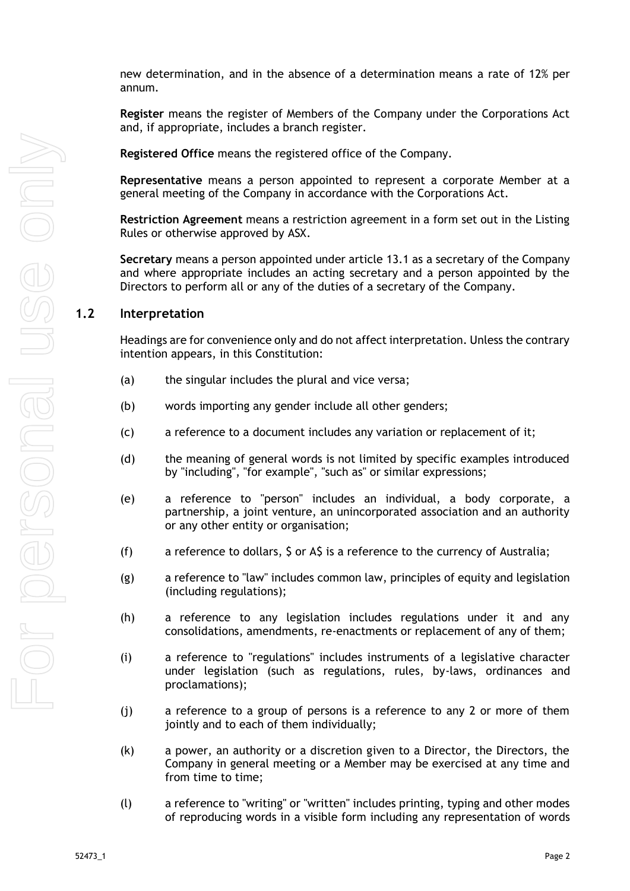new determination, and in the absence of a determination means a rate of 12% per annum.

**Register** means the register of Members of the Company under the Corporations Act and, if appropriate, includes a branch register.

**Registered Office** means the registered office of the Company.

**Representative** means a person appointed to represent a corporate Member at a general meeting of the Company in accordance with the Corporations Act.

**Restriction Agreement** means a restriction agreement in a form set out in the Listing Rules or otherwise approved by ASX.

**Secretary** means a person appointed under article 13.1 as a secretary of the Company and where appropriate includes an acting secretary and a person appointed by the Directors to perform all or any of the duties of a secretary of the Company.

## 1.2 Interpretation

Headings are for convenience only and do not affect interpretation. Unless the contrary intention appears, in this Constitution:

(a) the singular includes the plural and vice versa;

(b) words importing any gender include all other genders;

(c) a reference to a document includes any variation or replacement of it;

(d) the meaning of general words is not limited by specific examples introduced by "including", "for example", "such as" or similar expressions;

(e) a reference to "person" includes an individual, a body corporate, a partnership, a joint venture, an unincorporated association and an authority or any other entity or organisation;

(f) a reference to dollars, $ or A$ is a reference to the currency of Australia;

(g) a reference to "law" includes common law, principles of equity and legislation (including regulations);

(h) a reference to any legislation includes regulations under it and any consolidations, amendments, re-enactments or replacement of any of them;

(i) a reference to "regulations" includes instruments of a legislative character under legislation (such as regulations, rules, by-laws, ordinances and proclamations);

(j) a reference to a group of persons is a reference to any 2 or more of them jointly and to each of them individually;

(k) a power, an authority or a discretion given to a Director, the Directors, the Company in general meeting or a Member may be exercised at any time and from time to time;

(l) a reference to "writing" or "written" includes printing, typing and other modes of reproducing words in a visible form including any representation of words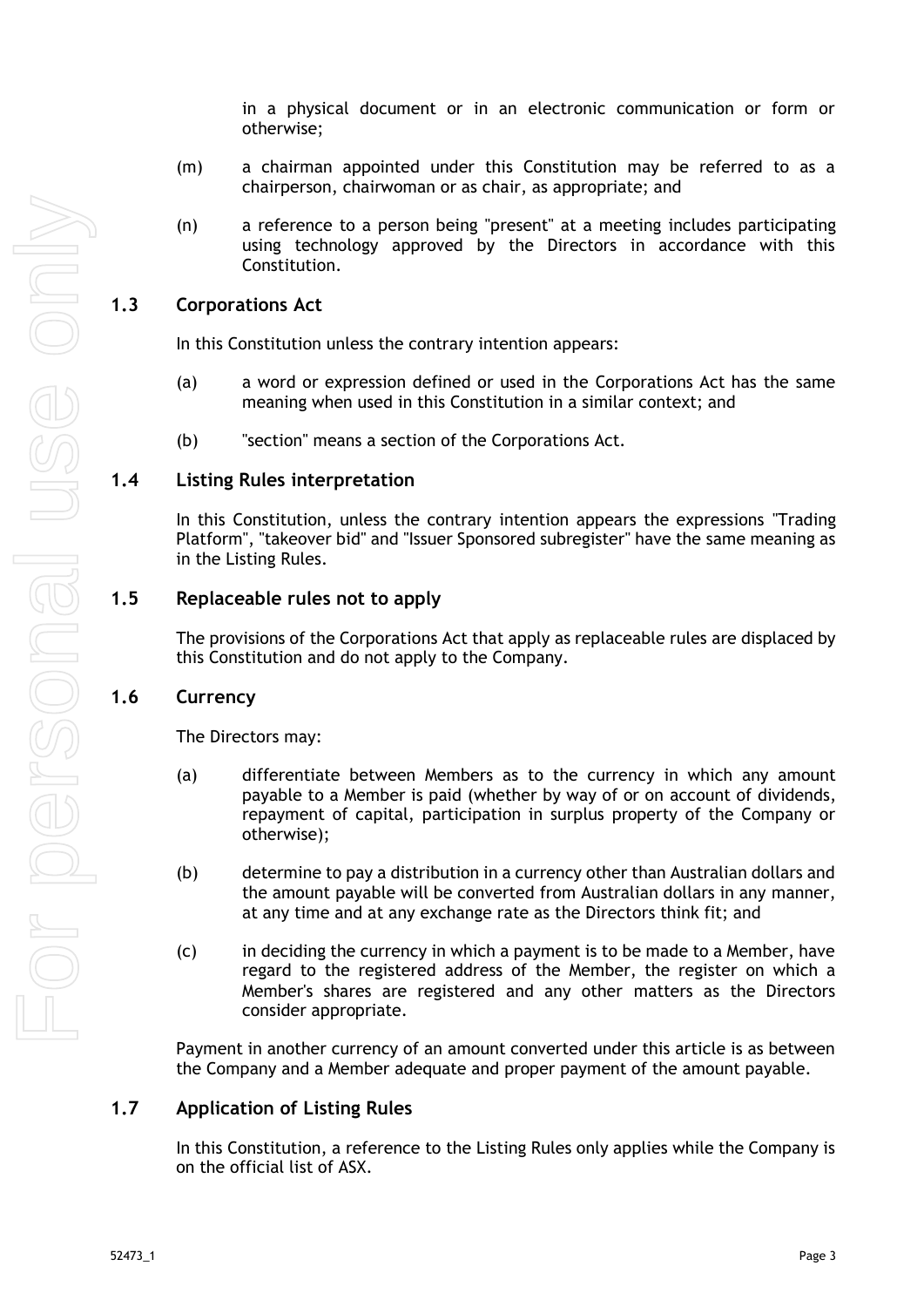in a physical document or in an electronic communication or form or otherwise;

(m) a chairman appointed under this Constitution may be referred to as a chairperson, chairwoman or as chair, as appropriate; and

(n) a reference to a person being "present" at a meeting includes participating using technology approved by the Directors in accordance with this Constitution.

## 1.3 Corporations Act

In this Constitution unless the contrary intention appears:

(a) a word or expression defined or used in the Corporations Act has the same meaning when used in this Constitution in a similar context; and

(b) "section" means a section of the Corporations Act.

## 1.4 Listing Rules interpretation

In this Constitution, unless the contrary intention appears the expressions "Trading Platform", "takeover bid" and "Issuer Sponsored subregister" have the same meaning as in the Listing Rules.

## 1.5 Replaceable rules not to apply

The provisions of the Corporations Act that apply as replaceable rules are displaced by this Constitution and do not apply to the Company.

## 1.6 Currency

The Directors may:

(a) differentiate between Members as to the currency in which any amount payable to a Member is paid (whether by way of or on account of dividends, repayment of capital, participation in surplus property of the Company or otherwise);

(b) determine to pay a distribution in a currency other than Australian dollars and the amount payable will be converted from Australian dollars in any manner, at any time and at any exchange rate as the Directors think fit; and

(c) in deciding the currency in which a payment is to be made to a Member, have regard to the registered address of the Member, the register on which a Member's shares are registered and any other matters as the Directors consider appropriate.

Payment in another currency of an amount converted under this article is as between the Company and a Member adequate and proper payment of the amount payable.

## 1.7 Application of Listing Rules

In this Constitution, a reference to the Listing Rules only applies while the Company is on the official list of ASX.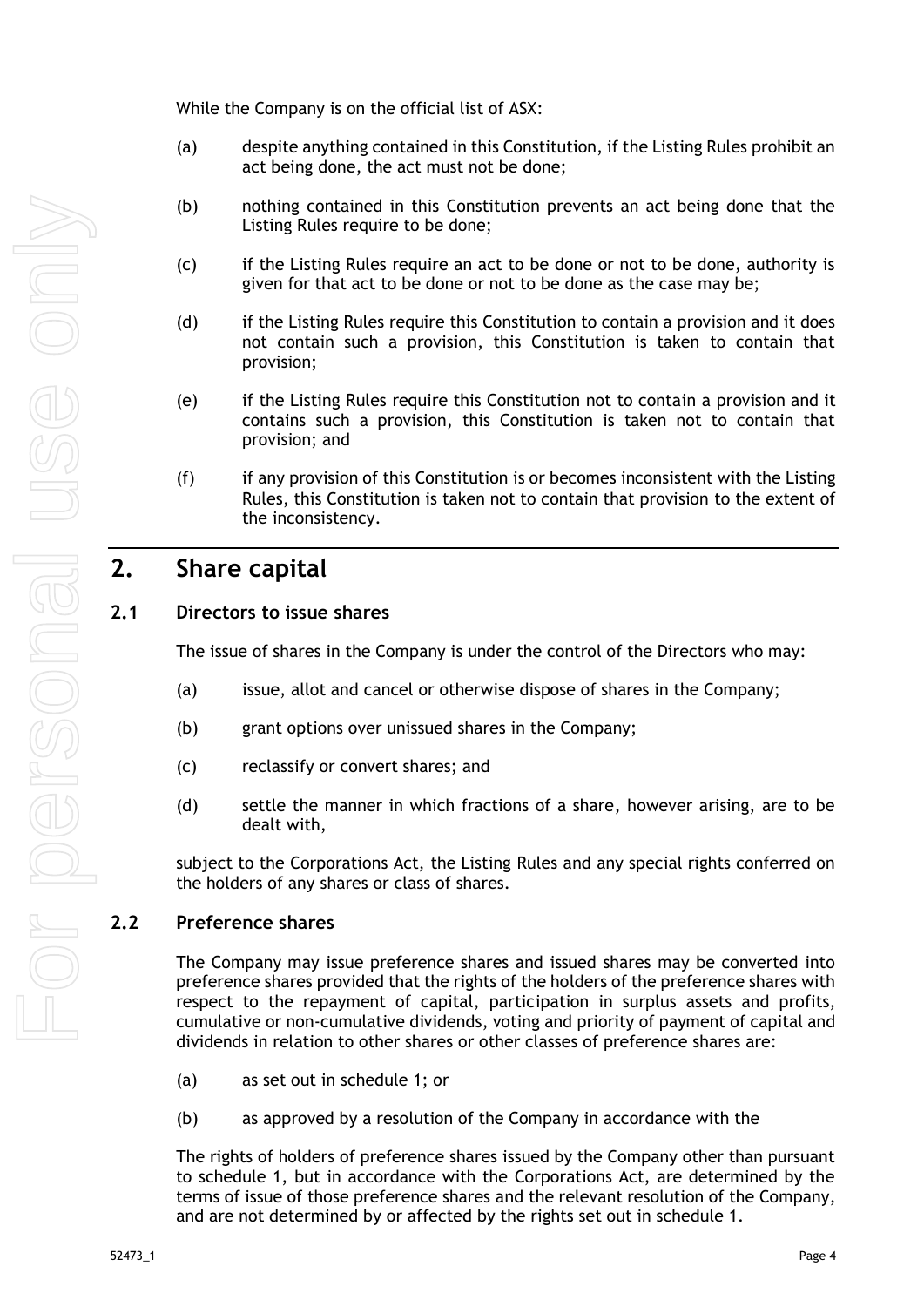While the Company is on the official list of ASX:

(a) despite anything contained in this Constitution, if the Listing Rules prohibit an act being done, the act must not be done;

(b) nothing contained in this Constitution prevents an act being done that the Listing Rules require to be done;

(c) if the Listing Rules require an act to be done or not to be done, authority is given for that act to be done or not to be done as the case may be;

(d) if the Listing Rules require this Constitution to contain a provision and it does not contain such a provision, this Constitution is taken to contain that provision;

(e) if the Listing Rules require this Constitution not to contain a provision and it contains such a provision, this Constitution is taken not to contain that provision; and

(f) if any provision of this Constitution is or becomes inconsistent with the Listing Rules, this Constitution is taken not to contain that provision to the extent of the inconsistency.

# 2. Share capital

## 2.1 Directors to issue shares

The issue of shares in the Company is under the control of the Directors who may:

(a) issue, allot and cancel or otherwise dispose of shares in the Company;

(b) grant options over unissued shares in the Company;

(c) reclassify or convert shares; and

(d) settle the manner in which fractions of a share, however arising, are to be dealt with,

subject to the Corporations Act, the Listing Rules and any special rights conferred on the holders of any shares or class of shares.

## 2.2 Preference shares

The Company may issue preference shares and issued shares may be converted into preference shares provided that the rights of the holders of the preference shares with respect to the repayment of capital, participation in surplus assets and profits, cumulative or non-cumulative dividends, voting and priority of payment of capital and dividends in relation to other shares or other classes of preference shares are:

(a) as set out in schedule 1; or

(b) as approved by a resolution of the Company in accordance with the

The rights of holders of preference shares issued by the Company other than pursuant to schedule 1, but in accordance with the Corporations Act, are determined by the terms of issue of those preference shares and the relevant resolution of the Company, and are not determined by or affected by the rights set out in schedule 1.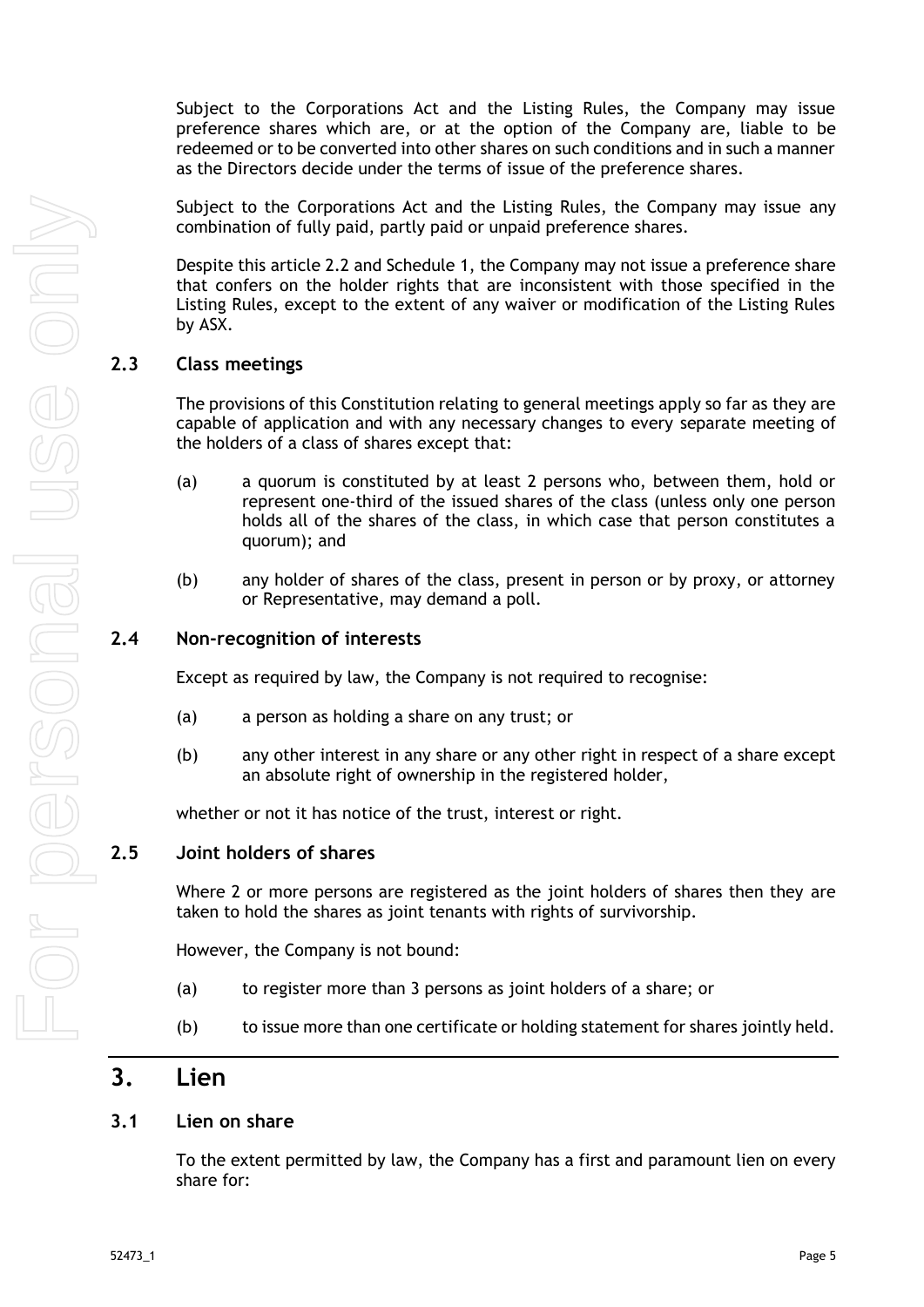Subject to the Corporations Act and the Listing Rules, the Company may issue preference shares which are, or at the option of the Company are, liable to be redeemed or to be converted into other shares on such conditions and in such a manner as the Directors decide under the terms of issue of the preference shares.

Subject to the Corporations Act and the Listing Rules, the Company may issue any combination of fully paid, partly paid or unpaid preference shares.

Despite this article 2.2 and Schedule 1, the Company may not issue a preference share that confers on the holder rights that are inconsistent with those specified in the Listing Rules, except to the extent of any waiver or modification of the Listing Rules by ASX.

### 2.3 Class meetings

The provisions of this Constitution relating to general meetings apply so far as they are capable of application and with any necessary changes to every separate meeting of the holders of a class of shares except that:

(a) a quorum is constituted by at least 2 persons who, between them, hold or represent one-third of the issued shares of the class (unless only one person holds all of the shares of the class, in which case that person constitutes a quorum); and

(b) any holder of shares of the class, present in person or by proxy, or attorney or Representative, may demand a poll.

### 2.4 Non-recognition of interests

Except as required by law, the Company is not required to recognise:

(a) a person as holding a share on any trust; or

(b) any other interest in any share or any other right in respect of a share except an absolute right of ownership in the registered holder,

whether or not it has notice of the trust, interest or right.

### 2.5 Joint holders of shares

Where 2 or more persons are registered as the joint holders of shares then they are taken to hold the shares as joint tenants with rights of survivorship.

However, the Company is not bound:

(a) to register more than 3 persons as joint holders of a share; or

(b) to issue more than one certificate or holding statement for shares jointly held.

## 3. Lien

### 3.1 Lien on share

To the extent permitted by law, the Company has a first and paramount lien on every share for: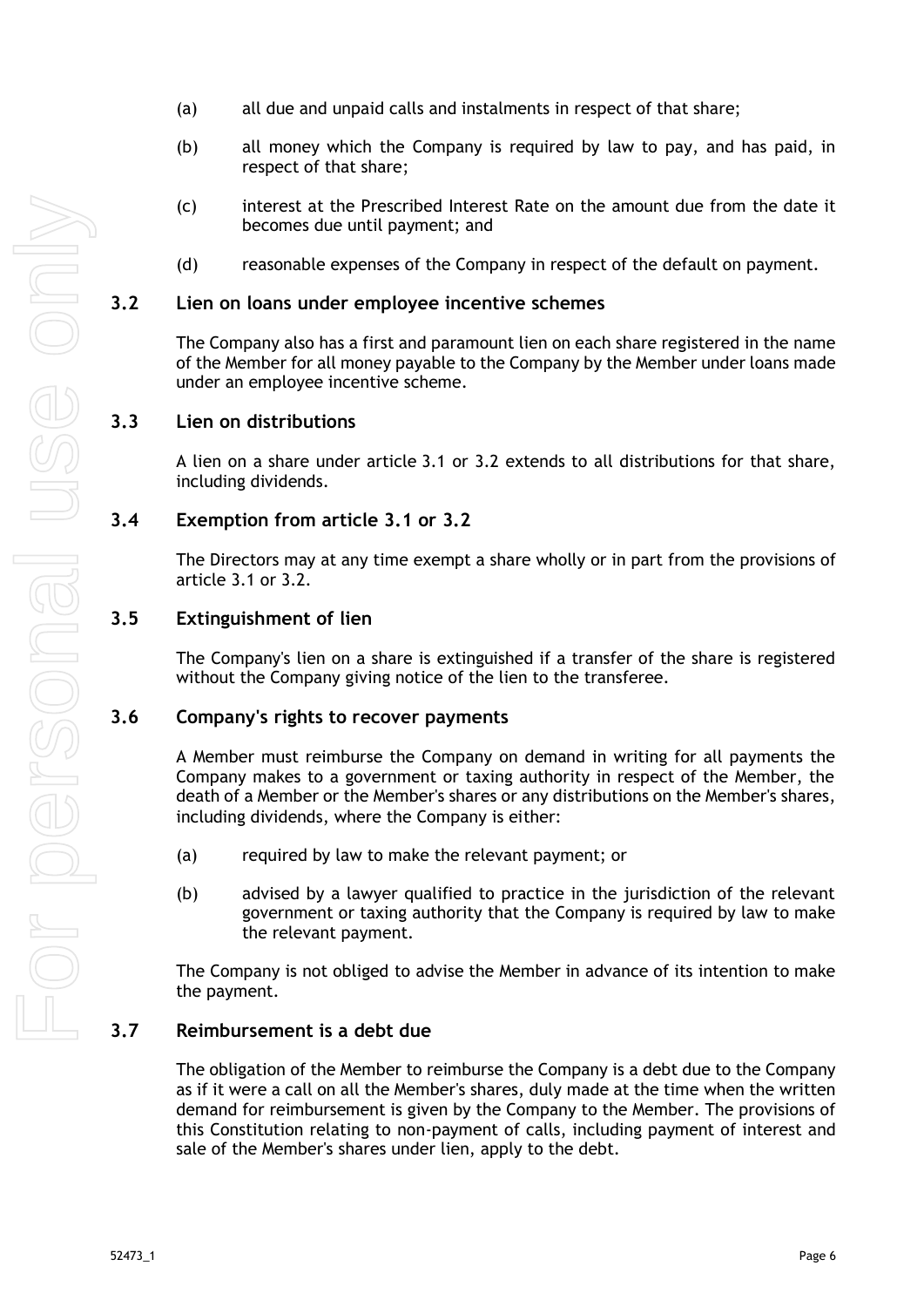(a) all due and unpaid calls and instalments in respect of that share;

(b) all money which the Company is required by law to pay, and has paid, in respect of that share;

(c) interest at the Prescribed Interest Rate on the amount due from the date it becomes due until payment; and

(d) reasonable expenses of the Company in respect of the default on payment.

## 3.2 Lien on loans under employee incentive schemes

The Company also has a first and paramount lien on each share registered in the name of the Member for all money payable to the Company by the Member under loans made under an employee incentive scheme.

## 3.3 Lien on distributions

A lien on a share under article 3.1 or 3.2 extends to all distributions for that share, including dividends.

## 3.4 Exemption from article 3.1 or 3.2

The Directors may at any time exempt a share wholly or in part from the provisions of article 3.1 or 3.2.

## 3.5 Extinguishment of lien

The Company's lien on a share is extinguished if a transfer of the share is registered without the Company giving notice of the lien to the transferee.

## 3.6 Company's rights to recover payments

A Member must reimburse the Company on demand in writing for all payments the Company makes to a government or taxing authority in respect of the Member, the death of a Member or the Member's shares or any distributions on the Member's shares, including dividends, where the Company is either:

(a) required by law to make the relevant payment; or

(b) advised by a lawyer qualified to practice in the jurisdiction of the relevant government or taxing authority that the Company is required by law to make the relevant payment.

The Company is not obliged to advise the Member in advance of its intention to make the payment.

## 3.7 Reimbursement is a debt due

The obligation of the Member to reimburse the Company is a debt due to the Company as if it were a call on all the Member's shares, duly made at the time when the written demand for reimbursement is given by the Company to the Member. The provisions of this Constitution relating to non-payment of calls, including payment of interest and sale of the Member's shares under lien, apply to the debt.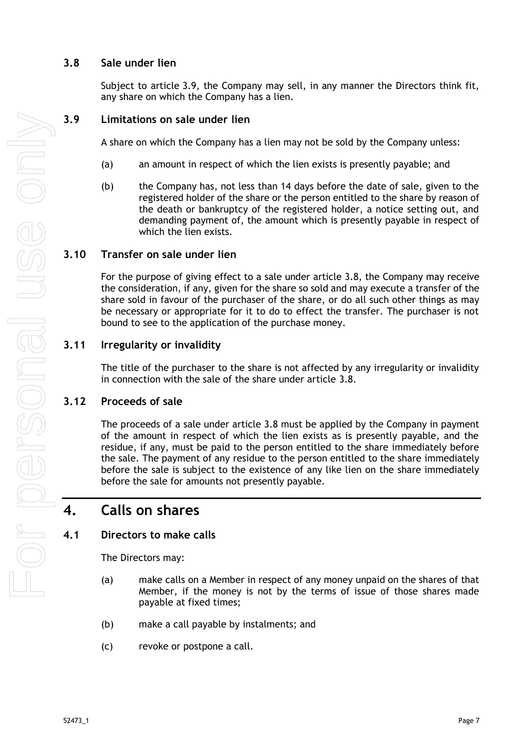### 3.8 Sale under lien

Subject to article 3.9, the Company may sell, in any manner the Directors think fit, any share on which the Company has a lien.

### 3.9 Limitations on sale under lien

A share on which the Company has a lien may not be sold by the Company unless:

(a) an amount in respect of which the lien exists is presently payable; and

(b) the Company has, not less than 14 days before the date of sale, given to the registered holder of the share or the person entitled to the share by reason of the death or bankruptcy of the registered holder, a notice setting out, and demanding payment of, the amount which is presently payable in respect of which the lien exists.

### 3.10 Transfer on sale under lien

For the purpose of giving effect to a sale under article 3.8, the Company may receive the consideration, if any, given for the share so sold and may execute a transfer of the share sold in favour of the purchaser of the share, or do all such other things as may be necessary or appropriate for it to do to effect the transfer. The purchaser is not bound to see to the application of the purchase money.

### 3.11 Irregularity or invalidity

The title of the purchaser to the share is not affected by any irregularity or invalidity in connection with the sale of the share under article 3.8.

### 3.12 Proceeds of sale

The proceeds of a sale under article 3.8 must be applied by the Company in payment of the amount in respect of which the lien exists as is presently payable, and the residue, if any, must be paid to the person entitled to the share immediately before the sale. The payment of any residue to the person entitled to the share immediately before the sale is subject to the existence of any like lien on the share immediately before the sale for amounts not presently payable.

## 4. Calls on shares

### 4.1 Directors to make calls

The Directors may:

(a) make calls on a Member in respect of any money unpaid on the shares of that Member, if the money is not by the terms of issue of those shares made payable at fixed times;

(b) make a call payable by instalments; and

(c) revoke or postpone a call.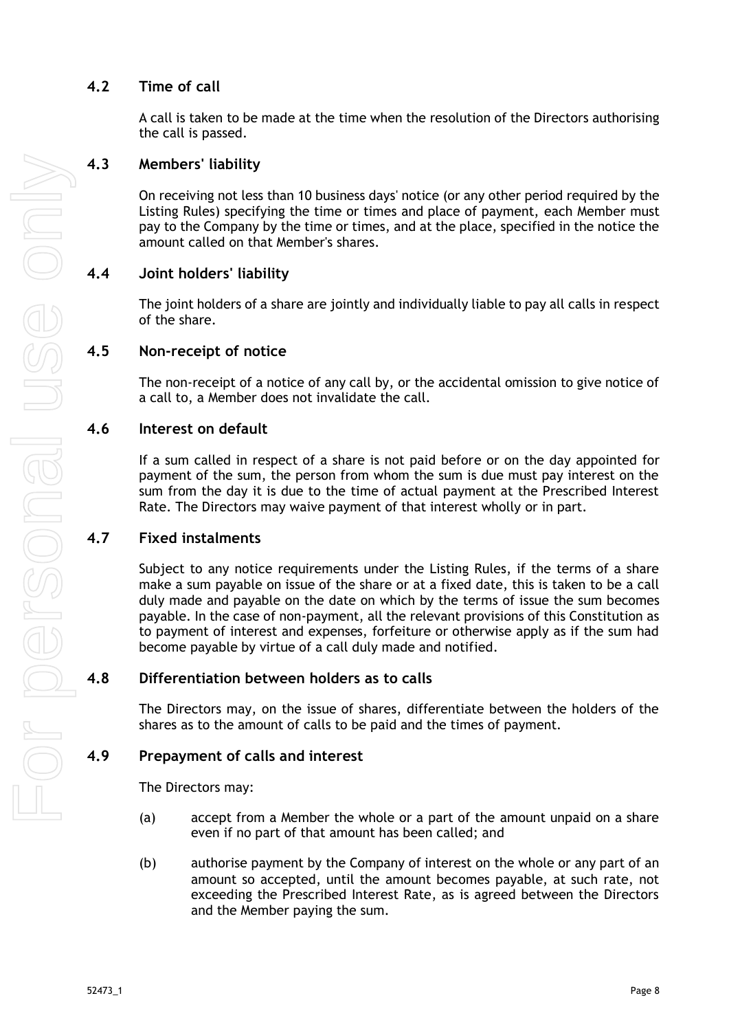### 4.2 Time of call

A call is taken to be made at the time when the resolution of the Directors authorising the call is passed.

### 4.3 Members' liability

On receiving not less than 10 business days' notice (or any other period required by the Listing Rules) specifying the time or times and place of payment, each Member must pay to the Company by the time or times, and at the place, specified in the notice the amount called on that Member's shares.

### 4.4 Joint holders' liability

The joint holders of a share are jointly and individually liable to pay all calls in respect of the share.

### 4.5 Non-receipt of notice

The non-receipt of a notice of any call by, or the accidental omission to give notice of a call to, a Member does not invalidate the call.

### 4.6 Interest on default

If a sum called in respect of a share is not paid before or on the day appointed for payment of the sum, the person from whom the sum is due must pay interest on the sum from the day it is due to the time of actual payment at the Prescribed Interest Rate. The Directors may waive payment of that interest wholly or in part.

### 4.7 Fixed instalments

Subject to any notice requirements under the Listing Rules, if the terms of a share make a sum payable on issue of the share or at a fixed date, this is taken to be a call duly made and payable on the date on which by the terms of issue the sum becomes payable. In the case of non-payment, all the relevant provisions of this Constitution as to payment of interest and expenses, forfeiture or otherwise apply as if the sum had become payable by virtue of a call duly made and notified.

### 4.8 Differentiation between holders as to calls

The Directors may, on the issue of shares, differentiate between the holders of the shares as to the amount of calls to be paid and the times of payment.

### 4.9 Prepayment of calls and interest

The Directors may:

(a) accept from a Member the whole or a part of the amount unpaid on a share even if no part of that amount has been called; and

(b) authorise payment by the Company of interest on the whole or any part of an amount so accepted, until the amount becomes payable, at such rate, not exceeding the Prescribed Interest Rate, as is agreed between the Directors and the Member paying the sum.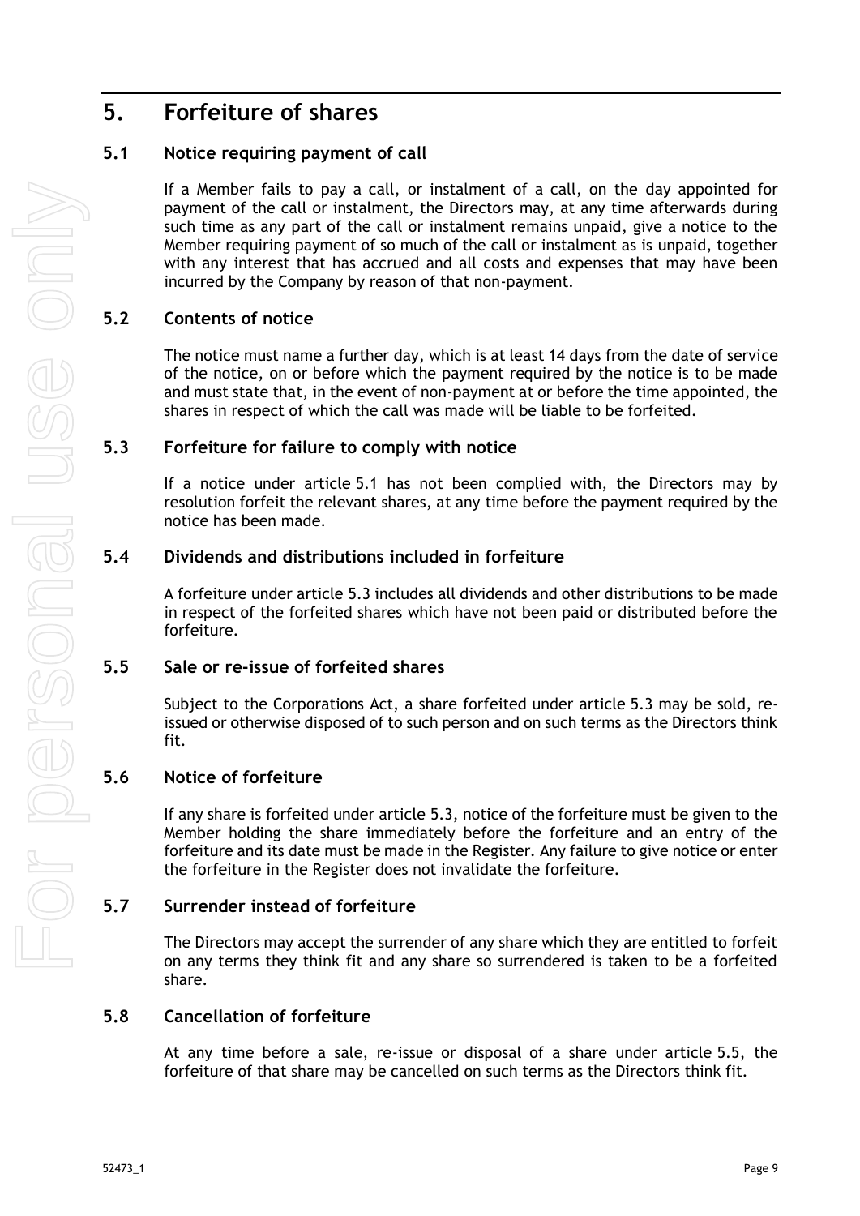# 5. Forfeiture of shares

## 5.1 Notice requiring payment of call

If a Member fails to pay a call, or instalment of a call, on the day appointed for payment of the call or instalment, the Directors may, at any time afterwards during such time as any part of the call or instalment remains unpaid, give a notice to the Member requiring payment of so much of the call or instalment as is unpaid, together with any interest that has accrued and all costs and expenses that may have been incurred by the Company by reason of that non-payment.

## 5.2 Contents of notice

The notice must name a further day, which is at least 14 days from the date of service of the notice, on or before which the payment required by the notice is to be made and must state that, in the event of non-payment at or before the time appointed, the shares in respect of which the call was made will be liable to be forfeited.

## 5.3 Forfeiture for failure to comply with notice

If a notice under article 5.1 has not been complied with, the Directors may by resolution forfeit the relevant shares, at any time before the payment required by the notice has been made.

## 5.4 Dividends and distributions included in forfeiture

A forfeiture under article 5.3 includes all dividends and other distributions to be made in respect of the forfeited shares which have not been paid or distributed before the forfeiture.

## 5.5 Sale or re-issue of forfeited shares

Subject to the Corporations Act, a share forfeited under article 5.3 may be sold, re-issued or otherwise disposed of to such person and on such terms as the Directors think fit.

## 5.6 Notice of forfeiture

If any share is forfeited under article 5.3, notice of the forfeiture must be given to the Member holding the share immediately before the forfeiture and an entry of the forfeiture and its date must be made in the Register. Any failure to give notice or enter the forfeiture in the Register does not invalidate the forfeiture.

## 5.7 Surrender instead of forfeiture

The Directors may accept the surrender of any share which they are entitled to forfeit on any terms they think fit and any share so surrendered is taken to be a forfeited share.

## 5.8 Cancellation of forfeiture

At any time before a sale, re-issue or disposal of a share under article 5.5, the forfeiture of that share may be cancelled on such terms as the Directors think fit.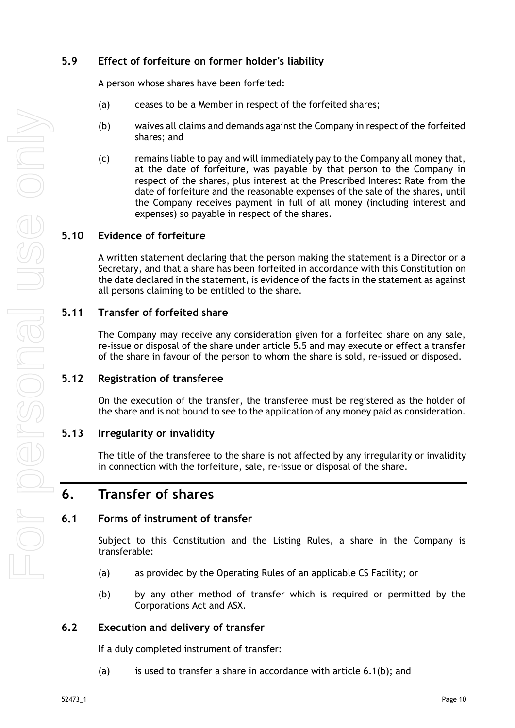### 5.9 Effect of forfeiture on former holder's liability

A person whose shares have been forfeited:

(a) ceases to be a Member in respect of the forfeited shares;

(b) waives all claims and demands against the Company in respect of the forfeited shares; and

(c) remains liable to pay and will immediately pay to the Company all money that, at the date of forfeiture, was payable by that person to the Company in respect of the shares, plus interest at the Prescribed Interest Rate from the date of forfeiture and the reasonable expenses of the sale of the shares, until the Company receives payment in full of all money (including interest and expenses) so payable in respect of the shares.

### 5.10 Evidence of forfeiture

A written statement declaring that the person making the statement is a Director or a Secretary, and that a share has been forfeited in accordance with this Constitution on the date declared in the statement, is evidence of the facts in the statement as against all persons claiming to be entitled to the share.

### 5.11 Transfer of forfeited share

The Company may receive any consideration given for a forfeited share on any sale, re-issue or disposal of the share under article 5.5 and may execute or effect a transfer of the share in favour of the person to whom the share is sold, re-issued or disposed.

### 5.12 Registration of transferee

On the execution of the transfer, the transferee must be registered as the holder of the share and is not bound to see to the application of any money paid as consideration.

### 5.13 Irregularity or invalidity

The title of the transferee to the share is not affected by any irregularity or invalidity in connection with the forfeiture, sale, re-issue or disposal of the share.

## 6. Transfer of shares

### 6.1 Forms of instrument of transfer

Subject to this Constitution and the Listing Rules, a share in the Company is transferable:

(a) as provided by the Operating Rules of an applicable CS Facility; or

(b) by any other method of transfer which is required or permitted by the Corporations Act and ASX.

### 6.2 Execution and delivery of transfer

If a duly completed instrument of transfer:

(a) is used to transfer a share in accordance with article 6.1(b); and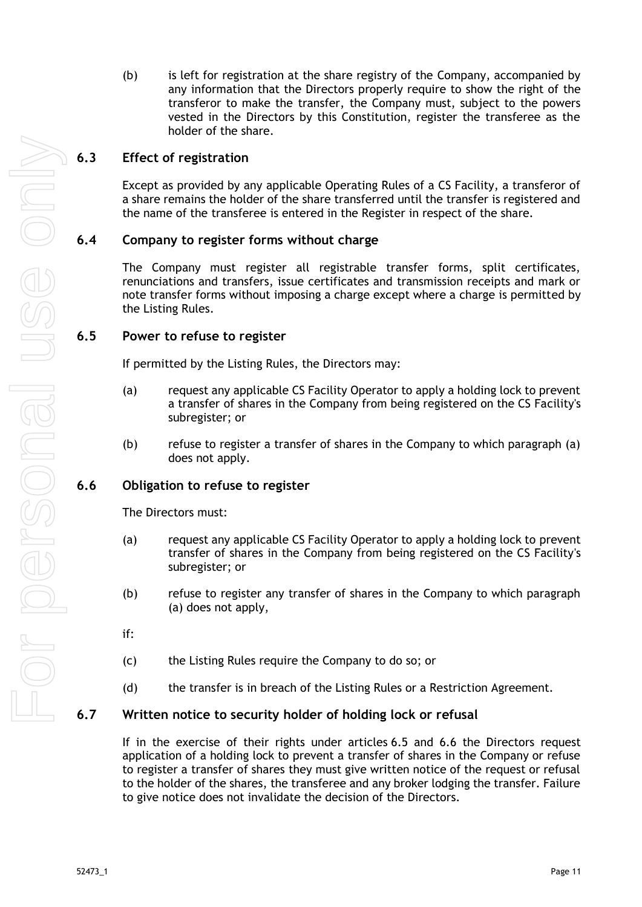(b) is left for registration at the share registry of the Company, accompanied by any information that the Directors properly require to show the right of the transferor to make the transfer, the Company must, subject to the powers vested in the Directors by this Constitution, register the transferee as the holder of the share.

### 6.3 Effect of registration

Except as provided by any applicable Operating Rules of a CS Facility, a transferor of a share remains the holder of the share transferred until the transfer is registered and the name of the transferee is entered in the Register in respect of the share.

### 6.4 Company to register forms without charge

The Company must register all registrable transfer forms, split certificates, renunciations and transfers, issue certificates and transmission receipts and mark or note transfer forms without imposing a charge except where a charge is permitted by the Listing Rules.

### 6.5 Power to refuse to register

If permitted by the Listing Rules, the Directors may:

(a) request any applicable CS Facility Operator to apply a holding lock to prevent a transfer of shares in the Company from being registered on the CS Facility's subregister; or

(b) refuse to register a transfer of shares in the Company to which paragraph (a) does not apply.

### 6.6 Obligation to refuse to register

The Directors must:

(a) request any applicable CS Facility Operator to apply a holding lock to prevent transfer of shares in the Company from being registered on the CS Facility's subregister; or

(b) refuse to register any transfer of shares in the Company to which paragraph (a) does not apply,

if:

(c) the Listing Rules require the Company to do so; or

(d) the transfer is in breach of the Listing Rules or a Restriction Agreement.

### 6.7 Written notice to security holder of holding lock or refusal

If in the exercise of their rights under articles 6.5 and 6.6 the Directors request application of a holding lock to prevent a transfer of shares in the Company or refuse to register a transfer of shares they must give written notice of the request or refusal to the holder of the shares, the transferee and any broker lodging the transfer. Failure to give notice does not invalidate the decision of the Directors.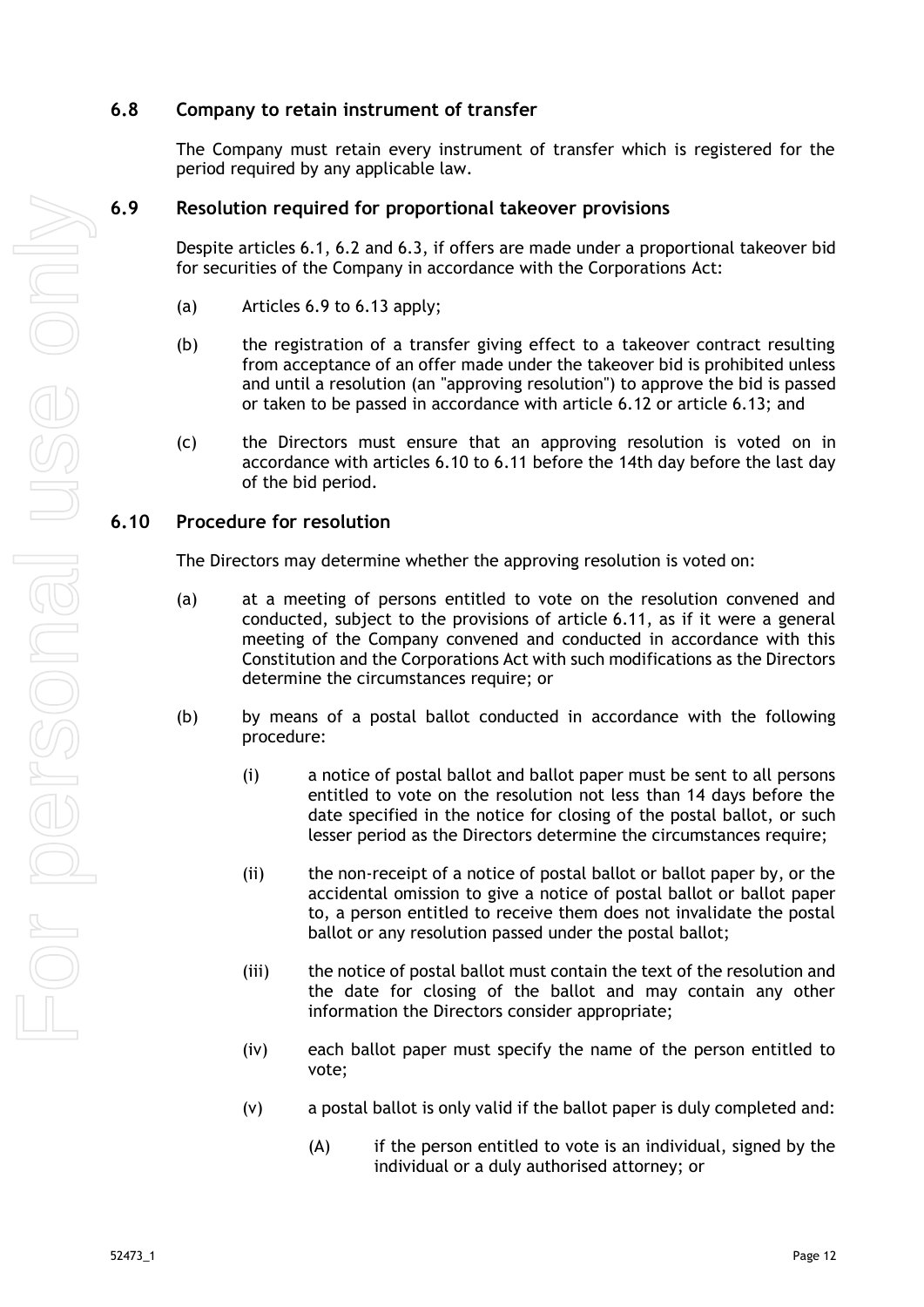### 6.8 Company to retain instrument of transfer

The Company must retain every instrument of transfer which is registered for the period required by any applicable law.

### 6.9 Resolution required for proportional takeover provisions

Despite articles 6.1, 6.2 and 6.3, if offers are made under a proportional takeover bid for securities of the Company in accordance with the Corporations Act:

(a) Articles 6.9 to 6.13 apply;

(b) the registration of a transfer giving effect to a takeover contract resulting from acceptance of an offer made under the takeover bid is prohibited unless and until a resolution (an "approving resolution") to approve the bid is passed or taken to be passed in accordance with article 6.12 or article 6.13; and

(c) the Directors must ensure that an approving resolution is voted on in accordance with articles 6.10 to 6.11 before the 14th day before the last day of the bid period.

### 6.10 Procedure for resolution

The Directors may determine whether the approving resolution is voted on:

(a) at a meeting of persons entitled to vote on the resolution convened and conducted, subject to the provisions of article 6.11, as if it were a general meeting of the Company convened and conducted in accordance with this Constitution and the Corporations Act with such modifications as the Directors determine the circumstances require; or

(b) by means of a postal ballot conducted in accordance with the following procedure:

  (i) a notice of postal ballot and ballot paper must be sent to all persons entitled to vote on the resolution not less than 14 days before the date specified in the notice for closing of the postal ballot, or such lesser period as the Directors determine the circumstances require;

  (ii) the non-receipt of a notice of postal ballot or ballot paper by, or the accidental omission to give a notice of postal ballot or ballot paper to, a person entitled to receive them does not invalidate the postal ballot or any resolution passed under the postal ballot;

  (iii) the notice of postal ballot must contain the text of the resolution and the date for closing of the ballot and may contain any other information the Directors consider appropriate;

  (iv) each ballot paper must specify the name of the person entitled to vote;

  (v) a postal ballot is only valid if the ballot paper is duly completed and:

    (A) if the person entitled to vote is an individual, signed by the individual or a duly authorised attorney; or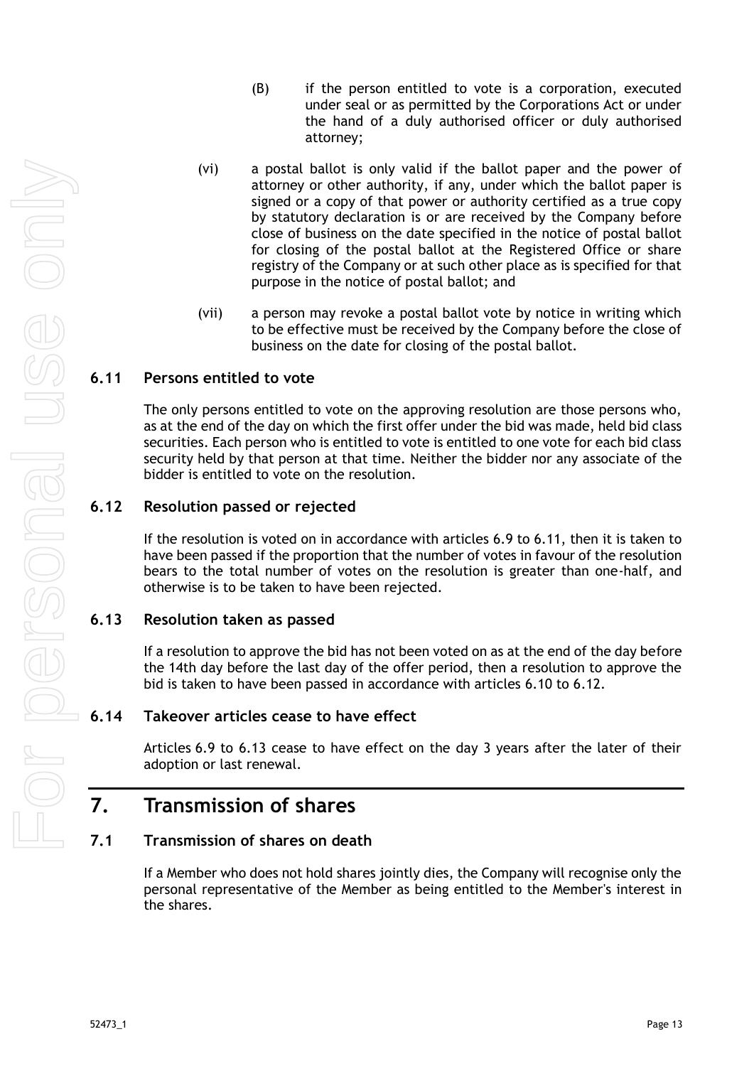(B) if the person entitled to vote is a corporation, executed under seal or as permitted by the Corporations Act or under the hand of a duly authorised officer or duly authorised attorney;

(vi) a postal ballot is only valid if the ballot paper and the power of attorney or other authority, if any, under which the ballot paper is signed or a copy of that power or authority certified as a true copy by statutory declaration is or are received by the Company before close of business on the date specified in the notice of postal ballot for closing of the postal ballot at the Registered Office or share registry of the Company or at such other place as is specified for that purpose in the notice of postal ballot; and

(vii) a person may revoke a postal ballot vote by notice in writing which to be effective must be received by the Company before the close of business on the date for closing of the postal ballot.

### 6.11 Persons entitled to vote

The only persons entitled to vote on the approving resolution are those persons who, as at the end of the day on which the first offer under the bid was made, held bid class securities. Each person who is entitled to vote is entitled to one vote for each bid class security held by that person at that time. Neither the bidder nor any associate of the bidder is entitled to vote on the resolution.

### 6.12 Resolution passed or rejected

If the resolution is voted on in accordance with articles 6.9 to 6.11, then it is taken to have been passed if the proportion that the number of votes in favour of the resolution bears to the total number of votes on the resolution is greater than one-half, and otherwise is to be taken to have been rejected.

### 6.13 Resolution taken as passed

If a resolution to approve the bid has not been voted on as at the end of the day before the 14th day before the last day of the offer period, then a resolution to approve the bid is taken to have been passed in accordance with articles 6.10 to 6.12.

### 6.14 Takeover articles cease to have effect

Articles 6.9 to 6.13 cease to have effect on the day 3 years after the later of their adoption or last renewal.

## 7. Transmission of shares

### 7.1 Transmission of shares on death

If a Member who does not hold shares jointly dies, the Company will recognise only the personal representative of the Member as being entitled to the Member's interest in the shares.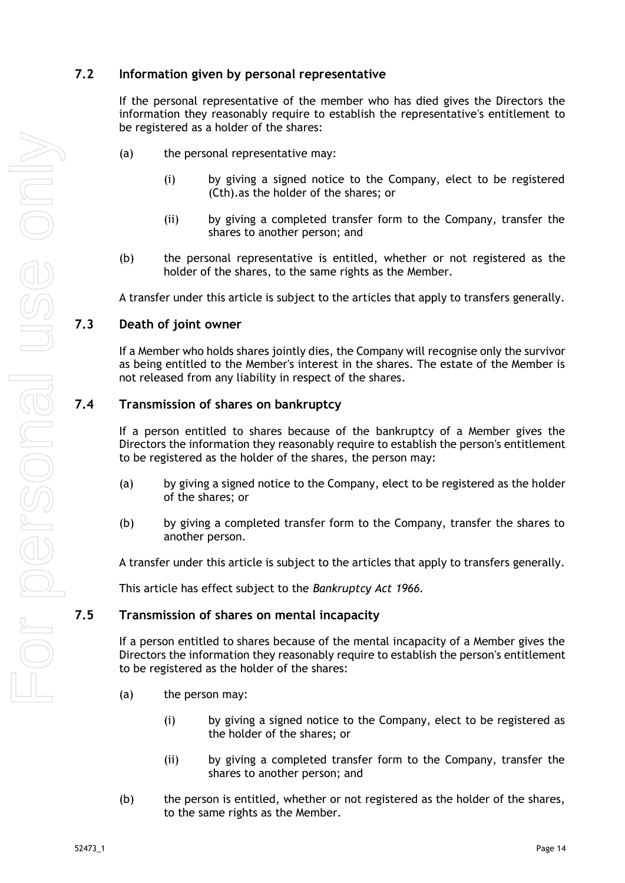## 7.2 Information given by personal representative

If the personal representative of the member who has died gives the Directors the information they reasonably require to establish the representative's entitlement to be registered as a holder of the shares:

(a) the personal representative may:

  (i) by giving a signed notice to the Company, elect to be registered (Cth).as the holder of the shares; or

  (ii) by giving a completed transfer form to the Company, transfer the shares to another person; and

(b) the personal representative is entitled, whether or not registered as the holder of the shares, to the same rights as the Member.

A transfer under this article is subject to the articles that apply to transfers generally.

## 7.3 Death of joint owner

If a Member who holds shares jointly dies, the Company will recognise only the survivor as being entitled to the Member's interest in the shares. The estate of the Member is not released from any liability in respect of the shares.

## 7.4 Transmission of shares on bankruptcy

If a person entitled to shares because of the bankruptcy of a Member gives the Directors the information they reasonably require to establish the person's entitlement to be registered as the holder of the shares, the person may:

(a) by giving a signed notice to the Company, elect to be registered as the holder of the shares; or

(b) by giving a completed transfer form to the Company, transfer the shares to another person.

A transfer under this article is subject to the articles that apply to transfers generally.

This article has effect subject to the *Bankruptcy Act 1966*.

## 7.5 Transmission of shares on mental incapacity

If a person entitled to shares because of the mental incapacity of a Member gives the Directors the information they reasonably require to establish the person's entitlement to be registered as the holder of the shares:

(a) the person may:

  (i) by giving a signed notice to the Company, elect to be registered as the holder of the shares; or

  (ii) by giving a completed transfer form to the Company, transfer the shares to another person; and

(b) the person is entitled, whether or not registered as the holder of the shares, to the same rights as the Member.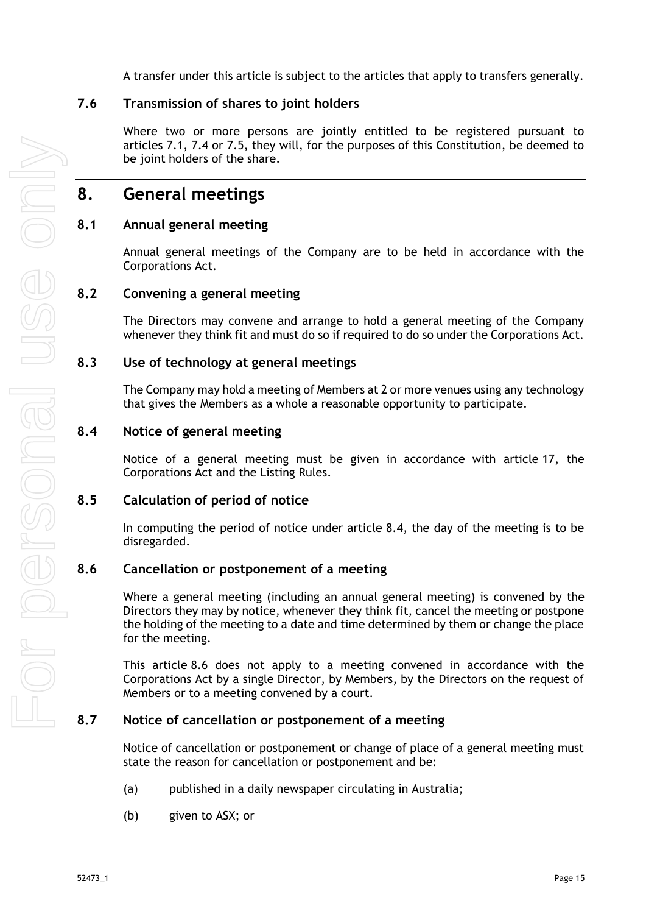A transfer under this article is subject to the articles that apply to transfers generally.

### 7.6 Transmission of shares to joint holders

Where two or more persons are jointly entitled to be registered pursuant to articles 7.1, 7.4 or 7.5, they will, for the purposes of this Constitution, be deemed to be joint holders of the share.

## 8. General meetings

### 8.1 Annual general meeting

Annual general meetings of the Company are to be held in accordance with the Corporations Act.

### 8.2 Convening a general meeting

The Directors may convene and arrange to hold a general meeting of the Company whenever they think fit and must do so if required to do so under the Corporations Act.

### 8.3 Use of technology at general meetings

The Company may hold a meeting of Members at 2 or more venues using any technology that gives the Members as a whole a reasonable opportunity to participate.

### 8.4 Notice of general meeting

Notice of a general meeting must be given in accordance with article 17, the Corporations Act and the Listing Rules.

### 8.5 Calculation of period of notice

In computing the period of notice under article 8.4, the day of the meeting is to be disregarded.

### 8.6 Cancellation or postponement of a meeting

Where a general meeting (including an annual general meeting) is convened by the Directors they may by notice, whenever they think fit, cancel the meeting or postpone the holding of the meeting to a date and time determined by them or change the place for the meeting.

This article 8.6 does not apply to a meeting convened in accordance with the Corporations Act by a single Director, by Members, by the Directors on the request of Members or to a meeting convened by a court.

### 8.7 Notice of cancellation or postponement of a meeting

Notice of cancellation or postponement or change of place of a general meeting must state the reason for cancellation or postponement and be:

(a) published in a daily newspaper circulating in Australia;

(b) given to ASX; or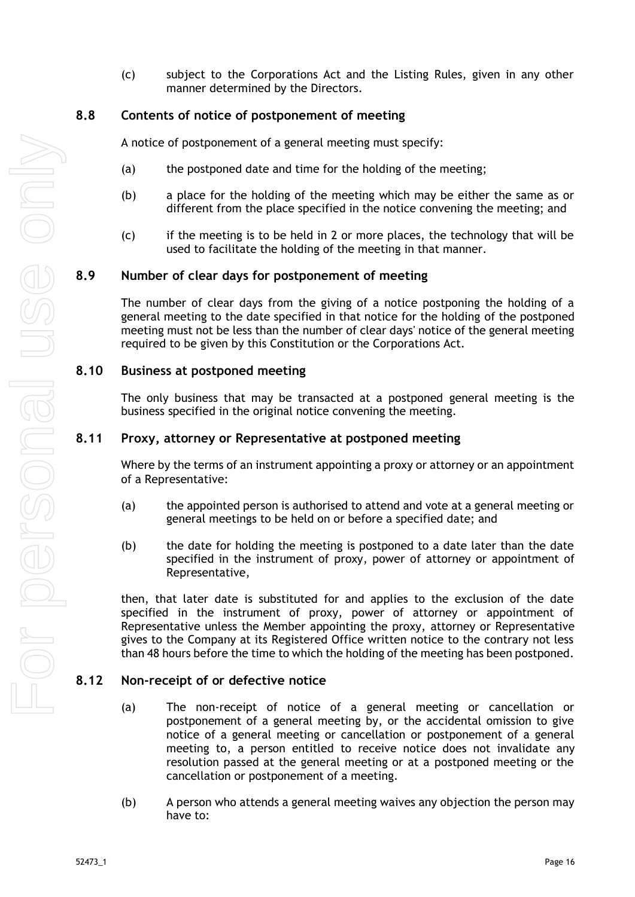(c) subject to the Corporations Act and the Listing Rules, given in any other manner determined by the Directors.

### 8.8 Contents of notice of postponement of meeting

A notice of postponement of a general meeting must specify:

(a) the postponed date and time for the holding of the meeting;

(b) a place for the holding of the meeting which may be either the same as or different from the place specified in the notice convening the meeting; and

(c) if the meeting is to be held in 2 or more places, the technology that will be used to facilitate the holding of the meeting in that manner.

### 8.9 Number of clear days for postponement of meeting

The number of clear days from the giving of a notice postponing the holding of a general meeting to the date specified in that notice for the holding of the postponed meeting must not be less than the number of clear days' notice of the general meeting required to be given by this Constitution or the Corporations Act.

### 8.10 Business at postponed meeting

The only business that may be transacted at a postponed general meeting is the business specified in the original notice convening the meeting.

### 8.11 Proxy, attorney or Representative at postponed meeting

Where by the terms of an instrument appointing a proxy or attorney or an appointment of a Representative:

(a) the appointed person is authorised to attend and vote at a general meeting or general meetings to be held on or before a specified date; and

(b) the date for holding the meeting is postponed to a date later than the date specified in the instrument of proxy, power of attorney or appointment of Representative,

then, that later date is substituted for and applies to the exclusion of the date specified in the instrument of proxy, power of attorney or appointment of Representative unless the Member appointing the proxy, attorney or Representative gives to the Company at its Registered Office written notice to the contrary not less than 48 hours before the time to which the holding of the meeting has been postponed.

### 8.12 Non-receipt of or defective notice

(a) The non-receipt of notice of a general meeting or cancellation or postponement of a general meeting by, or the accidental omission to give notice of a general meeting or cancellation or postponement of a general meeting to, a person entitled to receive notice does not invalidate any resolution passed at the general meeting or at a postponed meeting or the cancellation or postponement of a meeting.

(b) A person who attends a general meeting waives any objection the person may have to: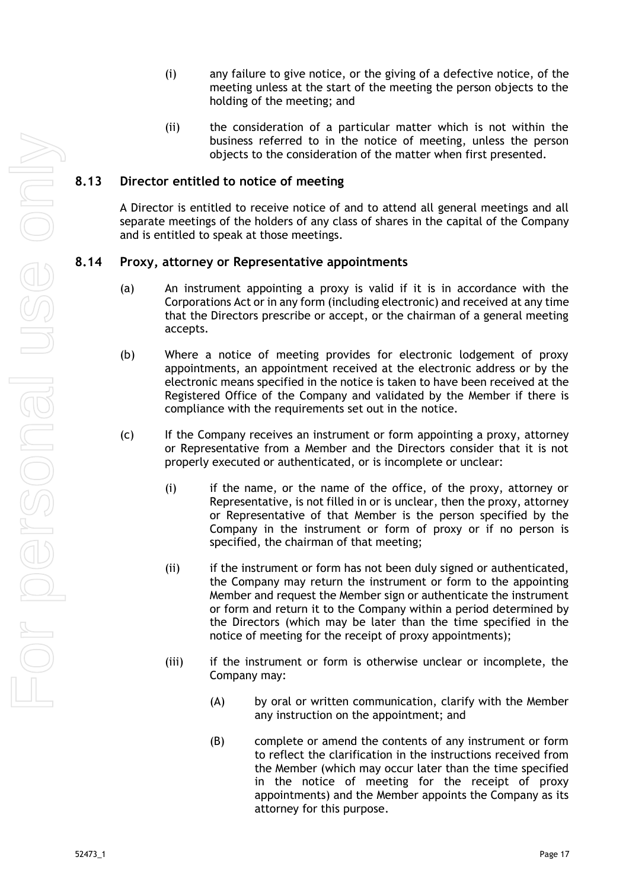(i) any failure to give notice, or the giving of a defective notice, of the meeting unless at the start of the meeting the person objects to the holding of the meeting; and

(ii) the consideration of a particular matter which is not within the business referred to in the notice of meeting, unless the person objects to the consideration of the matter when first presented.

## 8.13 Director entitled to notice of meeting

A Director is entitled to receive notice of and to attend all general meetings and all separate meetings of the holders of any class of shares in the capital of the Company and is entitled to speak at those meetings.

## 8.14 Proxy, attorney or Representative appointments

(a) An instrument appointing a proxy is valid if it is in accordance with the Corporations Act or in any form (including electronic) and received at any time that the Directors prescribe or accept, or the chairman of a general meeting accepts.

(b) Where a notice of meeting provides for electronic lodgement of proxy appointments, an appointment received at the electronic address or by the electronic means specified in the notice is taken to have been received at the Registered Office of the Company and validated by the Member if there is compliance with the requirements set out in the notice.

(c) If the Company receives an instrument or form appointing a proxy, attorney or Representative from a Member and the Directors consider that it is not properly executed or authenticated, or is incomplete or unclear:

(i) if the name, or the name of the office, of the proxy, attorney or Representative, is not filled in or is unclear, then the proxy, attorney or Representative of that Member is the person specified by the Company in the instrument or form of proxy or if no person is specified, the chairman of that meeting;

(ii) if the instrument or form has not been duly signed or authenticated, the Company may return the instrument or form to the appointing Member and request the Member sign or authenticate the instrument or form and return it to the Company within a period determined by the Directors (which may be later than the time specified in the notice of meeting for the receipt of proxy appointments);

(iii) if the instrument or form is otherwise unclear or incomplete, the Company may:

(A) by oral or written communication, clarify with the Member any instruction on the appointment; and

(B) complete or amend the contents of any instrument or form to reflect the clarification in the instructions received from the Member (which may occur later than the time specified in the notice of meeting for the receipt of proxy appointments) and the Member appoints the Company as its attorney for this purpose.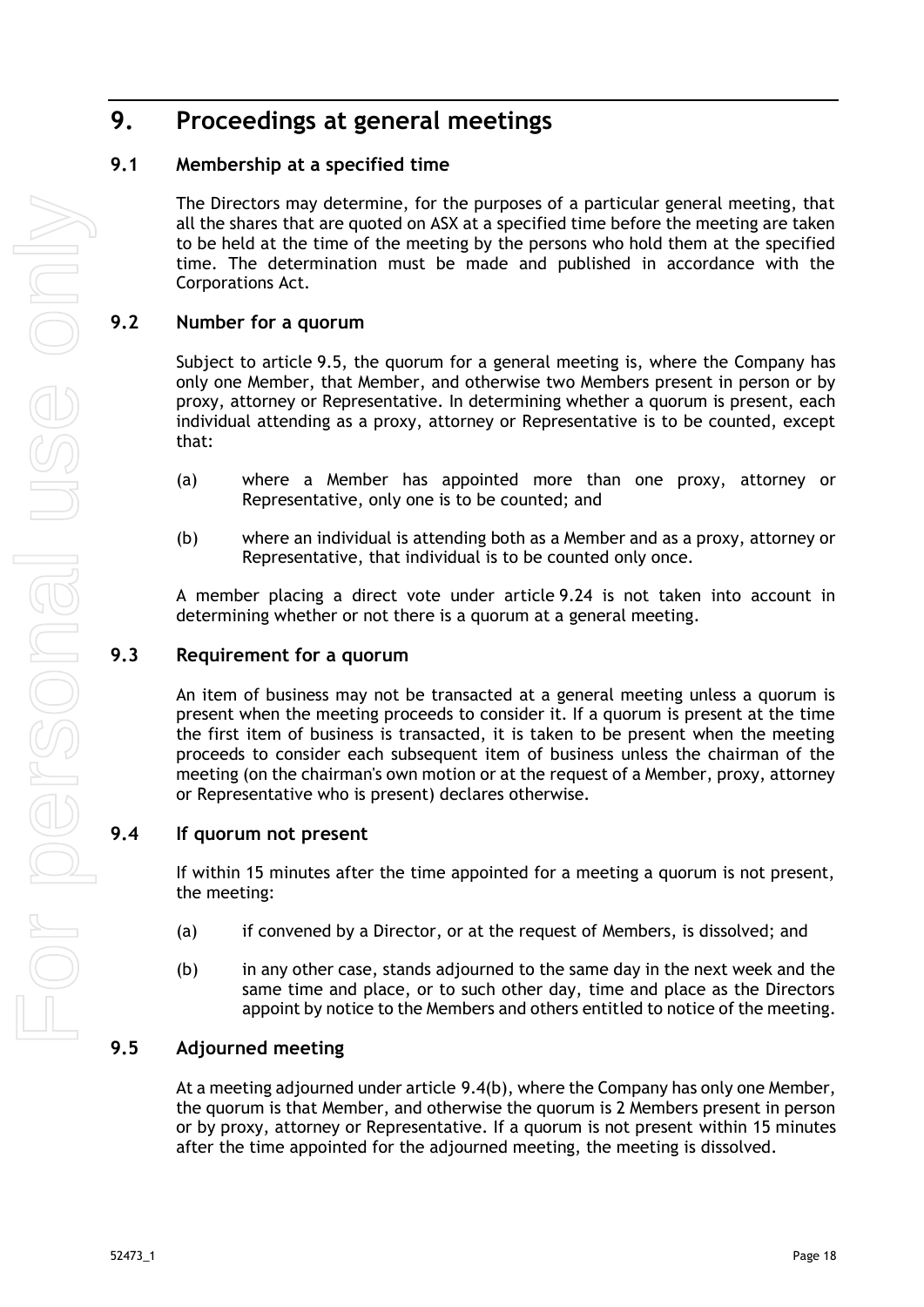# 9. Proceedings at general meetings

## 9.1 Membership at a specified time

The Directors may determine, for the purposes of a particular general meeting, that all the shares that are quoted on ASX at a specified time before the meeting are taken to be held at the time of the meeting by the persons who hold them at the specified time. The determination must be made and published in accordance with the Corporations Act.

## 9.2 Number for a quorum

Subject to article 9.5, the quorum for a general meeting is, where the Company has only one Member, that Member, and otherwise two Members present in person or by proxy, attorney or Representative. In determining whether a quorum is present, each individual attending as a proxy, attorney or Representative is to be counted, except that:

(a) where a Member has appointed more than one proxy, attorney or Representative, only one is to be counted; and

(b) where an individual is attending both as a Member and as a proxy, attorney or Representative, that individual is to be counted only once.

A member placing a direct vote under article 9.24 is not taken into account in determining whether or not there is a quorum at a general meeting.

## 9.3 Requirement for a quorum

An item of business may not be transacted at a general meeting unless a quorum is present when the meeting proceeds to consider it. If a quorum is present at the time the first item of business is transacted, it is taken to be present when the meeting proceeds to consider each subsequent item of business unless the chairman of the meeting (on the chairman's own motion or at the request of a Member, proxy, attorney or Representative who is present) declares otherwise.

## 9.4 If quorum not present

If within 15 minutes after the time appointed for a meeting a quorum is not present, the meeting:

(a) if convened by a Director, or at the request of Members, is dissolved; and

(b) in any other case, stands adjourned to the same day in the next week and the same time and place, or to such other day, time and place as the Directors appoint by notice to the Members and others entitled to notice of the meeting.

## 9.5 Adjourned meeting

At a meeting adjourned under article 9.4(b), where the Company has only one Member, the quorum is that Member, and otherwise the quorum is 2 Members present in person or by proxy, attorney or Representative. If a quorum is not present within 15 minutes after the time appointed for the adjourned meeting, the meeting is dissolved.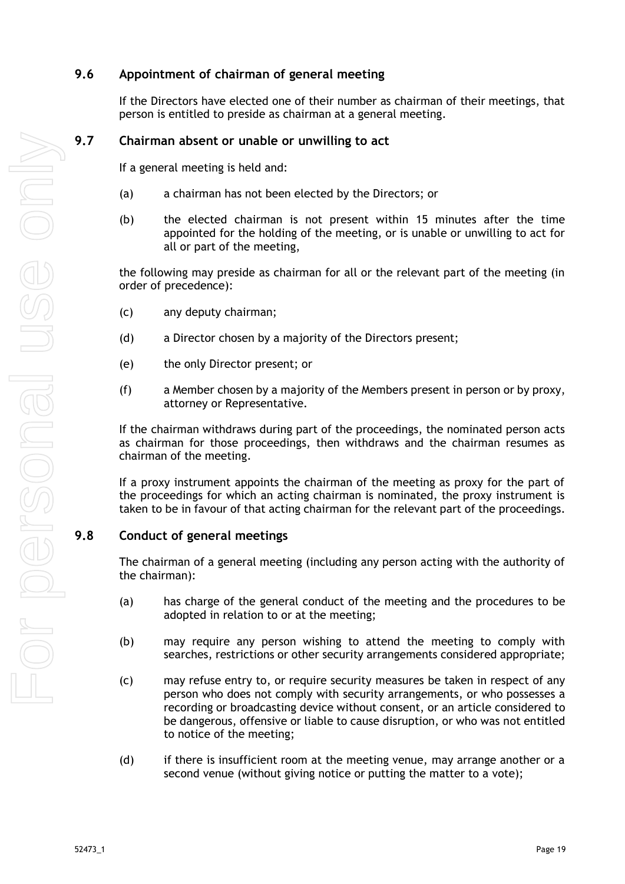### 9.6 Appointment of chairman of general meeting

If the Directors have elected one of their number as chairman of their meetings, that person is entitled to preside as chairman at a general meeting.

### 9.7 Chairman absent or unable or unwilling to act

If a general meeting is held and:

(a) a chairman has not been elected by the Directors; or

(b) the elected chairman is not present within 15 minutes after the time appointed for the holding of the meeting, or is unable or unwilling to act for all or part of the meeting,

the following may preside as chairman for all or the relevant part of the meeting (in order of precedence):

(c) any deputy chairman;

(d) a Director chosen by a majority of the Directors present;

(e) the only Director present; or

(f) a Member chosen by a majority of the Members present in person or by proxy, attorney or Representative.

If the chairman withdraws during part of the proceedings, the nominated person acts as chairman for those proceedings, then withdraws and the chairman resumes as chairman of the meeting.

If a proxy instrument appoints the chairman of the meeting as proxy for the part of the proceedings for which an acting chairman is nominated, the proxy instrument is taken to be in favour of that acting chairman for the relevant part of the proceedings.

### 9.8 Conduct of general meetings

The chairman of a general meeting (including any person acting with the authority of the chairman):

(a) has charge of the general conduct of the meeting and the procedures to be adopted in relation to or at the meeting;

(b) may require any person wishing to attend the meeting to comply with searches, restrictions or other security arrangements considered appropriate;

(c) may refuse entry to, or require security measures be taken in respect of any person who does not comply with security arrangements, or who possesses a recording or broadcasting device without consent, or an article considered to be dangerous, offensive or liable to cause disruption, or who was not entitled to notice of the meeting;

(d) if there is insufficient room at the meeting venue, may arrange another or a second venue (without giving notice or putting the matter to a vote);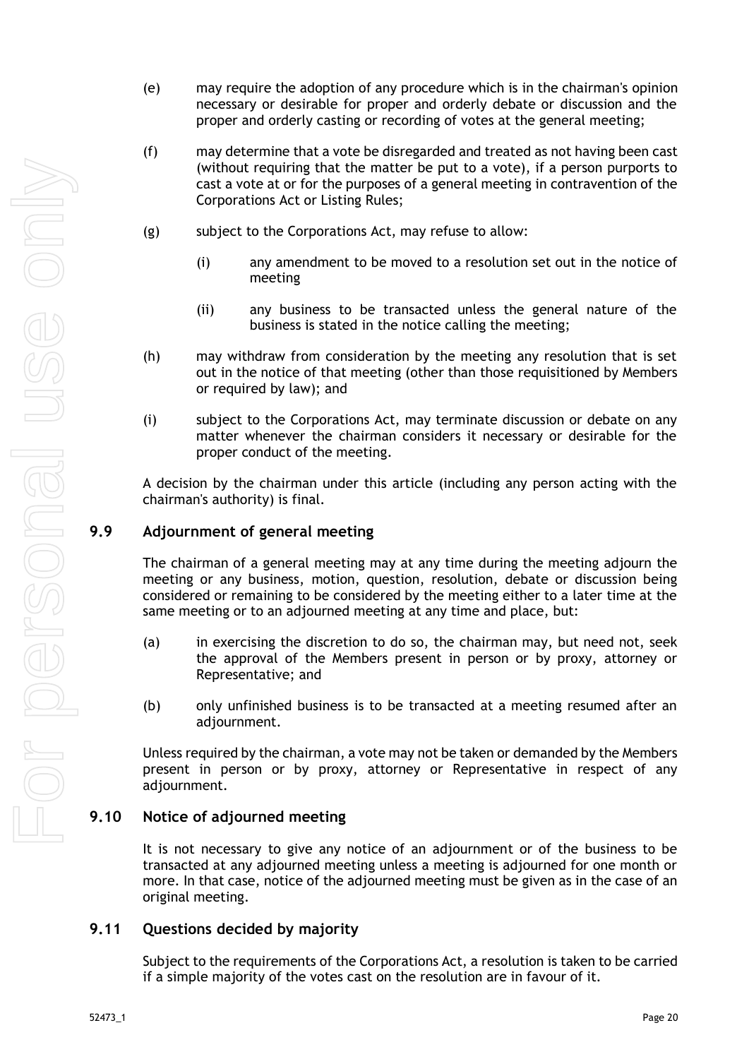(e) may require the adoption of any procedure which is in the chairman's opinion necessary or desirable for proper and orderly debate or discussion and the proper and orderly casting or recording of votes at the general meeting;

(f) may determine that a vote be disregarded and treated as not having been cast (without requiring that the matter be put to a vote), if a person purports to cast a vote at or for the purposes of a general meeting in contravention of the Corporations Act or Listing Rules;

(g) subject to the Corporations Act, may refuse to allow:

  (i) any amendment to be moved to a resolution set out in the notice of meeting

  (ii) any business to be transacted unless the general nature of the business is stated in the notice calling the meeting;

(h) may withdraw from consideration by the meeting any resolution that is set out in the notice of that meeting (other than those requisitioned by Members or required by law); and

(i) subject to the Corporations Act, may terminate discussion or debate on any matter whenever the chairman considers it necessary or desirable for the proper conduct of the meeting.

A decision by the chairman under this article (including any person acting with the chairman's authority) is final.

## 9.9 Adjournment of general meeting

The chairman of a general meeting may at any time during the meeting adjourn the meeting or any business, motion, question, resolution, debate or discussion being considered or remaining to be considered by the meeting either to a later time at the same meeting or to an adjourned meeting at any time and place, but:

(a) in exercising the discretion to do so, the chairman may, but need not, seek the approval of the Members present in person or by proxy, attorney or Representative; and

(b) only unfinished business is to be transacted at a meeting resumed after an adjournment.

Unless required by the chairman, a vote may not be taken or demanded by the Members present in person or by proxy, attorney or Representative in respect of any adjournment.

## 9.10 Notice of adjourned meeting

It is not necessary to give any notice of an adjournment or of the business to be transacted at any adjourned meeting unless a meeting is adjourned for one month or more. In that case, notice of the adjourned meeting must be given as in the case of an original meeting.

## 9.11 Questions decided by majority

Subject to the requirements of the Corporations Act, a resolution is taken to be carried if a simple majority of the votes cast on the resolution are in favour of it.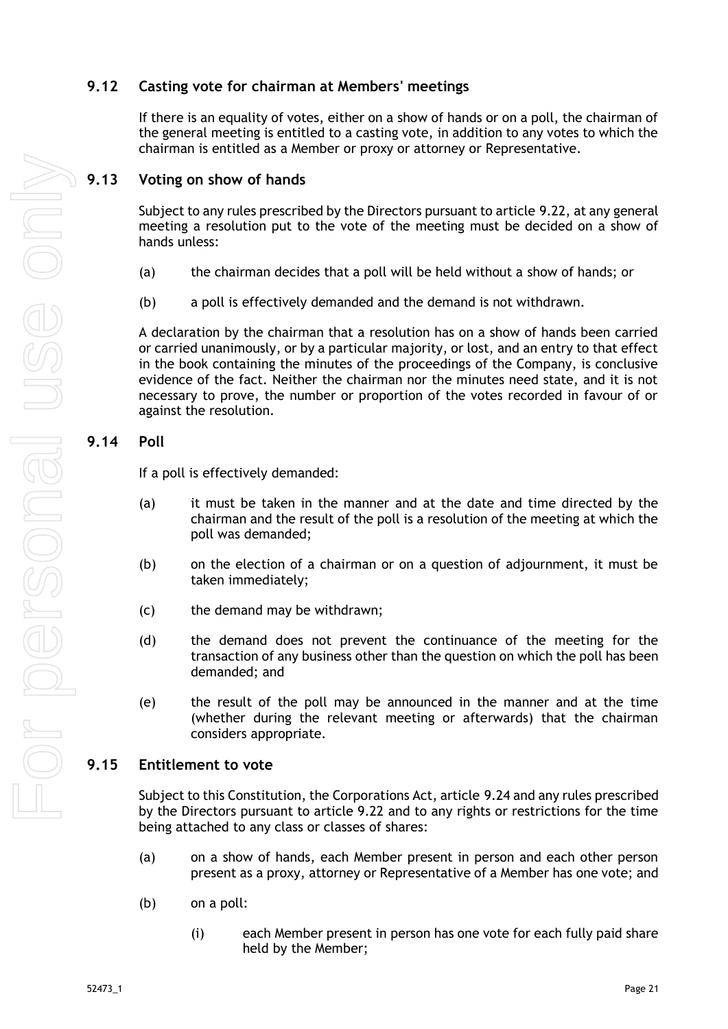### 9.12 Casting vote for chairman at Members' meetings

If there is an equality of votes, either on a show of hands or on a poll, the chairman of the general meeting is entitled to a casting vote, in addition to any votes to which the chairman is entitled as a Member or proxy or attorney or Representative.

### 9.13 Voting on show of hands

Subject to any rules prescribed by the Directors pursuant to article 9.22, at any general meeting a resolution put to the vote of the meeting must be decided on a show of hands unless:

(a) the chairman decides that a poll will be held without a show of hands; or

(b) a poll is effectively demanded and the demand is not withdrawn.

A declaration by the chairman that a resolution has on a show of hands been carried or carried unanimously, or by a particular majority, or lost, and an entry to that effect in the book containing the minutes of the proceedings of the Company, is conclusive evidence of the fact. Neither the chairman nor the minutes need state, and it is not necessary to prove, the number or proportion of the votes recorded in favour of or against the resolution.

### 9.14 Poll

If a poll is effectively demanded:

(a) it must be taken in the manner and at the date and time directed by the chairman and the result of the poll is a resolution of the meeting at which the poll was demanded;

(b) on the election of a chairman or on a question of adjournment, it must be taken immediately;

(c) the demand may be withdrawn;

(d) the demand does not prevent the continuance of the meeting for the transaction of any business other than the question on which the poll has been demanded; and

(e) the result of the poll may be announced in the manner and at the time (whether during the relevant meeting or afterwards) that the chairman considers appropriate.

### 9.15 Entitlement to vote

Subject to this Constitution, the Corporations Act, article 9.24 and any rules prescribed by the Directors pursuant to article 9.22 and to any rights or restrictions for the time being attached to any class or classes of shares:

(a) on a show of hands, each Member present in person and each other person present as a proxy, attorney or Representative of a Member has one vote; and

(b) on a poll:

(i) each Member present in person has one vote for each fully paid share held by the Member;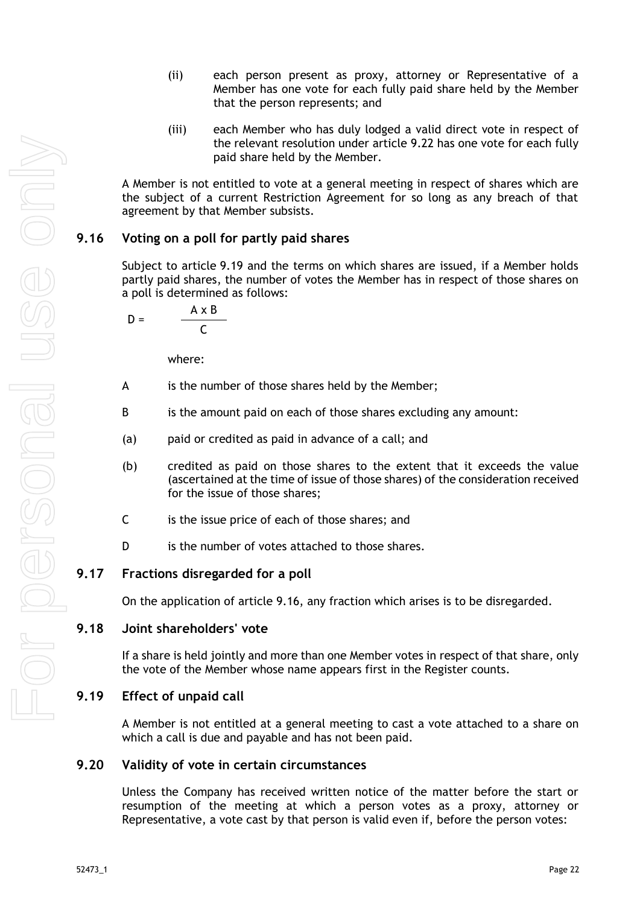(ii) each person present as proxy, attorney or Representative of a Member has one vote for each fully paid share held by the Member that the person represents; and

(iii) each Member who has duly lodged a valid direct vote in respect of the relevant resolution under article 9.22 has one vote for each fully paid share held by the Member.

A Member is not entitled to vote at a general meeting in respect of shares which are the subject of a current Restriction Agreement for so long as any breach of that agreement by that Member subsists.

## 9.16 Voting on a poll for partly paid shares

Subject to article 9.19 and the terms on which shares are issued, if a Member holds partly paid shares, the number of votes the Member has in respect of those shares on a poll is determined as follows:

$$D = \frac{A \times B}{C}$$

where:

A is the number of those shares held by the Member;

B is the amount paid on each of those shares excluding any amount:

(a) paid or credited as paid in advance of a call; and

(b) credited as paid on those shares to the extent that it exceeds the value (ascertained at the time of issue of those shares) of the consideration received for the issue of those shares;

C is the issue price of each of those shares; and

D is the number of votes attached to those shares.

## 9.17 Fractions disregarded for a poll

On the application of article 9.16, any fraction which arises is to be disregarded.

## 9.18 Joint shareholders' vote

If a share is held jointly and more than one Member votes in respect of that share, only the vote of the Member whose name appears first in the Register counts.

## 9.19 Effect of unpaid call

A Member is not entitled at a general meeting to cast a vote attached to a share on which a call is due and payable and has not been paid.

## 9.20 Validity of vote in certain circumstances

Unless the Company has received written notice of the matter before the start or resumption of the meeting at which a person votes as a proxy, attorney or Representative, a vote cast by that person is valid even if, before the person votes: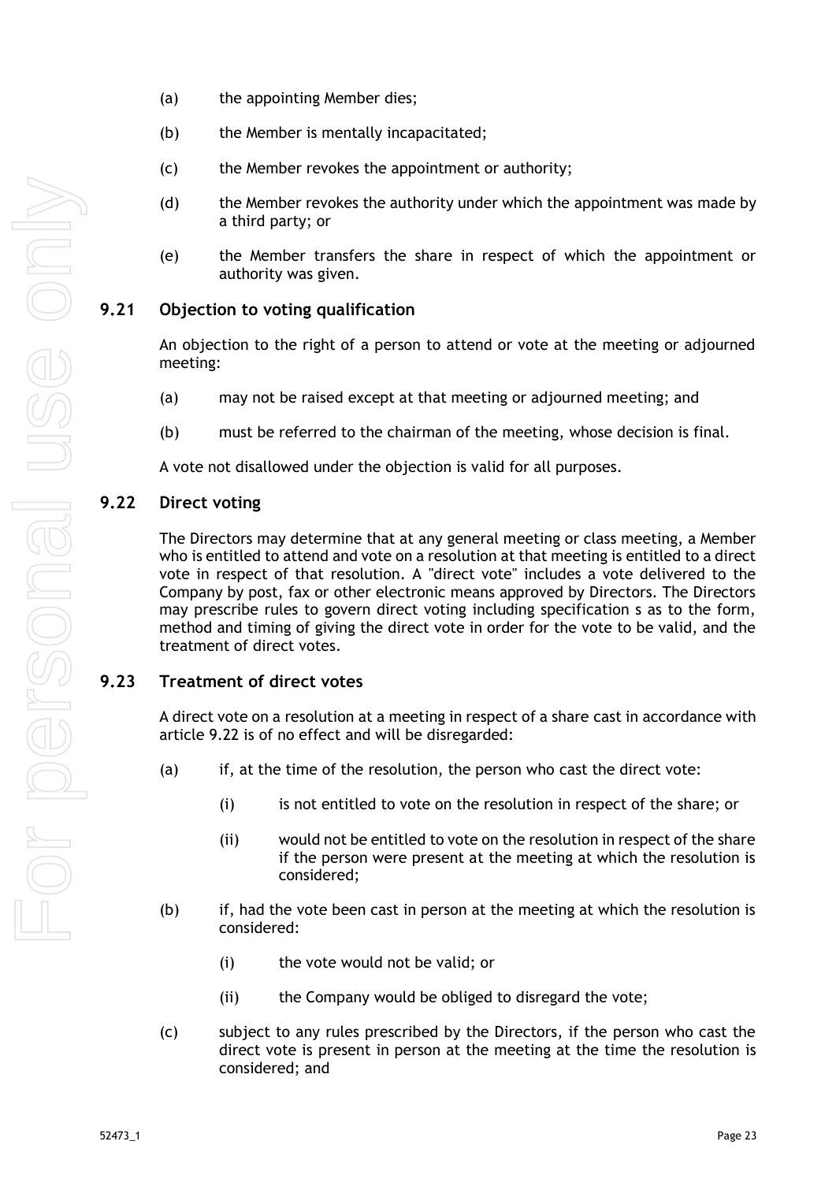(a) the appointing Member dies;

(b) the Member is mentally incapacitated;

(c) the Member revokes the appointment or authority;

(d) the Member revokes the authority under which the appointment was made by a third party; or

(e) the Member transfers the share in respect of which the appointment or authority was given.

## 9.21 Objection to voting qualification

An objection to the right of a person to attend or vote at the meeting or adjourned meeting:

(a) may not be raised except at that meeting or adjourned meeting; and

(b) must be referred to the chairman of the meeting, whose decision is final.

A vote not disallowed under the objection is valid for all purposes.

## 9.22 Direct voting

The Directors may determine that at any general meeting or class meeting, a Member who is entitled to attend and vote on a resolution at that meeting is entitled to a direct vote in respect of that resolution. A "direct vote" includes a vote delivered to the Company by post, fax or other electronic means approved by Directors. The Directors may prescribe rules to govern direct voting including specification s as to the form, method and timing of giving the direct vote in order for the vote to be valid, and the treatment of direct votes.

## 9.23 Treatment of direct votes

A direct vote on a resolution at a meeting in respect of a share cast in accordance with article 9.22 is of no effect and will be disregarded:

(a) if, at the time of the resolution, the person who cast the direct vote:

   (i) is not entitled to vote on the resolution in respect of the share; or

   (ii) would not be entitled to vote on the resolution in respect of the share if the person were present at the meeting at which the resolution is considered;

(b) if, had the vote been cast in person at the meeting at which the resolution is considered:

   (i) the vote would not be valid; or

   (ii) the Company would be obliged to disregard the vote;

(c) subject to any rules prescribed by the Directors, if the person who cast the direct vote is present in person at the meeting at the time the resolution is considered; and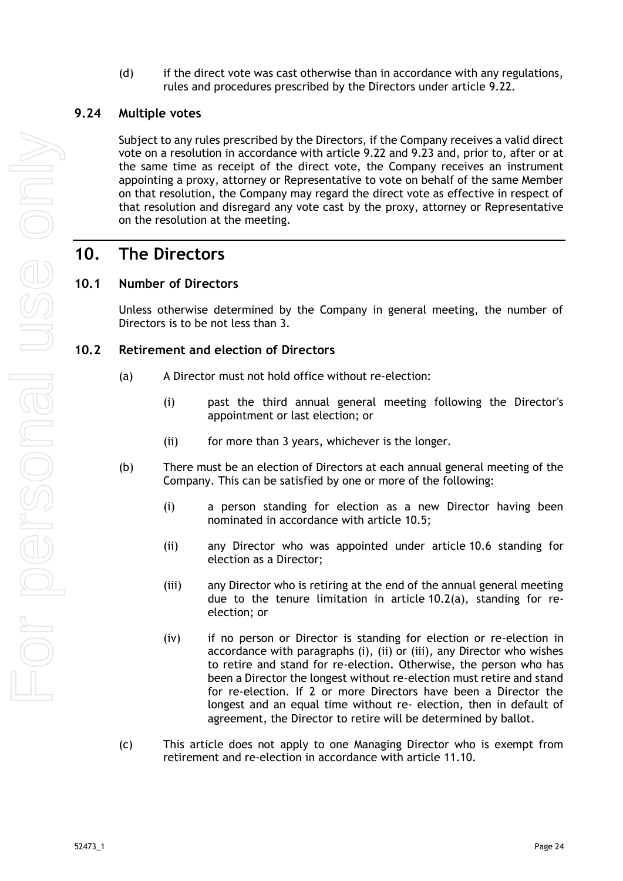(d) if the direct vote was cast otherwise than in accordance with any regulations, rules and procedures prescribed by the Directors under article 9.22.

### 9.24 Multiple votes

Subject to any rules prescribed by the Directors, if the Company receives a valid direct vote on a resolution in accordance with article 9.22 and 9.23 and, prior to, after or at the same time as receipt of the direct vote, the Company receives an instrument appointing a proxy, attorney or Representative to vote on behalf of the same Member on that resolution, the Company may regard the direct vote as effective in respect of that resolution and disregard any vote cast by the proxy, attorney or Representative on the resolution at the meeting.

## 10. The Directors

### 10.1 Number of Directors

Unless otherwise determined by the Company in general meeting, the number of Directors is to be not less than 3.

### 10.2 Retirement and election of Directors

(a) A Director must not hold office without re-election:

(i) past the third annual general meeting following the Director's appointment or last election; or

(ii) for more than 3 years, whichever is the longer.

(b) There must be an election of Directors at each annual general meeting of the Company. This can be satisfied by one or more of the following:

(i) a person standing for election as a new Director having been nominated in accordance with article 10.5;

(ii) any Director who was appointed under article 10.6 standing for election as a Director;

(iii) any Director who is retiring at the end of the annual general meeting due to the tenure limitation in article 10.2(a), standing for re-election; or

(iv) if no person or Director is standing for election or re-election in accordance with paragraphs (i), (ii) or (iii), any Director who wishes to retire and stand for re-election. Otherwise, the person who has been a Director the longest without re-election must retire and stand for re-election. If 2 or more Directors have been a Director the longest and an equal time without re- election, then in default of agreement, the Director to retire will be determined by ballot.

(c) This article does not apply to one Managing Director who is exempt from retirement and re-election in accordance with article 11.10.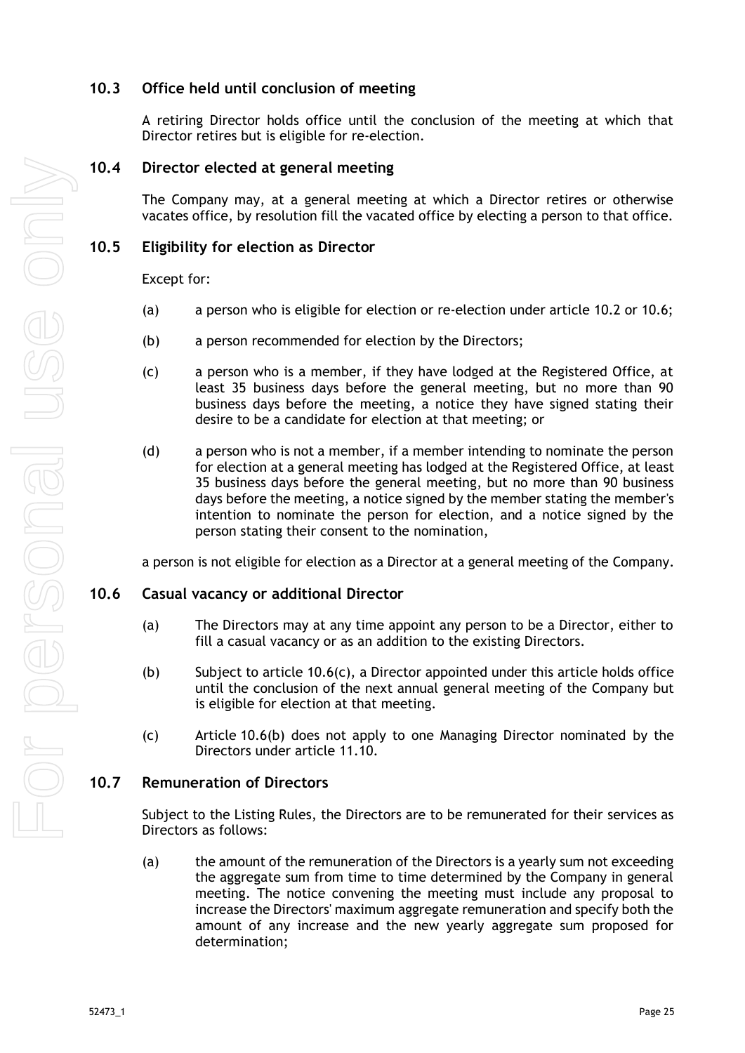### 10.3 Office held until conclusion of meeting

A retiring Director holds office until the conclusion of the meeting at which that Director retires but is eligible for re-election.

### 10.4 Director elected at general meeting

The Company may, at a general meeting at which a Director retires or otherwise vacates office, by resolution fill the vacated office by electing a person to that office.

### 10.5 Eligibility for election as Director

Except for:

(a) a person who is eligible for election or re-election under article 10.2 or 10.6;

(b) a person recommended for election by the Directors;

(c) a person who is a member, if they have lodged at the Registered Office, at least 35 business days before the general meeting, but no more than 90 business days before the meeting, a notice they have signed stating their desire to be a candidate for election at that meeting; or

(d) a person who is not a member, if a member intending to nominate the person for election at a general meeting has lodged at the Registered Office, at least 35 business days before the general meeting, but no more than 90 business days before the meeting, a notice signed by the member stating the member's intention to nominate the person for election, and a notice signed by the person stating their consent to the nomination,

a person is not eligible for election as a Director at a general meeting of the Company.

### 10.6 Casual vacancy or additional Director

(a) The Directors may at any time appoint any person to be a Director, either to fill a casual vacancy or as an addition to the existing Directors.

(b) Subject to article 10.6(c), a Director appointed under this article holds office until the conclusion of the next annual general meeting of the Company but is eligible for election at that meeting.

(c) Article 10.6(b) does not apply to one Managing Director nominated by the Directors under article 11.10.

### 10.7 Remuneration of Directors

Subject to the Listing Rules, the Directors are to be remunerated for their services as Directors as follows:

(a) the amount of the remuneration of the Directors is a yearly sum not exceeding the aggregate sum from time to time determined by the Company in general meeting. The notice convening the meeting must include any proposal to increase the Directors' maximum aggregate remuneration and specify both the amount of any increase and the new yearly aggregate sum proposed for determination;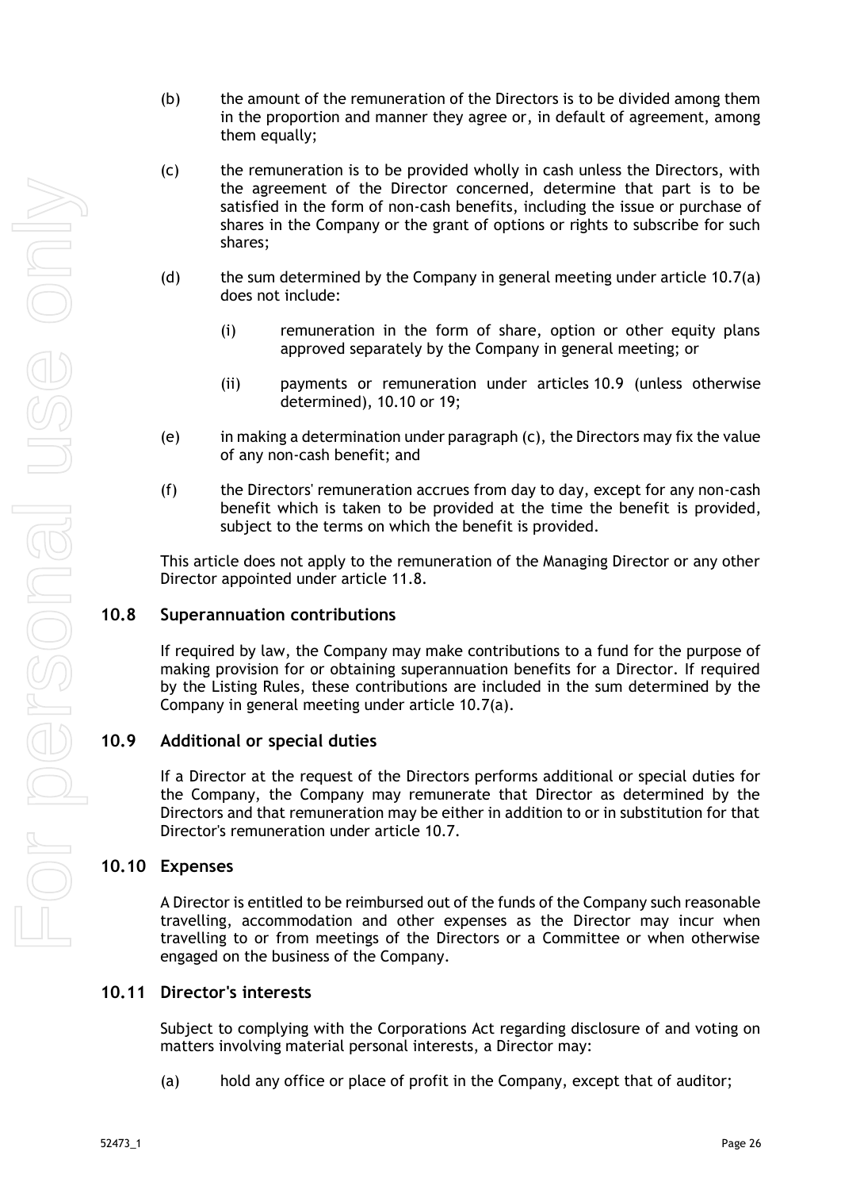(b) the amount of the remuneration of the Directors is to be divided among them in the proportion and manner they agree or, in default of agreement, among them equally;

(c) the remuneration is to be provided wholly in cash unless the Directors, with the agreement of the Director concerned, determine that part is to be satisfied in the form of non-cash benefits, including the issue or purchase of shares in the Company or the grant of options or rights to subscribe for such shares;

(d) the sum determined by the Company in general meeting under article 10.7(a) does not include:

 (i) remuneration in the form of share, option or other equity plans approved separately by the Company in general meeting; or

 (ii) payments or remuneration under articles 10.9 (unless otherwise determined), 10.10 or 19;

(e) in making a determination under paragraph (c), the Directors may fix the value of any non-cash benefit; and

(f) the Directors' remuneration accrues from day to day, except for any non-cash benefit which is taken to be provided at the time the benefit is provided, subject to the terms on which the benefit is provided.

This article does not apply to the remuneration of the Managing Director or any other Director appointed under article 11.8.

## 10.8 Superannuation contributions

If required by law, the Company may make contributions to a fund for the purpose of making provision for or obtaining superannuation benefits for a Director. If required by the Listing Rules, these contributions are included in the sum determined by the Company in general meeting under article 10.7(a).

## 10.9 Additional or special duties

If a Director at the request of the Directors performs additional or special duties for the Company, the Company may remunerate that Director as determined by the Directors and that remuneration may be either in addition to or in substitution for that Director's remuneration under article 10.7.

## 10.10 Expenses

A Director is entitled to be reimbursed out of the funds of the Company such reasonable travelling, accommodation and other expenses as the Director may incur when travelling to or from meetings of the Directors or a Committee or when otherwise engaged on the business of the Company.

## 10.11 Director's interests

Subject to complying with the Corporations Act regarding disclosure of and voting on matters involving material personal interests, a Director may:

(a) hold any office or place of profit in the Company, except that of auditor;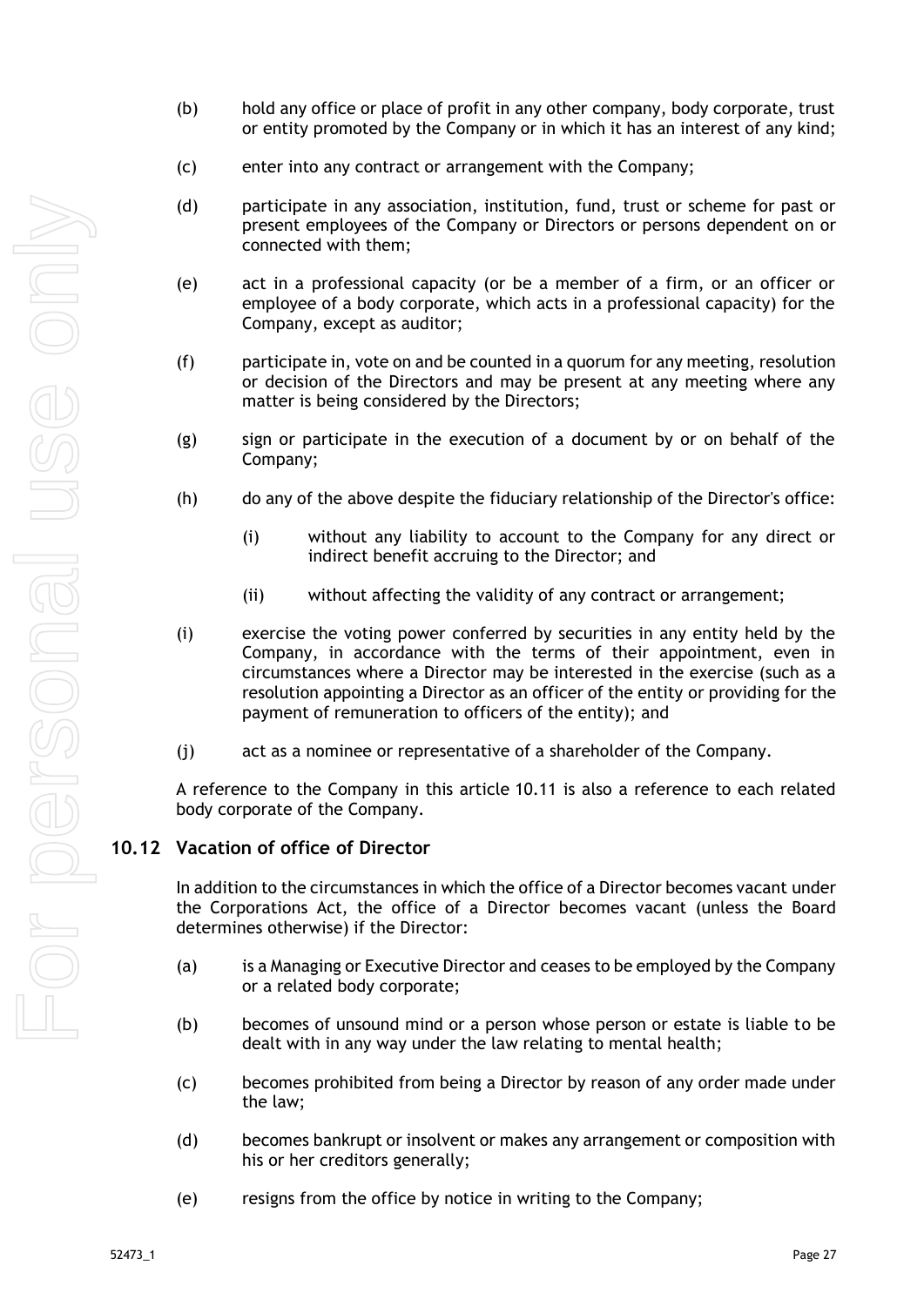(b) hold any office or place of profit in any other company, body corporate, trust or entity promoted by the Company or in which it has an interest of any kind;

(c) enter into any contract or arrangement with the Company;

(d) participate in any association, institution, fund, trust or scheme for past or present employees of the Company or Directors or persons dependent on or connected with them;

(e) act in a professional capacity (or be a member of a firm, or an officer or employee of a body corporate, which acts in a professional capacity) for the Company, except as auditor;

(f) participate in, vote on and be counted in a quorum for any meeting, resolution or decision of the Directors and may be present at any meeting where any matter is being considered by the Directors;

(g) sign or participate in the execution of a document by or on behalf of the Company;

(h) do any of the above despite the fiduciary relationship of the Director's office:

  (i) without any liability to account to the Company for any direct or indirect benefit accruing to the Director; and

  (ii) without affecting the validity of any contract or arrangement;

(i) exercise the voting power conferred by securities in any entity held by the Company, in accordance with the terms of their appointment, even in circumstances where a Director may be interested in the exercise (such as a resolution appointing a Director as an officer of the entity or providing for the payment of remuneration to officers of the entity); and

(j) act as a nominee or representative of a shareholder of the Company.

A reference to the Company in this article 10.11 is also a reference to each related body corporate of the Company.

## 10.12 Vacation of office of Director

In addition to the circumstances in which the office of a Director becomes vacant under the Corporations Act, the office of a Director becomes vacant (unless the Board determines otherwise) if the Director:

(a) is a Managing or Executive Director and ceases to be employed by the Company or a related body corporate;

(b) becomes of unsound mind or a person whose person or estate is liable to be dealt with in any way under the law relating to mental health;

(c) becomes prohibited from being a Director by reason of any order made under the law;

(d) becomes bankrupt or insolvent or makes any arrangement or composition with his or her creditors generally;

(e) resigns from the office by notice in writing to the Company;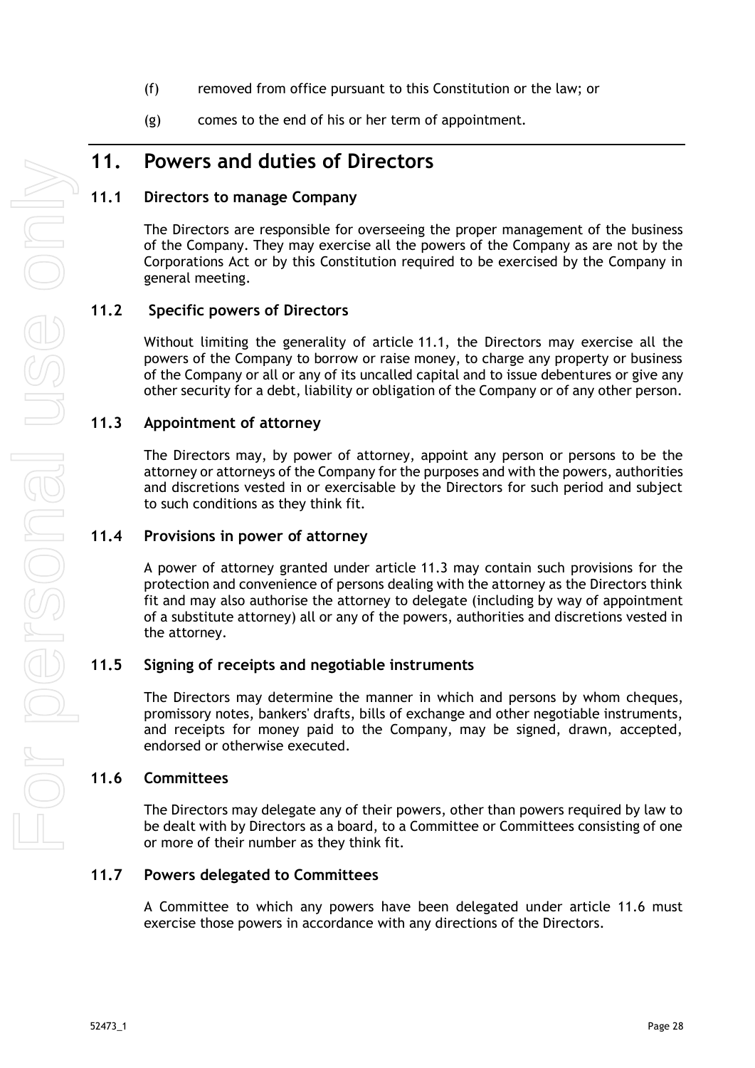(f) removed from office pursuant to this Constitution or the law; or

(g) comes to the end of his or her term of appointment.

# 11. Powers and duties of Directors

## 11.1 Directors to manage Company

The Directors are responsible for overseeing the proper management of the business of the Company. They may exercise all the powers of the Company as are not by the Corporations Act or by this Constitution required to be exercised by the Company in general meeting.

## 11.2 Specific powers of Directors

Without limiting the generality of article 11.1, the Directors may exercise all the powers of the Company to borrow or raise money, to charge any property or business of the Company or all or any of its uncalled capital and to issue debentures or give any other security for a debt, liability or obligation of the Company or of any other person.

## 11.3 Appointment of attorney

The Directors may, by power of attorney, appoint any person or persons to be the attorney or attorneys of the Company for the purposes and with the powers, authorities and discretions vested in or exercisable by the Directors for such period and subject to such conditions as they think fit.

## 11.4 Provisions in power of attorney

A power of attorney granted under article 11.3 may contain such provisions for the protection and convenience of persons dealing with the attorney as the Directors think fit and may also authorise the attorney to delegate (including by way of appointment of a substitute attorney) all or any of the powers, authorities and discretions vested in the attorney.

## 11.5 Signing of receipts and negotiable instruments

The Directors may determine the manner in which and persons by whom cheques, promissory notes, bankers' drafts, bills of exchange and other negotiable instruments, and receipts for money paid to the Company, may be signed, drawn, accepted, endorsed or otherwise executed.

## 11.6 Committees

The Directors may delegate any of their powers, other than powers required by law to be dealt with by Directors as a board, to a Committee or Committees consisting of one or more of their number as they think fit.

## 11.7 Powers delegated to Committees

A Committee to which any powers have been delegated under article 11.6 must exercise those powers in accordance with any directions of the Directors.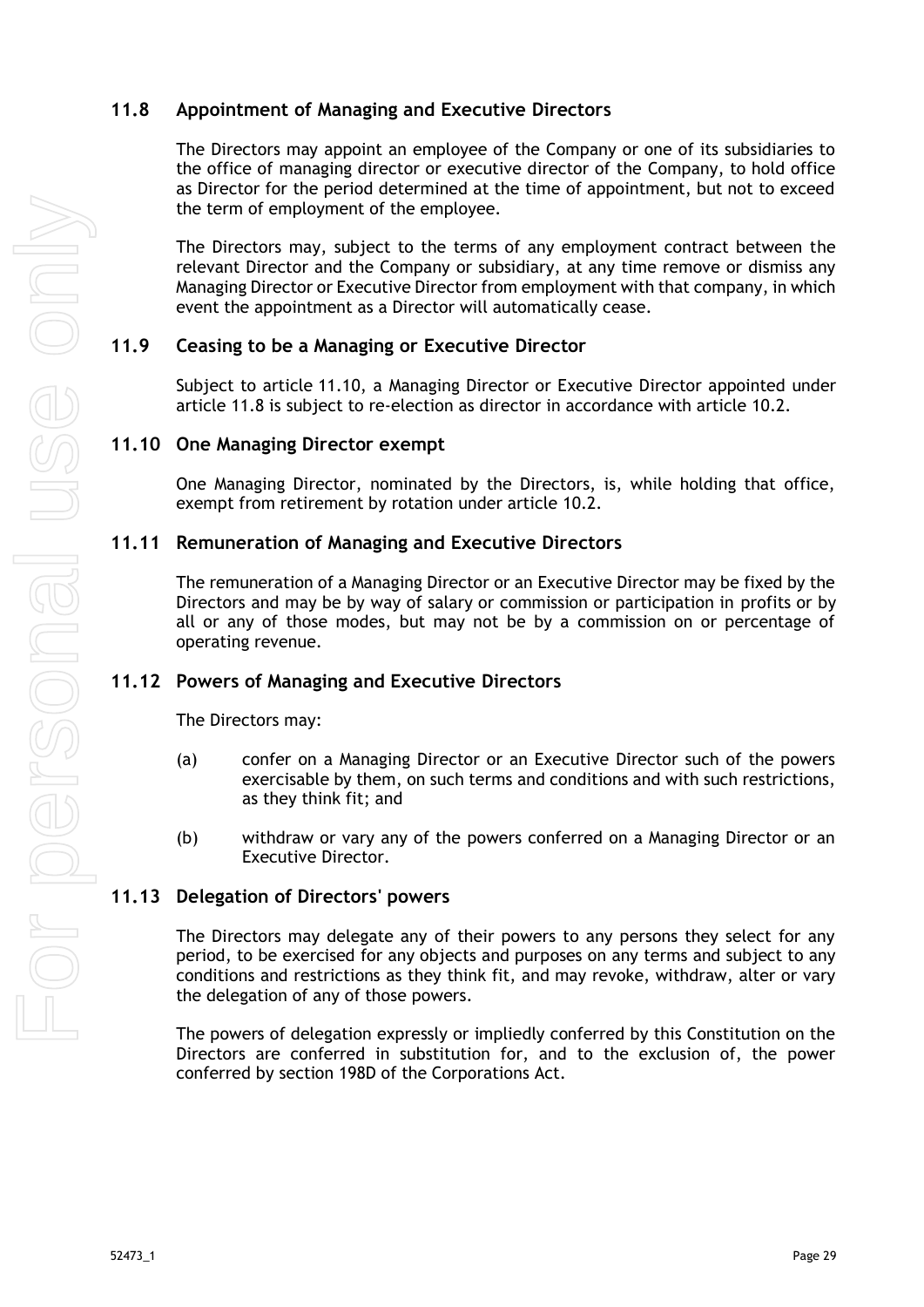## 11.8 Appointment of Managing and Executive Directors

The Directors may appoint an employee of the Company or one of its subsidiaries to the office of managing director or executive director of the Company, to hold office as Director for the period determined at the time of appointment, but not to exceed the term of employment of the employee.

The Directors may, subject to the terms of any employment contract between the relevant Director and the Company or subsidiary, at any time remove or dismiss any Managing Director or Executive Director from employment with that company, in which event the appointment as a Director will automatically cease.

## 11.9 Ceasing to be a Managing or Executive Director

Subject to article 11.10, a Managing Director or Executive Director appointed under article 11.8 is subject to re-election as director in accordance with article 10.2.

## 11.10 One Managing Director exempt

One Managing Director, nominated by the Directors, is, while holding that office, exempt from retirement by rotation under article 10.2.

## 11.11 Remuneration of Managing and Executive Directors

The remuneration of a Managing Director or an Executive Director may be fixed by the Directors and may be by way of salary or commission or participation in profits or by all or any of those modes, but may not be by a commission on or percentage of operating revenue.

## 11.12 Powers of Managing and Executive Directors

The Directors may:

(a) confer on a Managing Director or an Executive Director such of the powers exercisable by them, on such terms and conditions and with such restrictions, as they think fit; and

(b) withdraw or vary any of the powers conferred on a Managing Director or an Executive Director.

## 11.13 Delegation of Directors' powers

The Directors may delegate any of their powers to any persons they select for any period, to be exercised for any objects and purposes on any terms and subject to any conditions and restrictions as they think fit, and may revoke, withdraw, alter or vary the delegation of any of those powers.

The powers of delegation expressly or impliedly conferred by this Constitution on the Directors are conferred in substitution for, and to the exclusion of, the power conferred by section 198D of the Corporations Act.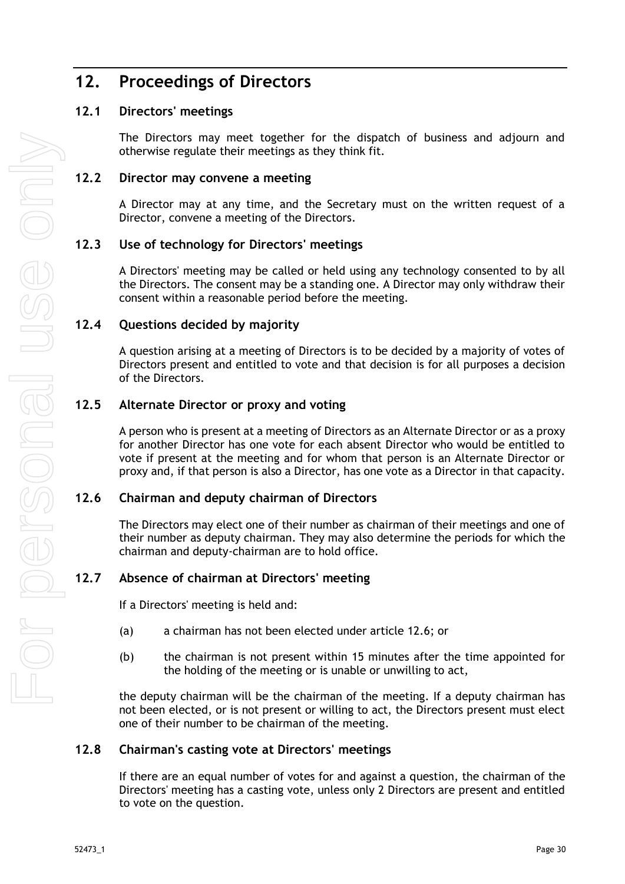# 12. Proceedings of Directors

## 12.1 Directors' meetings

The Directors may meet together for the dispatch of business and adjourn and otherwise regulate their meetings as they think fit.

## 12.2 Director may convene a meeting

A Director may at any time, and the Secretary must on the written request of a Director, convene a meeting of the Directors.

## 12.3 Use of technology for Directors' meetings

A Directors' meeting may be called or held using any technology consented to by all the Directors. The consent may be a standing one. A Director may only withdraw their consent within a reasonable period before the meeting.

## 12.4 Questions decided by majority

A question arising at a meeting of Directors is to be decided by a majority of votes of Directors present and entitled to vote and that decision is for all purposes a decision of the Directors.

## 12.5 Alternate Director or proxy and voting

A person who is present at a meeting of Directors as an Alternate Director or as a proxy for another Director has one vote for each absent Director who would be entitled to vote if present at the meeting and for whom that person is an Alternate Director or proxy and, if that person is also a Director, has one vote as a Director in that capacity.

## 12.6 Chairman and deputy chairman of Directors

The Directors may elect one of their number as chairman of their meetings and one of their number as deputy chairman. They may also determine the periods for which the chairman and deputy-chairman are to hold office.

## 12.7 Absence of chairman at Directors' meeting

If a Directors' meeting is held and:

(a) a chairman has not been elected under article 12.6; or

(b) the chairman is not present within 15 minutes after the time appointed for the holding of the meeting or is unable or unwilling to act,

the deputy chairman will be the chairman of the meeting. If a deputy chairman has not been elected, or is not present or willing to act, the Directors present must elect one of their number to be chairman of the meeting.

## 12.8 Chairman's casting vote at Directors' meetings

If there are an equal number of votes for and against a question, the chairman of the Directors' meeting has a casting vote, unless only 2 Directors are present and entitled to vote on the question.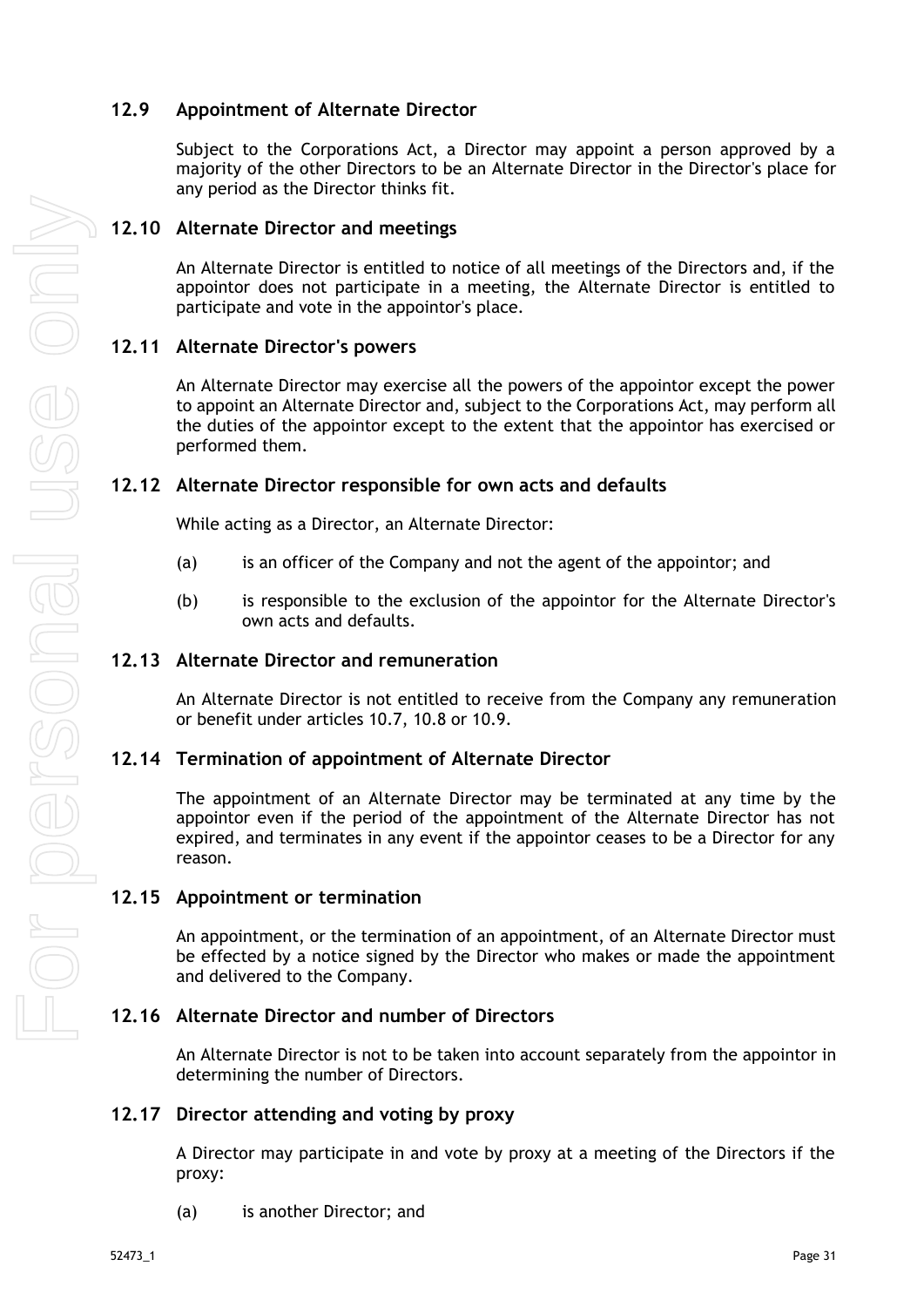### 12.9 Appointment of Alternate Director

Subject to the Corporations Act, a Director may appoint a person approved by a majority of the other Directors to be an Alternate Director in the Director's place for any period as the Director thinks fit.

### 12.10 Alternate Director and meetings

An Alternate Director is entitled to notice of all meetings of the Directors and, if the appointor does not participate in a meeting, the Alternate Director is entitled to participate and vote in the appointor's place.

### 12.11 Alternate Director's powers

An Alternate Director may exercise all the powers of the appointor except the power to appoint an Alternate Director and, subject to the Corporations Act, may perform all the duties of the appointor except to the extent that the appointor has exercised or performed them.

### 12.12 Alternate Director responsible for own acts and defaults

While acting as a Director, an Alternate Director:

(a) is an officer of the Company and not the agent of the appointor; and

(b) is responsible to the exclusion of the appointor for the Alternate Director's own acts and defaults.

### 12.13 Alternate Director and remuneration

An Alternate Director is not entitled to receive from the Company any remuneration or benefit under articles 10.7, 10.8 or 10.9.

### 12.14 Termination of appointment of Alternate Director

The appointment of an Alternate Director may be terminated at any time by the appointor even if the period of the appointment of the Alternate Director has not expired, and terminates in any event if the appointor ceases to be a Director for any reason.

### 12.15 Appointment or termination

An appointment, or the termination of an appointment, of an Alternate Director must be effected by a notice signed by the Director who makes or made the appointment and delivered to the Company.

### 12.16 Alternate Director and number of Directors

An Alternate Director is not to be taken into account separately from the appointor in determining the number of Directors.

### 12.17 Director attending and voting by proxy

A Director may participate in and vote by proxy at a meeting of the Directors if the proxy:

(a) is another Director; and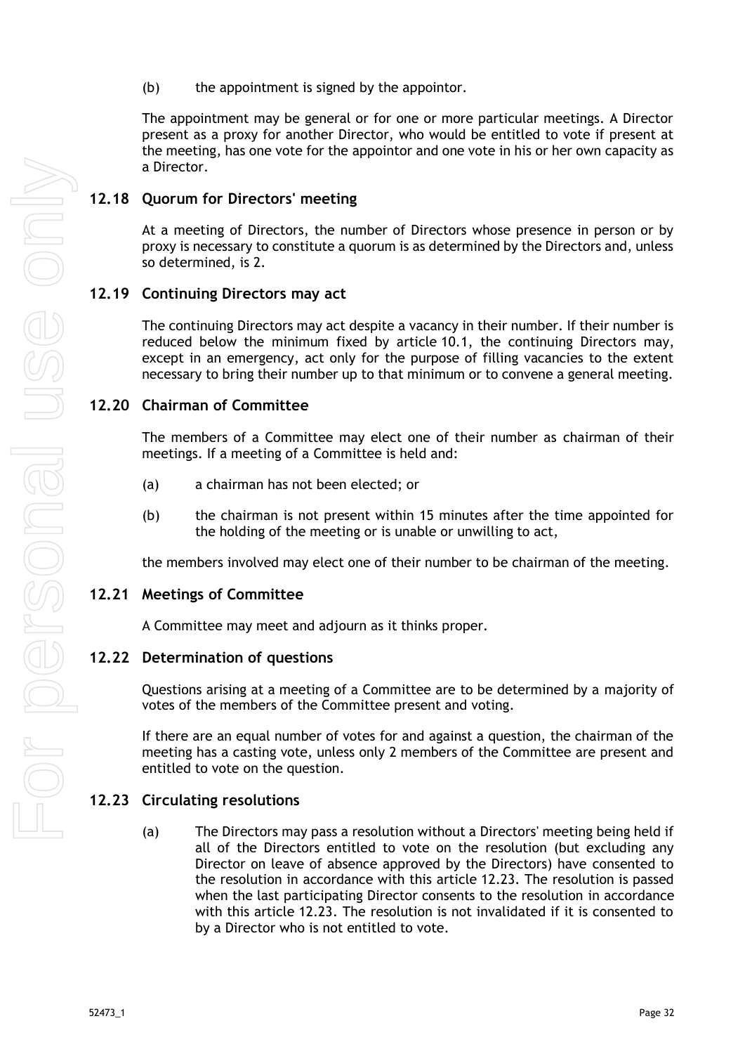(b) the appointment is signed by the appointor.

The appointment may be general or for one or more particular meetings. A Director present as a proxy for another Director, who would be entitled to vote if present at the meeting, has one vote for the appointor and one vote in his or her own capacity as a Director.

## 12.18 Quorum for Directors' meeting

At a meeting of Directors, the number of Directors whose presence in person or by proxy is necessary to constitute a quorum is as determined by the Directors and, unless so determined, is 2.

## 12.19 Continuing Directors may act

The continuing Directors may act despite a vacancy in their number. If their number is reduced below the minimum fixed by article 10.1, the continuing Directors may, except in an emergency, act only for the purpose of filling vacancies to the extent necessary to bring their number up to that minimum or to convene a general meeting.

## 12.20 Chairman of Committee

The members of a Committee may elect one of their number as chairman of their meetings. If a meeting of a Committee is held and:

(a) a chairman has not been elected; or

(b) the chairman is not present within 15 minutes after the time appointed for the holding of the meeting or is unable or unwilling to act,

the members involved may elect one of their number to be chairman of the meeting.

## 12.21 Meetings of Committee

A Committee may meet and adjourn as it thinks proper.

## 12.22 Determination of questions

Questions arising at a meeting of a Committee are to be determined by a majority of votes of the members of the Committee present and voting.

If there are an equal number of votes for and against a question, the chairman of the meeting has a casting vote, unless only 2 members of the Committee are present and entitled to vote on the question.

## 12.23 Circulating resolutions

(a) The Directors may pass a resolution without a Directors' meeting being held if all of the Directors entitled to vote on the resolution (but excluding any Director on leave of absence approved by the Directors) have consented to the resolution in accordance with this article 12.23. The resolution is passed when the last participating Director consents to the resolution in accordance with this article 12.23. The resolution is not invalidated if it is consented to by a Director who is not entitled to vote.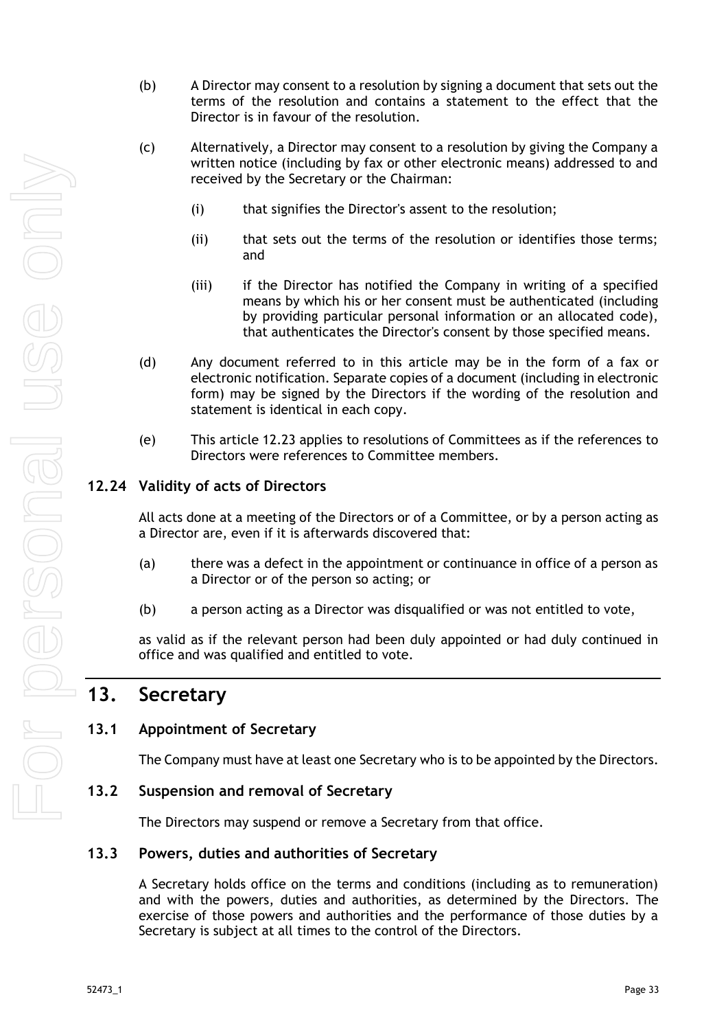(b) A Director may consent to a resolution by signing a document that sets out the terms of the resolution and contains a statement to the effect that the Director is in favour of the resolution.

(c) Alternatively, a Director may consent to a resolution by giving the Company a written notice (including by fax or other electronic means) addressed to and received by the Secretary or the Chairman:

(i) that signifies the Director's assent to the resolution;

(ii) that sets out the terms of the resolution or identifies those terms; and

(iii) if the Director has notified the Company in writing of a specified means by which his or her consent must be authenticated (including by providing particular personal information or an allocated code), that authenticates the Director's consent by those specified means.

(d) Any document referred to in this article may be in the form of a fax or electronic notification. Separate copies of a document (including in electronic form) may be signed by the Directors if the wording of the resolution and statement is identical in each copy.

(e) This article 12.23 applies to resolutions of Committees as if the references to Directors were references to Committee members.

### 12.24 Validity of acts of Directors

All acts done at a meeting of the Directors or of a Committee, or by a person acting as a Director are, even if it is afterwards discovered that:

(a) there was a defect in the appointment or continuance in office of a person as a Director or of the person so acting; or

(b) a person acting as a Director was disqualified or was not entitled to vote,

as valid as if the relevant person had been duly appointed or had duly continued in office and was qualified and entitled to vote.

## 13. Secretary

### 13.1 Appointment of Secretary

The Company must have at least one Secretary who is to be appointed by the Directors.

### 13.2 Suspension and removal of Secretary

The Directors may suspend or remove a Secretary from that office.

### 13.3 Powers, duties and authorities of Secretary

A Secretary holds office on the terms and conditions (including as to remuneration) and with the powers, duties and authorities, as determined by the Directors. The exercise of those powers and authorities and the performance of those duties by a Secretary is subject at all times to the control of the Directors.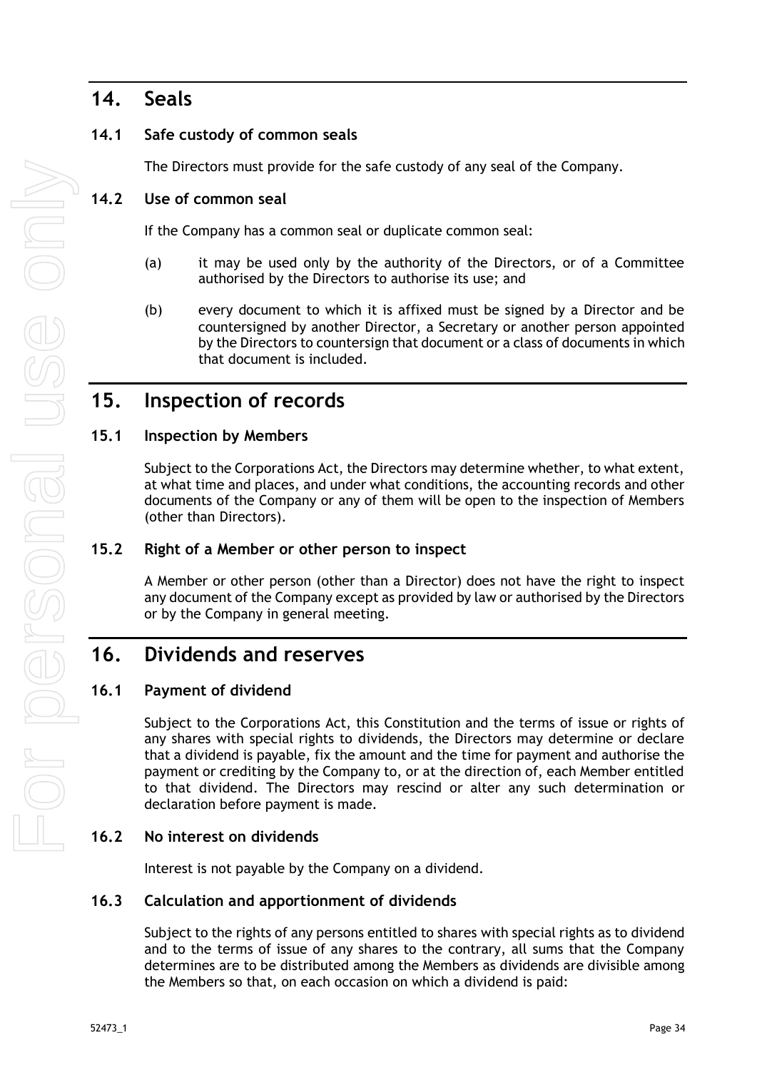## 14. Seals

### 14.1 Safe custody of common seals

The Directors must provide for the safe custody of any seal of the Company.

### 14.2 Use of common seal

If the Company has a common seal or duplicate common seal:

(a) it may be used only by the authority of the Directors, or of a Committee authorised by the Directors to authorise its use; and

(b) every document to which it is affixed must be signed by a Director and be countersigned by another Director, a Secretary or another person appointed by the Directors to countersign that document or a class of documents in which that document is included.

## 15. Inspection of records

### 15.1 Inspection by Members

Subject to the Corporations Act, the Directors may determine whether, to what extent, at what time and places, and under what conditions, the accounting records and other documents of the Company or any of them will be open to the inspection of Members (other than Directors).

### 15.2 Right of a Member or other person to inspect

A Member or other person (other than a Director) does not have the right to inspect any document of the Company except as provided by law or authorised by the Directors or by the Company in general meeting.

## 16. Dividends and reserves

### 16.1 Payment of dividend

Subject to the Corporations Act, this Constitution and the terms of issue or rights of any shares with special rights to dividends, the Directors may determine or declare that a dividend is payable, fix the amount and the time for payment and authorise the payment or crediting by the Company to, or at the direction of, each Member entitled to that dividend. The Directors may rescind or alter any such determination or declaration before payment is made.

### 16.2 No interest on dividends

Interest is not payable by the Company on a dividend.

### 16.3 Calculation and apportionment of dividends

Subject to the rights of any persons entitled to shares with special rights as to dividend and to the terms of issue of any shares to the contrary, all sums that the Company determines are to be distributed among the Members as dividends are divisible among the Members so that, on each occasion on which a dividend is paid: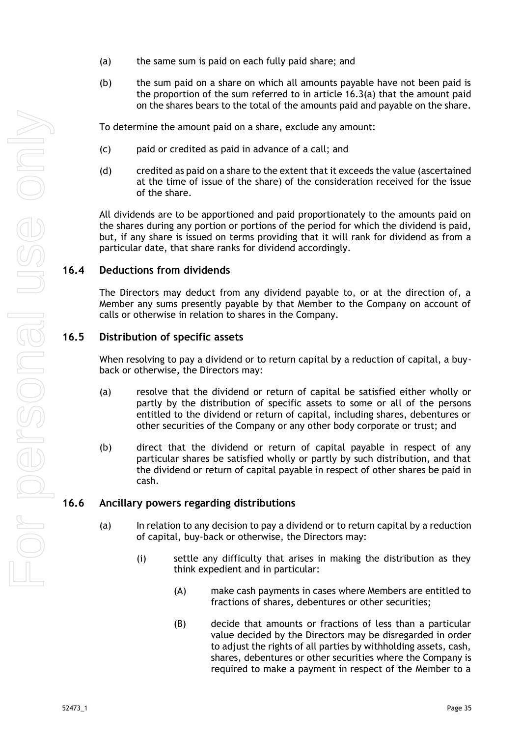(a) the same sum is paid on each fully paid share; and

(b) the sum paid on a share on which all amounts payable have not been paid is the proportion of the sum referred to in article 16.3(a) that the amount paid on the shares bears to the total of the amounts paid and payable on the share.

To determine the amount paid on a share, exclude any amount:

(c) paid or credited as paid in advance of a call; and

(d) credited as paid on a share to the extent that it exceeds the value (ascertained at the time of issue of the share) of the consideration received for the issue of the share.

All dividends are to be apportioned and paid proportionately to the amounts paid on the shares during any portion or portions of the period for which the dividend is paid, but, if any share is issued on terms providing that it will rank for dividend as from a particular date, that share ranks for dividend accordingly.

## 16.4 Deductions from dividends

The Directors may deduct from any dividend payable to, or at the direction of, a Member any sums presently payable by that Member to the Company on account of calls or otherwise in relation to shares in the Company.

## 16.5 Distribution of specific assets

When resolving to pay a dividend or to return capital by a reduction of capital, a buy-back or otherwise, the Directors may:

(a) resolve that the dividend or return of capital be satisfied either wholly or partly by the distribution of specific assets to some or all of the persons entitled to the dividend or return of capital, including shares, debentures or other securities of the Company or any other body corporate or trust; and

(b) direct that the dividend or return of capital payable in respect of any particular shares be satisfied wholly or partly by such distribution, and that the dividend or return of capital payable in respect of other shares be paid in cash.

## 16.6 Ancillary powers regarding distributions

(a) In relation to any decision to pay a dividend or to return capital by a reduction of capital, buy-back or otherwise, the Directors may:

(i) settle any difficulty that arises in making the distribution as they think expedient and in particular:

(A) make cash payments in cases where Members are entitled to fractions of shares, debentures or other securities;

(B) decide that amounts or fractions of less than a particular value decided by the Directors may be disregarded in order to adjust the rights of all parties by withholding assets, cash, shares, debentures or other securities where the Company is required to make a payment in respect of the Member to a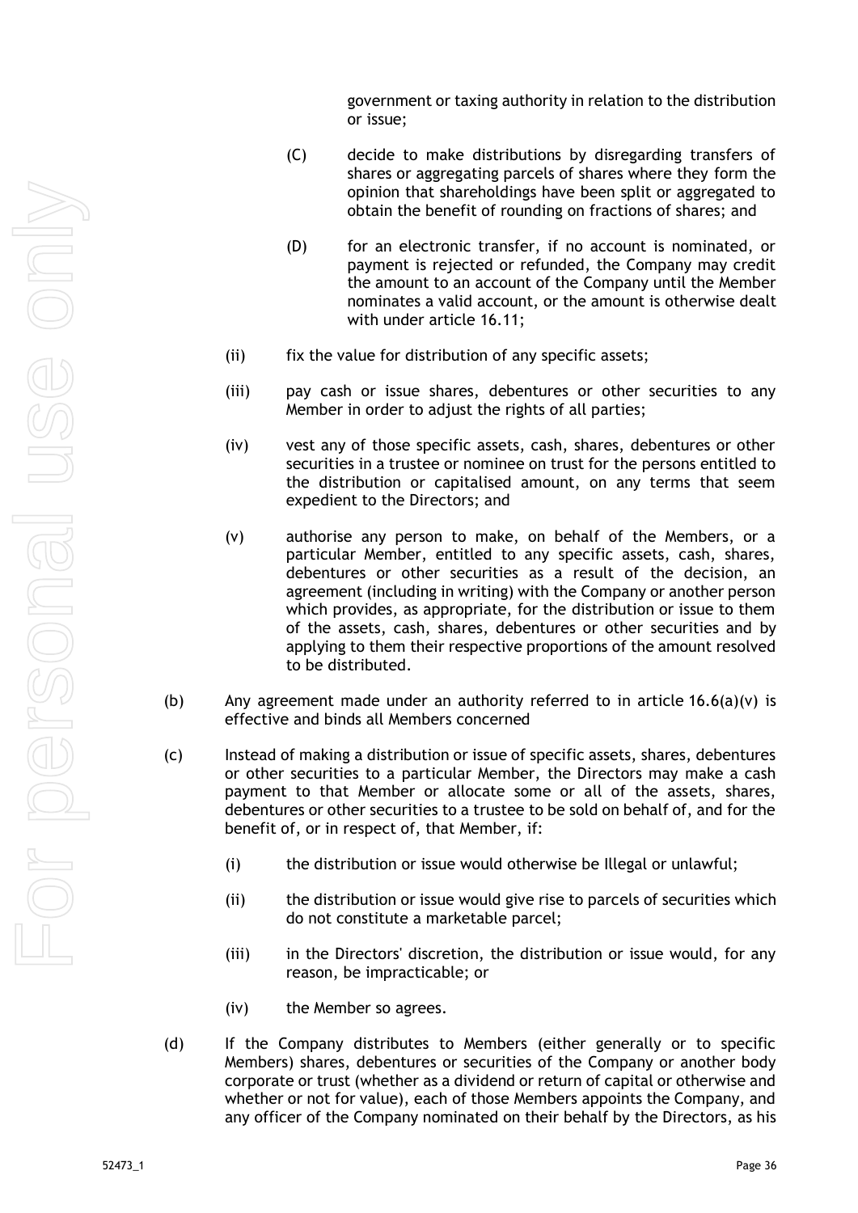government or taxing authority in relation to the distribution or issue;

(C) decide to make distributions by disregarding transfers of shares or aggregating parcels of shares where they form the opinion that shareholdings have been split or aggregated to obtain the benefit of rounding on fractions of shares; and

(D) for an electronic transfer, if no account is nominated, or payment is rejected or refunded, the Company may credit the amount to an account of the Company until the Member nominates a valid account, or the amount is otherwise dealt with under article 16.11;

(ii) fix the value for distribution of any specific assets;

(iii) pay cash or issue shares, debentures or other securities to any Member in order to adjust the rights of all parties;

(iv) vest any of those specific assets, cash, shares, debentures or other securities in a trustee or nominee on trust for the persons entitled to the distribution or capitalised amount, on any terms that seem expedient to the Directors; and

(v) authorise any person to make, on behalf of the Members, or a particular Member, entitled to any specific assets, cash, shares, debentures or other securities as a result of the decision, an agreement (including in writing) with the Company or another person which provides, as appropriate, for the distribution or issue to them of the assets, cash, shares, debentures or other securities and by applying to them their respective proportions of the amount resolved to be distributed.

(b) Any agreement made under an authority referred to in article 16.6(a)(v) is effective and binds all Members concerned

(c) Instead of making a distribution or issue of specific assets, shares, debentures or other securities to a particular Member, the Directors may make a cash payment to that Member or allocate some or all of the assets, shares, debentures or other securities to a trustee to be sold on behalf of, and for the benefit of, or in respect of, that Member, if:

(i) the distribution or issue would otherwise be Illegal or unlawful;

(ii) the distribution or issue would give rise to parcels of securities which do not constitute a marketable parcel;

(iii) in the Directors' discretion, the distribution or issue would, for any reason, be impracticable; or

(iv) the Member so agrees.

(d) If the Company distributes to Members (either generally or to specific Members) shares, debentures or securities of the Company or another body corporate or trust (whether as a dividend or return of capital or otherwise and whether or not for value), each of those Members appoints the Company, and any officer of the Company nominated on their behalf by the Directors, as his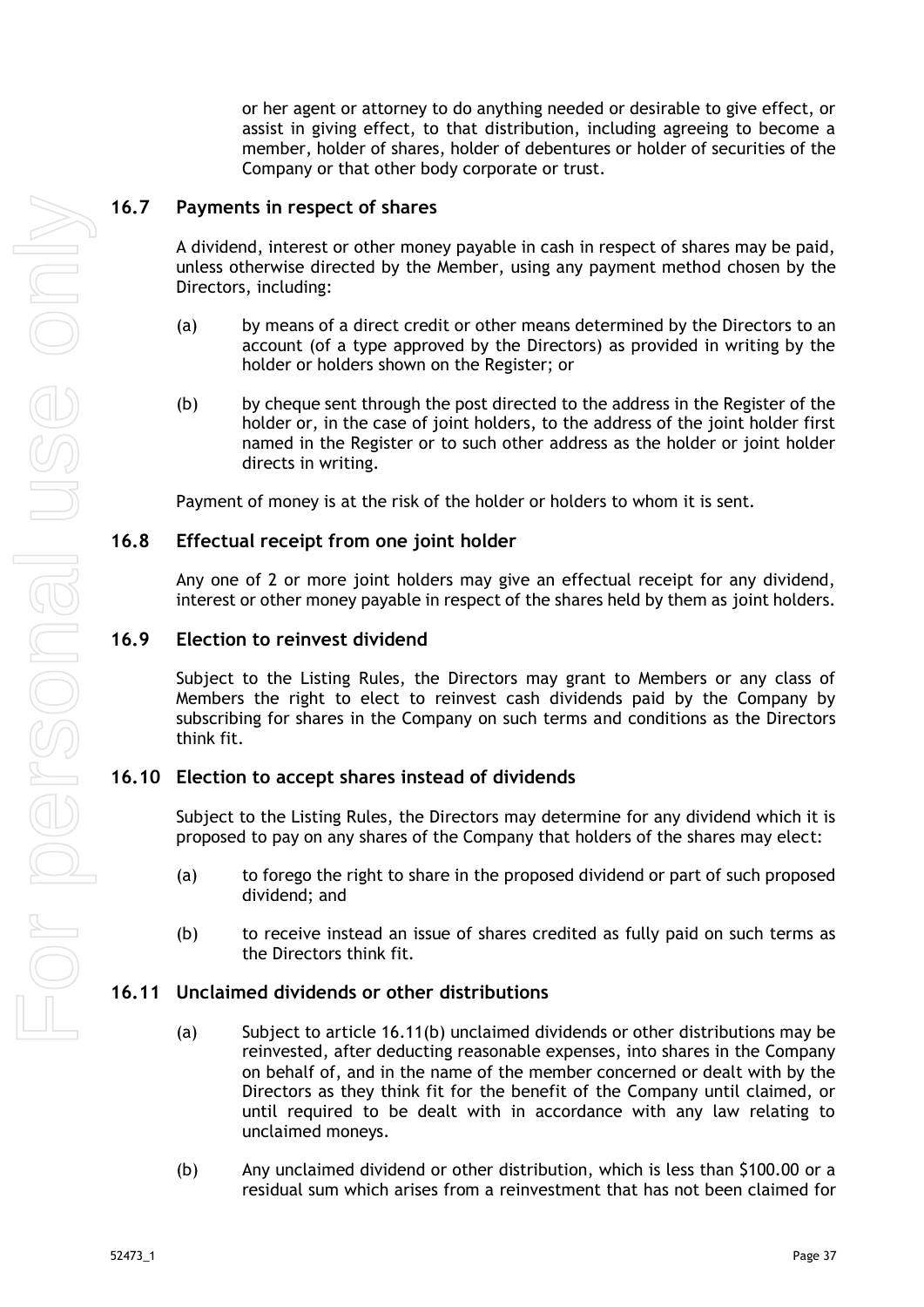or her agent or attorney to do anything needed or desirable to give effect, or assist in giving effect, to that distribution, including agreeing to become a member, holder of shares, holder of debentures or holder of securities of the Company or that other body corporate or trust.

## 16.7 Payments in respect of shares

A dividend, interest or other money payable in cash in respect of shares may be paid, unless otherwise directed by the Member, using any payment method chosen by the Directors, including:

(a) by means of a direct credit or other means determined by the Directors to an account (of a type approved by the Directors) as provided in writing by the holder or holders shown on the Register; or

(b) by cheque sent through the post directed to the address in the Register of the holder or, in the case of joint holders, to the address of the joint holder first named in the Register or to such other address as the holder or joint holder directs in writing.

Payment of money is at the risk of the holder or holders to whom it is sent.

## 16.8 Effectual receipt from one joint holder

Any one of 2 or more joint holders may give an effectual receipt for any dividend, interest or other money payable in respect of the shares held by them as joint holders.

## 16.9 Election to reinvest dividend

Subject to the Listing Rules, the Directors may grant to Members or any class of Members the right to elect to reinvest cash dividends paid by the Company by subscribing for shares in the Company on such terms and conditions as the Directors think fit.

## 16.10 Election to accept shares instead of dividends

Subject to the Listing Rules, the Directors may determine for any dividend which it is proposed to pay on any shares of the Company that holders of the shares may elect:

(a) to forego the right to share in the proposed dividend or part of such proposed dividend; and

(b) to receive instead an issue of shares credited as fully paid on such terms as the Directors think fit.

## 16.11 Unclaimed dividends or other distributions

(a) Subject to article 16.11(b) unclaimed dividends or other distributions may be reinvested, after deducting reasonable expenses, into shares in the Company on behalf of, and in the name of the member concerned or dealt with by the Directors as they think fit for the benefit of the Company until claimed, or until required to be dealt with in accordance with any law relating to unclaimed moneys.

(b) Any unclaimed dividend or other distribution, which is less than $100.00 or a residual sum which arises from a reinvestment that has not been claimed for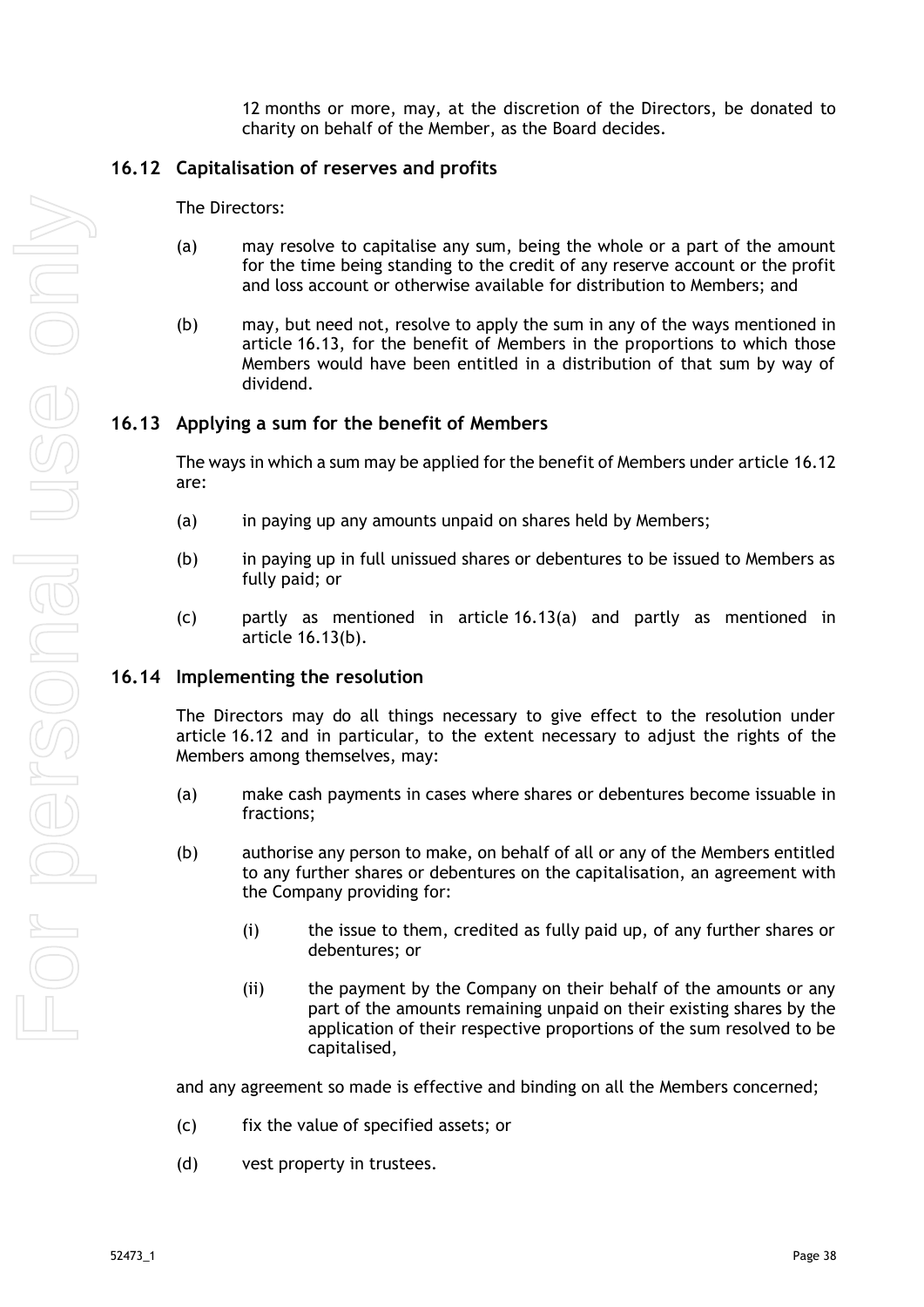12 months or more, may, at the discretion of the Directors, be donated to charity on behalf of the Member, as the Board decides.

### 16.12 Capitalisation of reserves and profits

The Directors:

(a) may resolve to capitalise any sum, being the whole or a part of the amount for the time being standing to the credit of any reserve account or the profit and loss account or otherwise available for distribution to Members; and

(b) may, but need not, resolve to apply the sum in any of the ways mentioned in article 16.13, for the benefit of Members in the proportions to which those Members would have been entitled in a distribution of that sum by way of dividend.

### 16.13 Applying a sum for the benefit of Members

The ways in which a sum may be applied for the benefit of Members under article 16.12 are:

(a) in paying up any amounts unpaid on shares held by Members;

(b) in paying up in full unissued shares or debentures to be issued to Members as fully paid; or

(c) partly as mentioned in article 16.13(a) and partly as mentioned in article 16.13(b).

### 16.14 Implementing the resolution

The Directors may do all things necessary to give effect to the resolution under article 16.12 and in particular, to the extent necessary to adjust the rights of the Members among themselves, may:

(a) make cash payments in cases where shares or debentures become issuable in fractions;

(b) authorise any person to make, on behalf of all or any of the Members entitled to any further shares or debentures on the capitalisation, an agreement with the Company providing for:

(i) the issue to them, credited as fully paid up, of any further shares or debentures; or

(ii) the payment by the Company on their behalf of the amounts or any part of the amounts remaining unpaid on their existing shares by the application of their respective proportions of the sum resolved to be capitalised,

and any agreement so made is effective and binding on all the Members concerned;

(c) fix the value of specified assets; or

(d) vest property in trustees.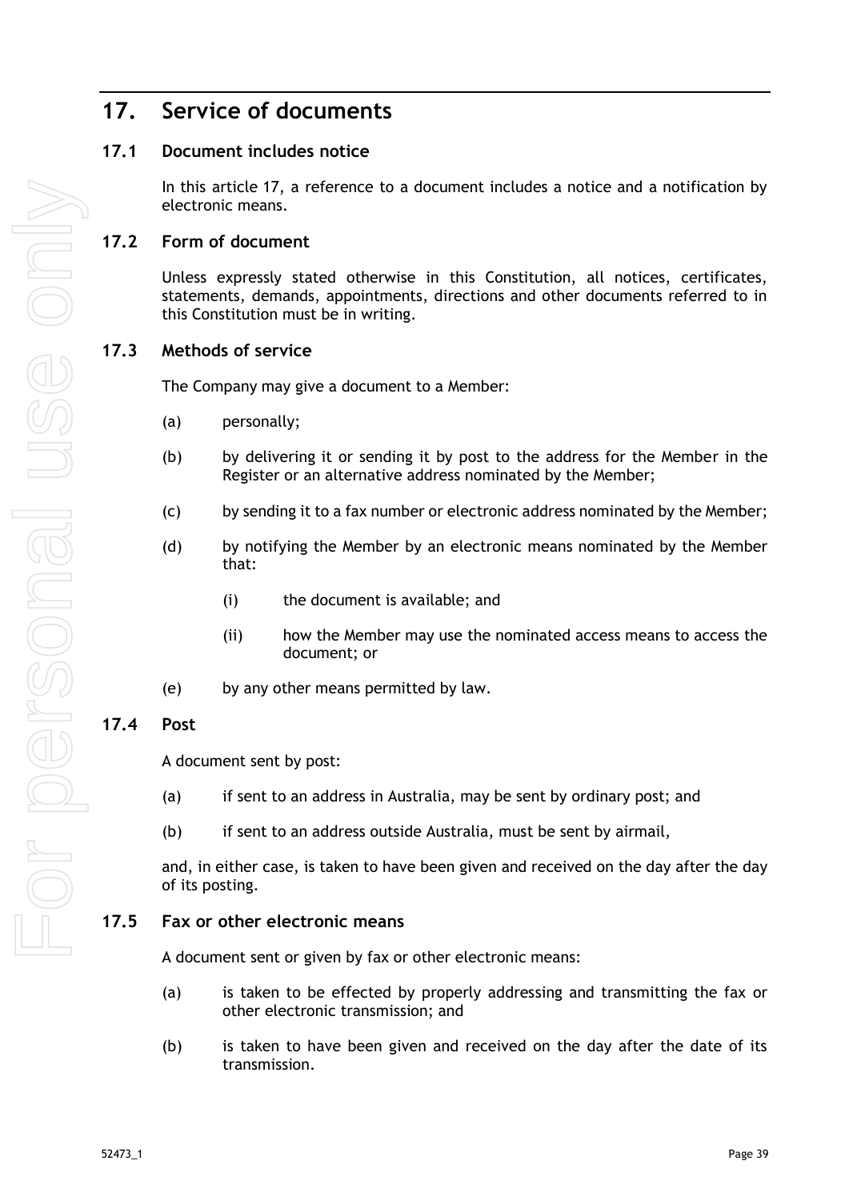# 17. Service of documents

## 17.1 Document includes notice

In this article 17, a reference to a document includes a notice and a notification by electronic means.

## 17.2 Form of document

Unless expressly stated otherwise in this Constitution, all notices, certificates, statements, demands, appointments, directions and other documents referred to in this Constitution must be in writing.

## 17.3 Methods of service

The Company may give a document to a Member:

(a) personally;

(b) by delivering it or sending it by post to the address for the Member in the Register or an alternative address nominated by the Member;

(c) by sending it to a fax number or electronic address nominated by the Member;

(d) by notifying the Member by an electronic means nominated by the Member that:

  (i) the document is available; and

  (ii) how the Member may use the nominated access means to access the document; or

(e) by any other means permitted by law.

## 17.4 Post

A document sent by post:

(a) if sent to an address in Australia, may be sent by ordinary post; and

(b) if sent to an address outside Australia, must be sent by airmail,

and, in either case, is taken to have been given and received on the day after the day of its posting.

## 17.5 Fax or other electronic means

A document sent or given by fax or other electronic means:

(a) is taken to be effected by properly addressing and transmitting the fax or other electronic transmission; and

(b) is taken to have been given and received on the day after the date of its transmission.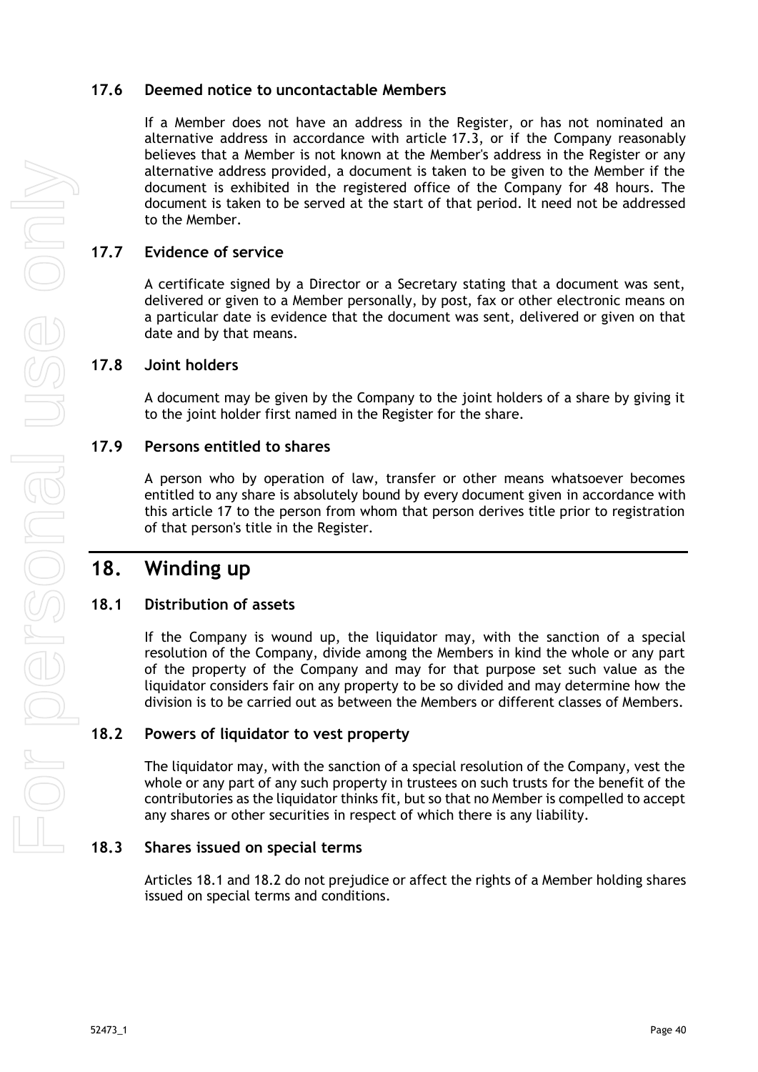### 17.6 Deemed notice to uncontactable Members

If a Member does not have an address in the Register, or has not nominated an alternative address in accordance with article 17.3, or if the Company reasonably believes that a Member is not known at the Member's address in the Register or any alternative address provided, a document is taken to be given to the Member if the document is exhibited in the registered office of the Company for 48 hours. The document is taken to be served at the start of that period. It need not be addressed to the Member.

### 17.7 Evidence of service

A certificate signed by a Director or a Secretary stating that a document was sent, delivered or given to a Member personally, by post, fax or other electronic means on a particular date is evidence that the document was sent, delivered or given on that date and by that means.

### 17.8 Joint holders

A document may be given by the Company to the joint holders of a share by giving it to the joint holder first named in the Register for the share.

### 17.9 Persons entitled to shares

A person who by operation of law, transfer or other means whatsoever becomes entitled to any share is absolutely bound by every document given in accordance with this article 17 to the person from whom that person derives title prior to registration of that person's title in the Register.

## 18. Winding up

### 18.1 Distribution of assets

If the Company is wound up, the liquidator may, with the sanction of a special resolution of the Company, divide among the Members in kind the whole or any part of the property of the Company and may for that purpose set such value as the liquidator considers fair on any property to be so divided and may determine how the division is to be carried out as between the Members or different classes of Members.

### 18.2 Powers of liquidator to vest property

The liquidator may, with the sanction of a special resolution of the Company, vest the whole or any part of any such property in trustees on such trusts for the benefit of the contributories as the liquidator thinks fit, but so that no Member is compelled to accept any shares or other securities in respect of which there is any liability.

### 18.3 Shares issued on special terms

Articles 18.1 and 18.2 do not prejudice or affect the rights of a Member holding shares issued on special terms and conditions.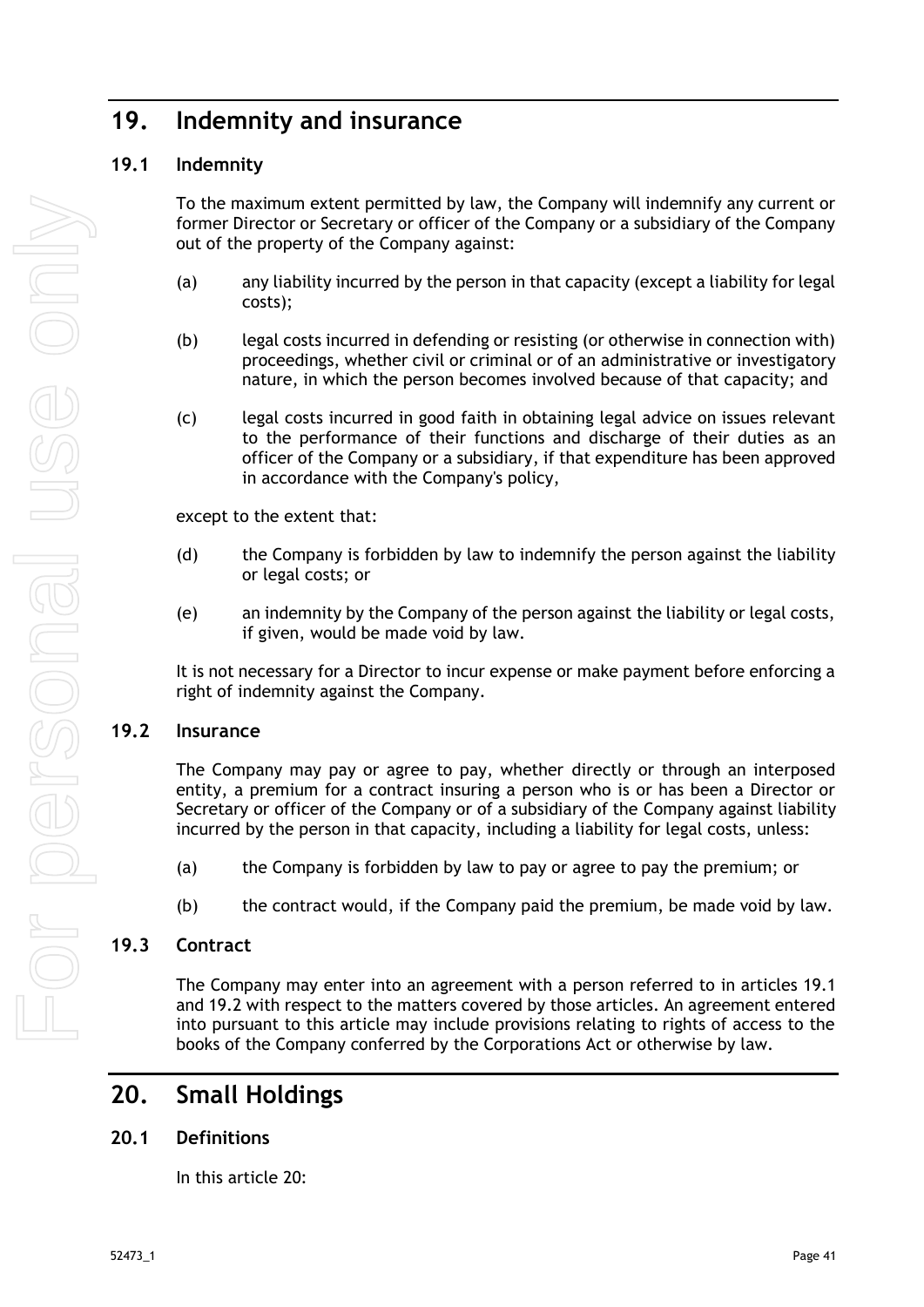## 19. Indemnity and insurance

### 19.1 Indemnity

To the maximum extent permitted by law, the Company will indemnify any current or former Director or Secretary or officer of the Company or a subsidiary of the Company out of the property of the Company against:

(a) any liability incurred by the person in that capacity (except a liability for legal costs);

(b) legal costs incurred in defending or resisting (or otherwise in connection with) proceedings, whether civil or criminal or of an administrative or investigatory nature, in which the person becomes involved because of that capacity; and

(c) legal costs incurred in good faith in obtaining legal advice on issues relevant to the performance of their functions and discharge of their duties as an officer of the Company or a subsidiary, if that expenditure has been approved in accordance with the Company's policy,

except to the extent that:

(d) the Company is forbidden by law to indemnify the person against the liability or legal costs; or

(e) an indemnity by the Company of the person against the liability or legal costs, if given, would be made void by law.

It is not necessary for a Director to incur expense or make payment before enforcing a right of indemnity against the Company.

### 19.2 Insurance

The Company may pay or agree to pay, whether directly or through an interposed entity, a premium for a contract insuring a person who is or has been a Director or Secretary or officer of the Company or of a subsidiary of the Company against liability incurred by the person in that capacity, including a liability for legal costs, unless:

(a) the Company is forbidden by law to pay or agree to pay the premium; or

(b) the contract would, if the Company paid the premium, be made void by law.

### 19.3 Contract

The Company may enter into an agreement with a person referred to in articles 19.1 and 19.2 with respect to the matters covered by those articles. An agreement entered into pursuant to this article may include provisions relating to rights of access to the books of the Company conferred by the Corporations Act or otherwise by law.

## 20. Small Holdings

### 20.1 Definitions

In this article 20: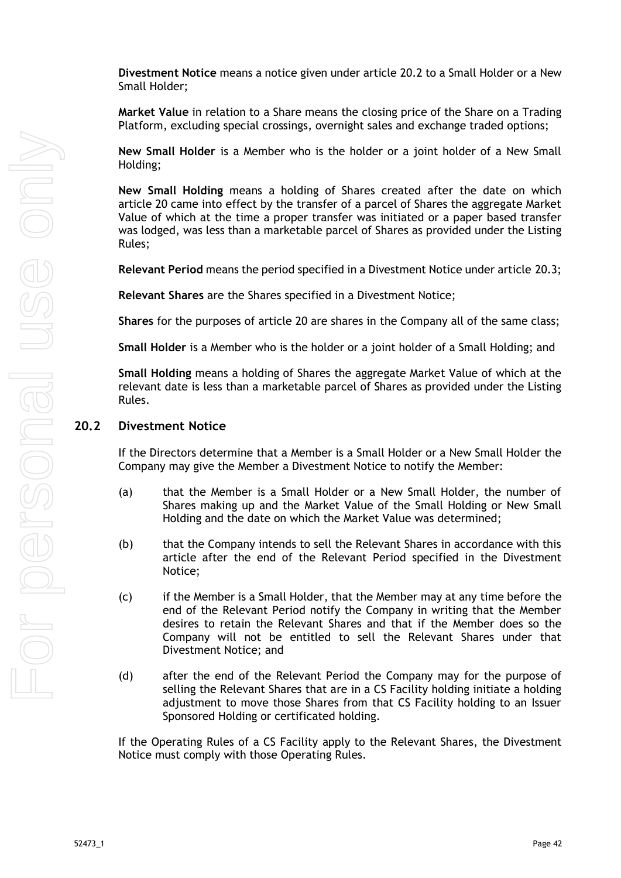**Divestment Notice** means a notice given under article 20.2 to a Small Holder or a New Small Holder;

**Market Value** in relation to a Share means the closing price of the Share on a Trading Platform, excluding special crossings, overnight sales and exchange traded options;

**New Small Holder** is a Member who is the holder or a joint holder of a New Small Holding;

**New Small Holding** means a holding of Shares created after the date on which article 20 came into effect by the transfer of a parcel of Shares the aggregate Market Value of which at the time a proper transfer was initiated or a paper based transfer was lodged, was less than a marketable parcel of Shares as provided under the Listing Rules;

**Relevant Period** means the period specified in a Divestment Notice under article 20.3;

**Relevant Shares** are the Shares specified in a Divestment Notice;

**Shares** for the purposes of article 20 are shares in the Company all of the same class;

**Small Holder** is a Member who is the holder or a joint holder of a Small Holding; and

**Small Holding** means a holding of Shares the aggregate Market Value of which at the relevant date is less than a marketable parcel of Shares as provided under the Listing Rules.

## 20.2 Divestment Notice

If the Directors determine that a Member is a Small Holder or a New Small Holder the Company may give the Member a Divestment Notice to notify the Member:

(a) that the Member is a Small Holder or a New Small Holder, the number of Shares making up and the Market Value of the Small Holding or New Small Holding and the date on which the Market Value was determined;

(b) that the Company intends to sell the Relevant Shares in accordance with this article after the end of the Relevant Period specified in the Divestment Notice;

(c) if the Member is a Small Holder, that the Member may at any time before the end of the Relevant Period notify the Company in writing that the Member desires to retain the Relevant Shares and that if the Member does so the Company will not be entitled to sell the Relevant Shares under that Divestment Notice; and

(d) after the end of the Relevant Period the Company may for the purpose of selling the Relevant Shares that are in a CS Facility holding initiate a holding adjustment to move those Shares from that CS Facility holding to an Issuer Sponsored Holding or certificated holding.

If the Operating Rules of a CS Facility apply to the Relevant Shares, the Divestment Notice must comply with those Operating Rules.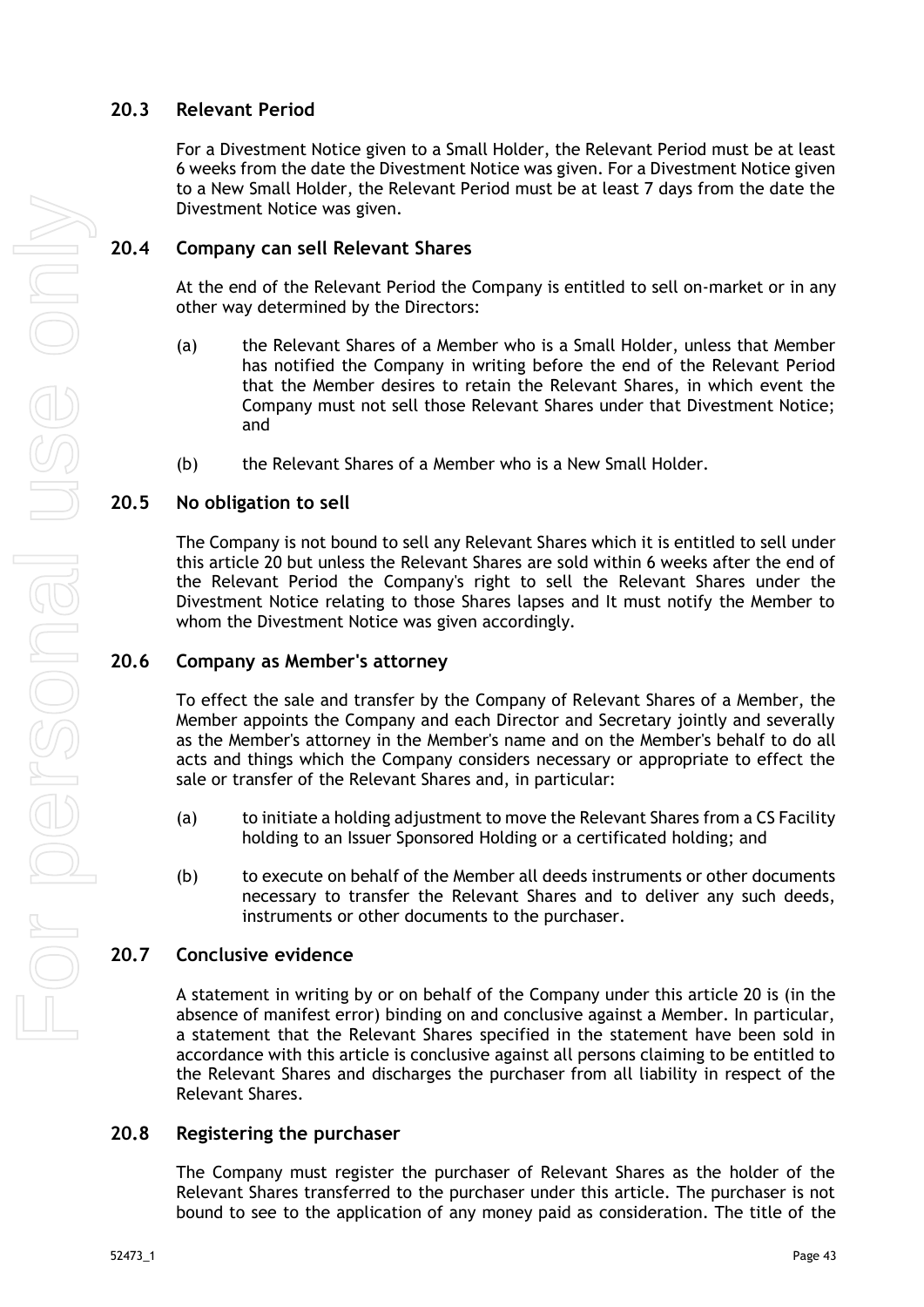## 20.3 Relevant Period

For a Divestment Notice given to a Small Holder, the Relevant Period must be at least 6 weeks from the date the Divestment Notice was given. For a Divestment Notice given to a New Small Holder, the Relevant Period must be at least 7 days from the date the Divestment Notice was given.

## 20.4 Company can sell Relevant Shares

At the end of the Relevant Period the Company is entitled to sell on-market or in any other way determined by the Directors:

(a) the Relevant Shares of a Member who is a Small Holder, unless that Member has notified the Company in writing before the end of the Relevant Period that the Member desires to retain the Relevant Shares, in which event the Company must not sell those Relevant Shares under that Divestment Notice; and

(b) the Relevant Shares of a Member who is a New Small Holder.

## 20.5 No obligation to sell

The Company is not bound to sell any Relevant Shares which it is entitled to sell under this article 20 but unless the Relevant Shares are sold within 6 weeks after the end of the Relevant Period the Company's right to sell the Relevant Shares under the Divestment Notice relating to those Shares lapses and It must notify the Member to whom the Divestment Notice was given accordingly.

## 20.6 Company as Member's attorney

To effect the sale and transfer by the Company of Relevant Shares of a Member, the Member appoints the Company and each Director and Secretary jointly and severally as the Member's attorney in the Member's name and on the Member's behalf to do all acts and things which the Company considers necessary or appropriate to effect the sale or transfer of the Relevant Shares and, in particular:

(a) to initiate a holding adjustment to move the Relevant Shares from a CS Facility holding to an Issuer Sponsored Holding or a certificated holding; and

(b) to execute on behalf of the Member all deeds instruments or other documents necessary to transfer the Relevant Shares and to deliver any such deeds, instruments or other documents to the purchaser.

## 20.7 Conclusive evidence

A statement in writing by or on behalf of the Company under this article 20 is (in the absence of manifest error) binding on and conclusive against a Member. In particular, a statement that the Relevant Shares specified in the statement have been sold in accordance with this article is conclusive against all persons claiming to be entitled to the Relevant Shares and discharges the purchaser from all liability in respect of the Relevant Shares.

## 20.8 Registering the purchaser

The Company must register the purchaser of Relevant Shares as the holder of the Relevant Shares transferred to the purchaser under this article. The purchaser is not bound to see to the application of any money paid as consideration. The title of the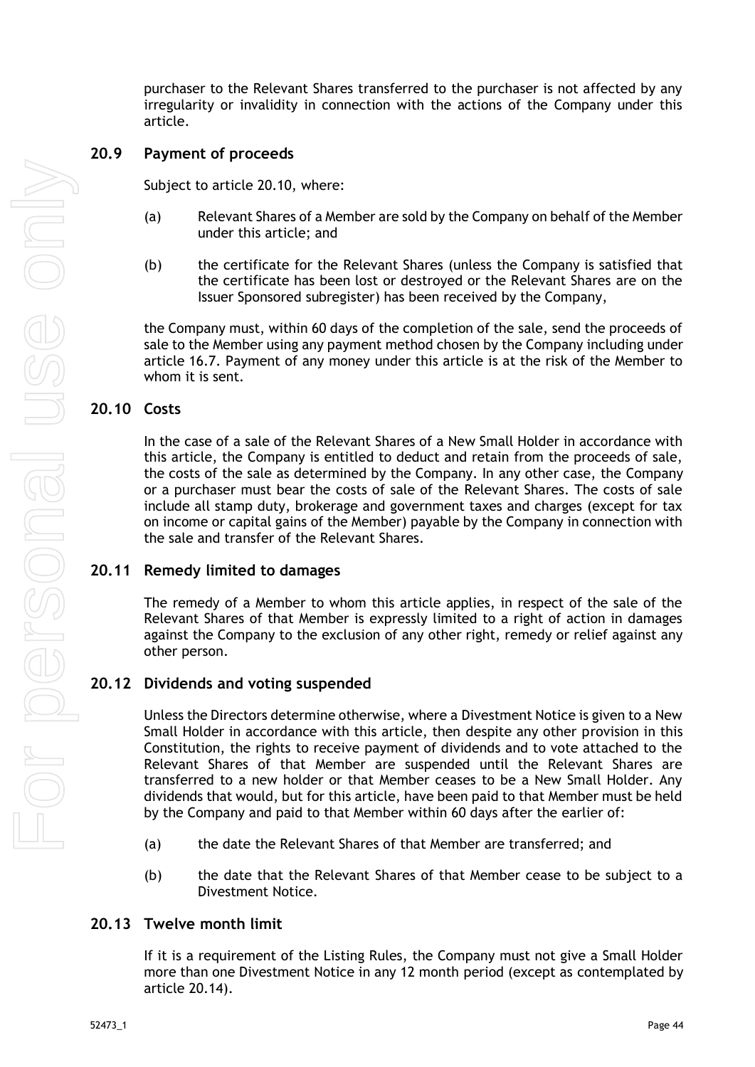purchaser to the Relevant Shares transferred to the purchaser is not affected by any irregularity or invalidity in connection with the actions of the Company under this article.

## 20.9 Payment of proceeds

Subject to article 20.10, where:

(a) Relevant Shares of a Member are sold by the Company on behalf of the Member under this article; and

(b) the certificate for the Relevant Shares (unless the Company is satisfied that the certificate has been lost or destroyed or the Relevant Shares are on the Issuer Sponsored subregister) has been received by the Company,

the Company must, within 60 days of the completion of the sale, send the proceeds of sale to the Member using any payment method chosen by the Company including under article 16.7. Payment of any money under this article is at the risk of the Member to whom it is sent.

## 20.10 Costs

In the case of a sale of the Relevant Shares of a New Small Holder in accordance with this article, the Company is entitled to deduct and retain from the proceeds of sale, the costs of the sale as determined by the Company. In any other case, the Company or a purchaser must bear the costs of sale of the Relevant Shares. The costs of sale include all stamp duty, brokerage and government taxes and charges (except for tax on income or capital gains of the Member) payable by the Company in connection with the sale and transfer of the Relevant Shares.

## 20.11 Remedy limited to damages

The remedy of a Member to whom this article applies, in respect of the sale of the Relevant Shares of that Member is expressly limited to a right of action in damages against the Company to the exclusion of any other right, remedy or relief against any other person.

## 20.12 Dividends and voting suspended

Unless the Directors determine otherwise, where a Divestment Notice is given to a New Small Holder in accordance with this article, then despite any other provision in this Constitution, the rights to receive payment of dividends and to vote attached to the Relevant Shares of that Member are suspended until the Relevant Shares are transferred to a new holder or that Member ceases to be a New Small Holder. Any dividends that would, but for this article, have been paid to that Member must be held by the Company and paid to that Member within 60 days after the earlier of:

(a) the date the Relevant Shares of that Member are transferred; and

(b) the date that the Relevant Shares of that Member cease to be subject to a Divestment Notice.

## 20.13 Twelve month limit

If it is a requirement of the Listing Rules, the Company must not give a Small Holder more than one Divestment Notice in any 12 month period (except as contemplated by article 20.14).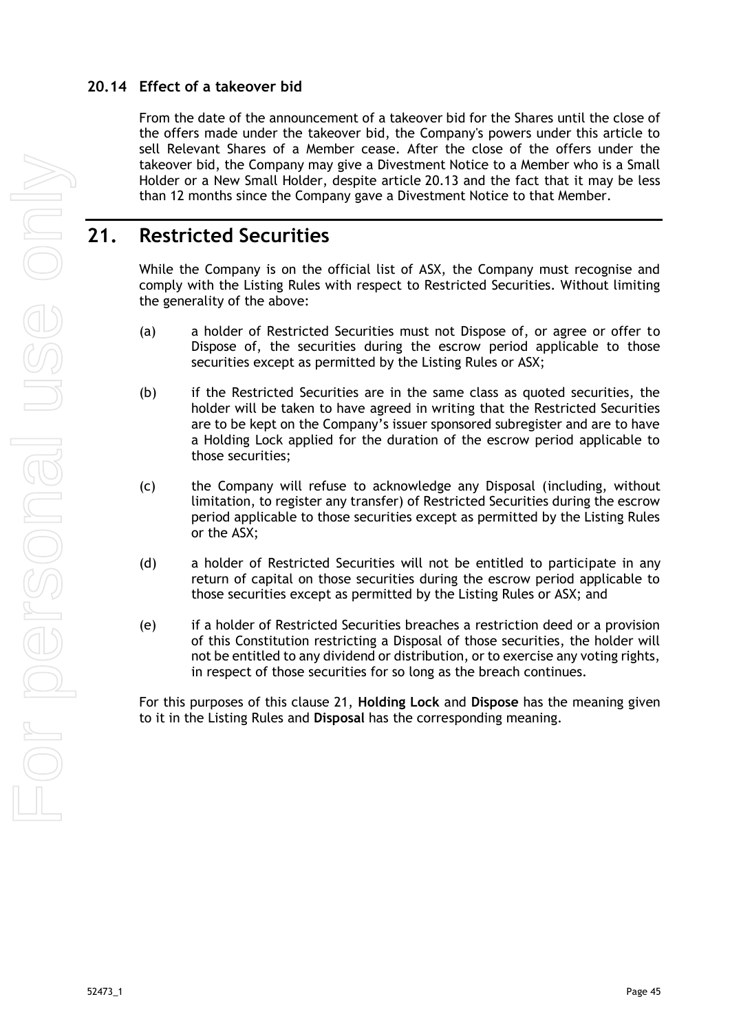### 20.14 Effect of a takeover bid

From the date of the announcement of a takeover bid for the Shares until the close of the offers made under the takeover bid, the Company's powers under this article to sell Relevant Shares of a Member cease. After the close of the offers under the takeover bid, the Company may give a Divestment Notice to a Member who is a Small Holder or a New Small Holder, despite article 20.13 and the fact that it may be less than 12 months since the Company gave a Divestment Notice to that Member.

## 21. Restricted Securities

While the Company is on the official list of ASX, the Company must recognise and comply with the Listing Rules with respect to Restricted Securities. Without limiting the generality of the above:

(a) a holder of Restricted Securities must not Dispose of, or agree or offer to Dispose of, the securities during the escrow period applicable to those securities except as permitted by the Listing Rules or ASX;

(b) if the Restricted Securities are in the same class as quoted securities, the holder will be taken to have agreed in writing that the Restricted Securities are to be kept on the Company's issuer sponsored subregister and are to have a Holding Lock applied for the duration of the escrow period applicable to those securities;

(c) the Company will refuse to acknowledge any Disposal (including, without limitation, to register any transfer) of Restricted Securities during the escrow period applicable to those securities except as permitted by the Listing Rules or the ASX;

(d) a holder of Restricted Securities will not be entitled to participate in any return of capital on those securities during the escrow period applicable to those securities except as permitted by the Listing Rules or ASX; and

(e) if a holder of Restricted Securities breaches a restriction deed or a provision of this Constitution restricting a Disposal of those securities, the holder will not be entitled to any dividend or distribution, or to exercise any voting rights, in respect of those securities for so long as the breach continues.

For this purposes of this clause 21, **Holding Lock** and **Dispose** has the meaning given to it in the Listing Rules and **Disposal** has the corresponding meaning.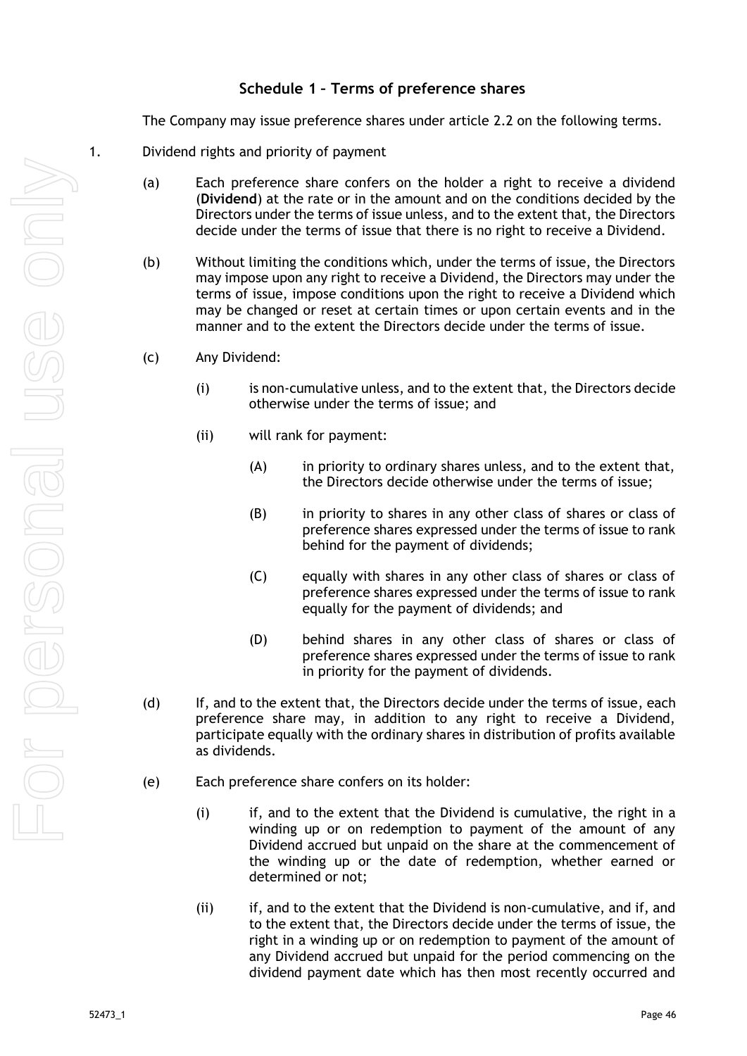## Schedule 1 – Terms of preference shares

The Company may issue preference shares under article 2.2 on the following terms.

1. Dividend rights and priority of payment

   (a) Each preference share confers on the holder a right to receive a dividend (**Dividend**) at the rate or in the amount and on the conditions decided by the Directors under the terms of issue unless, and to the extent that, the Directors decide under the terms of issue that there is no right to receive a Dividend.

   (b) Without limiting the conditions which, under the terms of issue, the Directors may impose upon any right to receive a Dividend, the Directors may under the terms of issue, impose conditions upon the right to receive a Dividend which may be changed or reset at certain times or upon certain events and in the manner and to the extent the Directors decide under the terms of issue.

   (c) Any Dividend:

      (i) is non-cumulative unless, and to the extent that, the Directors decide otherwise under the terms of issue; and

      (ii) will rank for payment:

         (A) in priority to ordinary shares unless, and to the extent that, the Directors decide otherwise under the terms of issue;

         (B) in priority to shares in any other class of shares or class of preference shares expressed under the terms of issue to rank behind for the payment of dividends;

         (C) equally with shares in any other class of shares or class of preference shares expressed under the terms of issue to rank equally for the payment of dividends; and

         (D) behind shares in any other class of shares or class of preference shares expressed under the terms of issue to rank in priority for the payment of dividends.

   (d) If, and to the extent that, the Directors decide under the terms of issue, each preference share may, in addition to any right to receive a Dividend, participate equally with the ordinary shares in distribution of profits available as dividends.

   (e) Each preference share confers on its holder:

      (i) if, and to the extent that the Dividend is cumulative, the right in a winding up or on redemption to payment of the amount of any Dividend accrued but unpaid on the share at the commencement of the winding up or the date of redemption, whether earned or determined or not;

      (ii) if, and to the extent that the Dividend is non-cumulative, and if, and to the extent that, the Directors decide under the terms of issue, the right in a winding up or on redemption to payment of the amount of any Dividend accrued but unpaid for the period commencing on the dividend payment date which has then most recently occurred and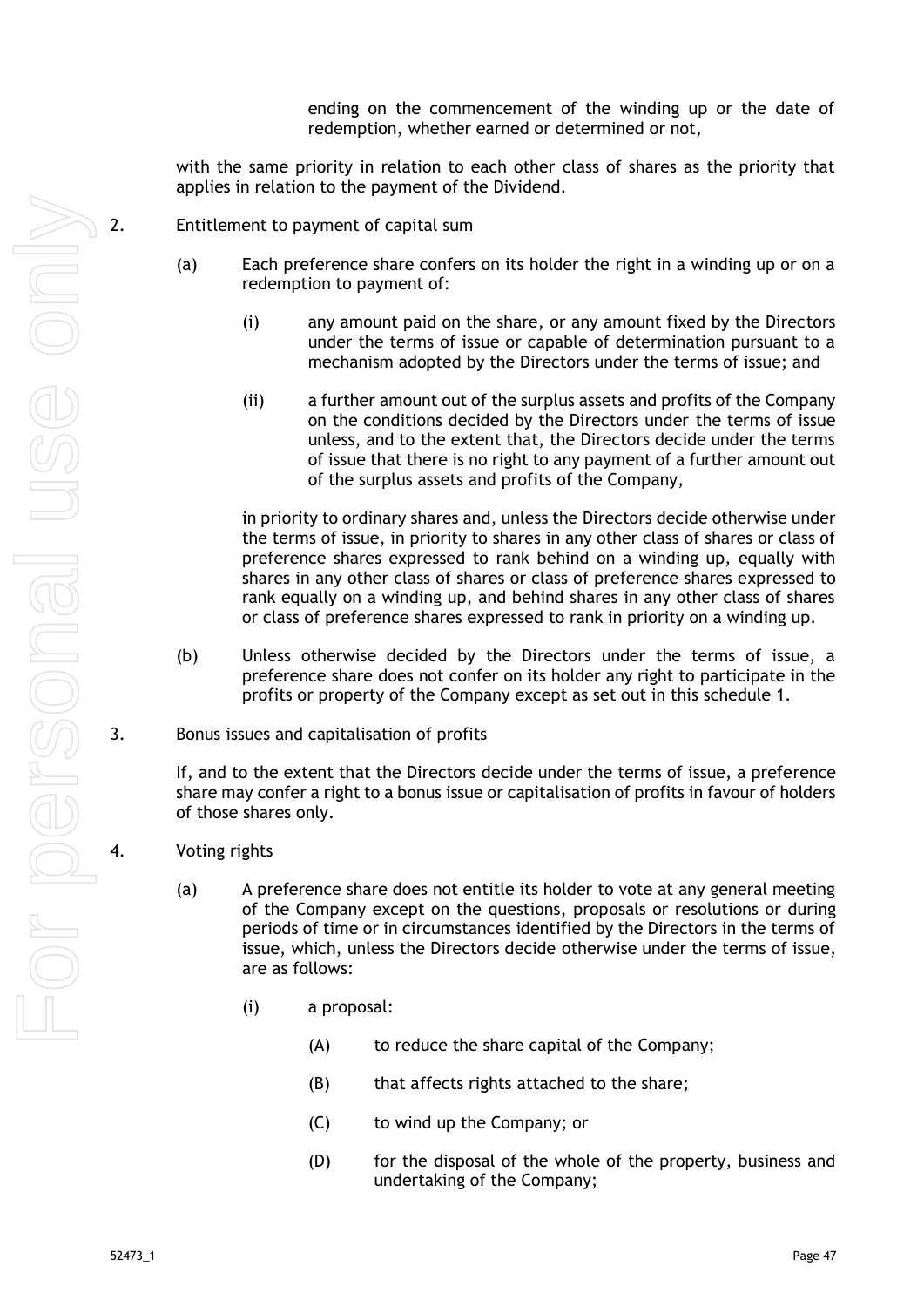ending on the commencement of the winding up or the date of redemption, whether earned or determined or not,

with the same priority in relation to each other class of shares as the priority that applies in relation to the payment of the Dividend.

2. Entitlement to payment of capital sum

   (a) Each preference share confers on its holder the right in a winding up or on a redemption to payment of:

      (i) any amount paid on the share, or any amount fixed by the Directors under the terms of issue or capable of determination pursuant to a mechanism adopted by the Directors under the terms of issue; and

      (ii) a further amount out of the surplus assets and profits of the Company on the conditions decided by the Directors under the terms of issue unless, and to the extent that, the Directors decide under the terms of issue that there is no right to any payment of a further amount out of the surplus assets and profits of the Company,

   in priority to ordinary shares and, unless the Directors decide otherwise under the terms of issue, in priority to shares in any other class of shares or class of preference shares expressed to rank behind on a winding up, equally with shares in any other class of shares or class of preference shares expressed to rank equally on a winding up, and behind shares in any other class of shares or class of preference shares expressed to rank in priority on a winding up.

   (b) Unless otherwise decided by the Directors under the terms of issue, a preference share does not confer on its holder any right to participate in the profits or property of the Company except as set out in this schedule 1.

3. Bonus issues and capitalisation of profits

   If, and to the extent that the Directors decide under the terms of issue, a preference share may confer a right to a bonus issue or capitalisation of profits in favour of holders of those shares only.

4. Voting rights

   (a) A preference share does not entitle its holder to vote at any general meeting of the Company except on the questions, proposals or resolutions or during periods of time or in circumstances identified by the Directors in the terms of issue, which, unless the Directors decide otherwise under the terms of issue, are as follows:

      (i) a proposal:

         (A) to reduce the share capital of the Company;

         (B) that affects rights attached to the share;

         (C) to wind up the Company; or

         (D) for the disposal of the whole of the property, business and undertaking of the Company;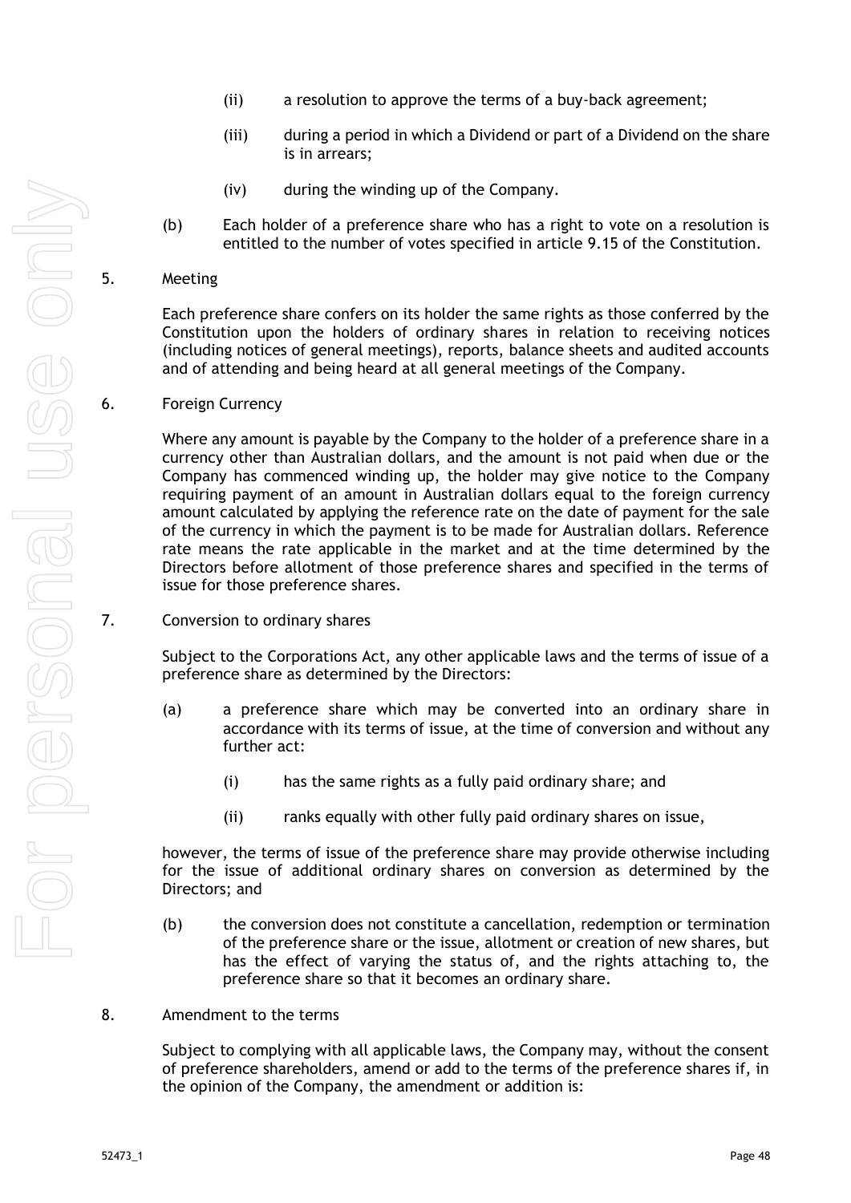(ii) a resolution to approve the terms of a buy-back agreement;

(iii) during a period in which a Dividend or part of a Dividend on the share is in arrears;

(iv) during the winding up of the Company.

(b) Each holder of a preference share who has a right to vote on a resolution is entitled to the number of votes specified in article 9.15 of the Constitution.

5. Meeting

Each preference share confers on its holder the same rights as those conferred by the Constitution upon the holders of ordinary shares in relation to receiving notices (including notices of general meetings), reports, balance sheets and audited accounts and of attending and being heard at all general meetings of the Company.

6. Foreign Currency

Where any amount is payable by the Company to the holder of a preference share in a currency other than Australian dollars, and the amount is not paid when due or the Company has commenced winding up, the holder may give notice to the Company requiring payment of an amount in Australian dollars equal to the foreign currency amount calculated by applying the reference rate on the date of payment for the sale of the currency in which the payment is to be made for Australian dollars. Reference rate means the rate applicable in the market and at the time determined by the Directors before allotment of those preference shares and specified in the terms of issue for those preference shares.

7. Conversion to ordinary shares

Subject to the Corporations Act, any other applicable laws and the terms of issue of a preference share as determined by the Directors:

(a) a preference share which may be converted into an ordinary share in accordance with its terms of issue, at the time of conversion and without any further act:

(i) has the same rights as a fully paid ordinary share; and

(ii) ranks equally with other fully paid ordinary shares on issue,

however, the terms of issue of the preference share may provide otherwise including for the issue of additional ordinary shares on conversion as determined by the Directors; and

(b) the conversion does not constitute a cancellation, redemption or termination of the preference share or the issue, allotment or creation of new shares, but has the effect of varying the status of, and the rights attaching to, the preference share so that it becomes an ordinary share.

8. Amendment to the terms

Subject to complying with all applicable laws, the Company may, without the consent of preference shareholders, amend or add to the terms of the preference shares if, in the opinion of the Company, the amendment or addition is: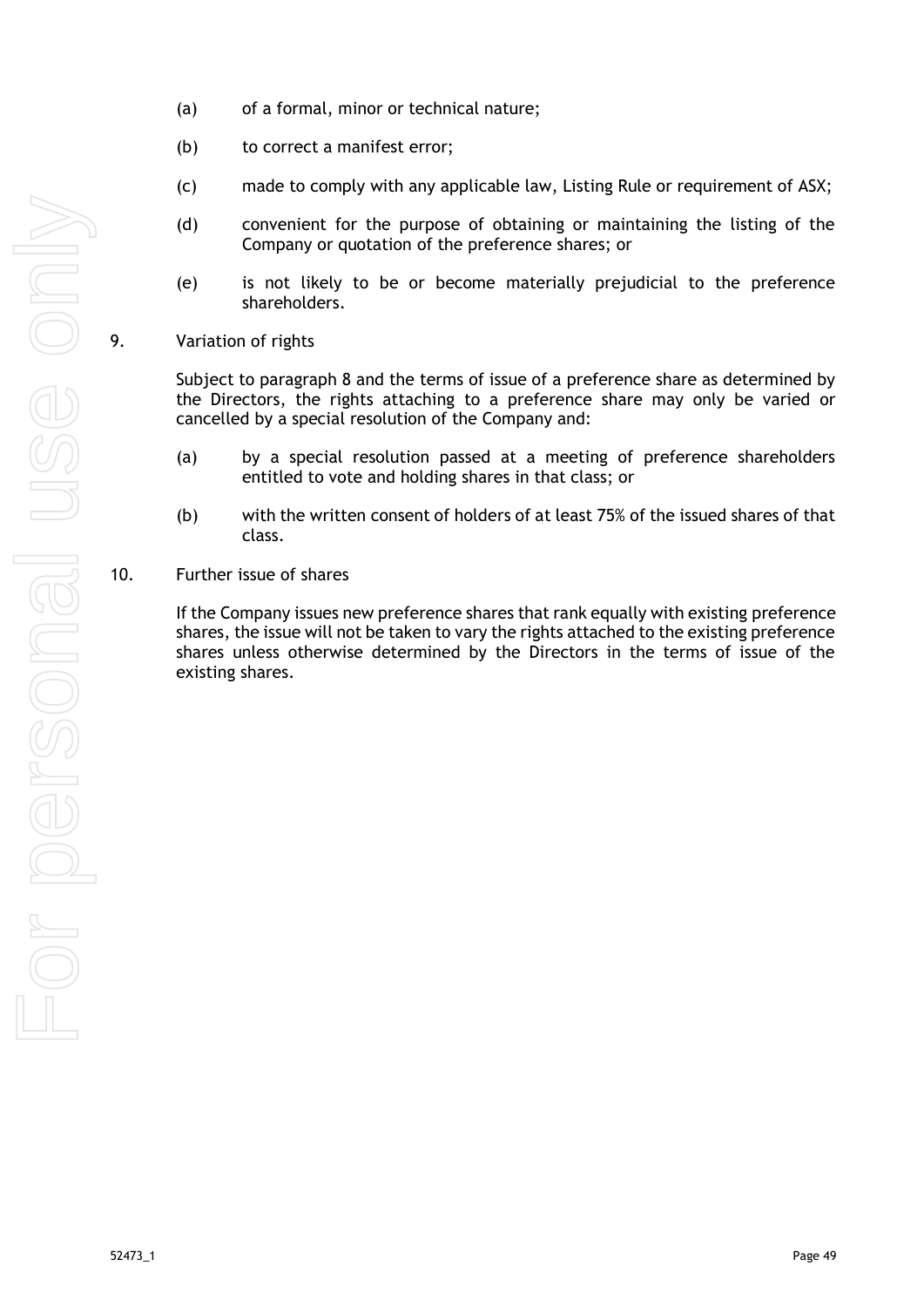(a) of a formal, minor or technical nature;

(b) to correct a manifest error;

(c) made to comply with any applicable law, Listing Rule or requirement of ASX;

(d) convenient for the purpose of obtaining or maintaining the listing of the Company or quotation of the preference shares; or

(e) is not likely to be or become materially prejudicial to the preference shareholders.

9. Variation of rights

Subject to paragraph 8 and the terms of issue of a preference share as determined by the Directors, the rights attaching to a preference share may only be varied or cancelled by a special resolution of the Company and:

(a) by a special resolution passed at a meeting of preference shareholders entitled to vote and holding shares in that class; or

(b) with the written consent of holders of at least 75% of the issued shares of that class.

10. Further issue of shares

If the Company issues new preference shares that rank equally with existing preference shares, the issue will not be taken to vary the rights attached to the existing preference shares unless otherwise determined by the Directors in the terms of issue of the existing shares.